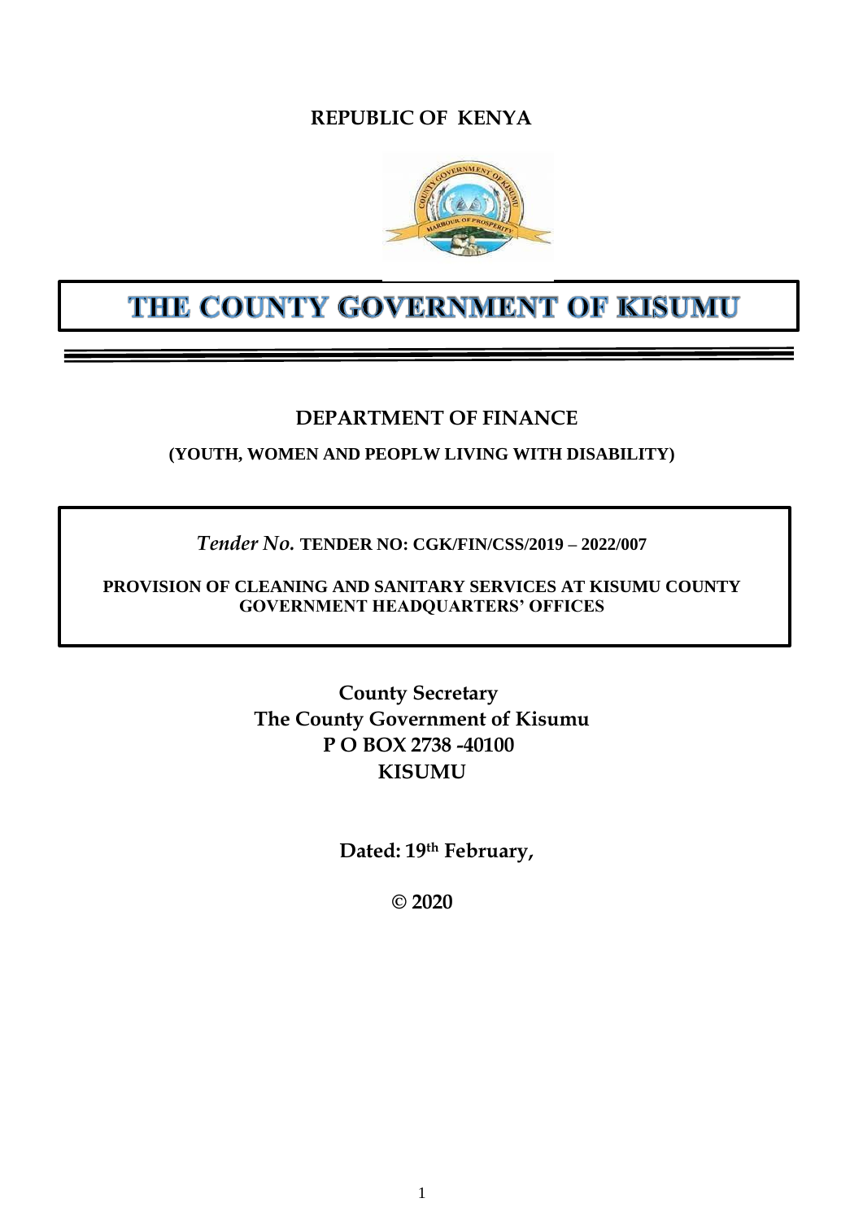**REPUBLIC OF KENYA**

# THE COUNTY GOVERNMENT OF KISUMU

## DEPARTMENT OF FINANCE

**(YOUTH, WOMEN AND PEOPLW LIVING WITH DISABILITY)**

*Tender No.* **TENDER NO: CGK/FIN/CSS/2019 – 2022/007**

**PROVISION OF CLEANING AND SANITARY SERVICES AT KISUMU COUNTY GOVERNMENT HEADQUARTERS' OFFICES**

**County Secretary**
**The County Government of Kisumu**
**P O BOX 2738 -40100**
**KISUMU**

**Dated: 19th February,**

**© 2020**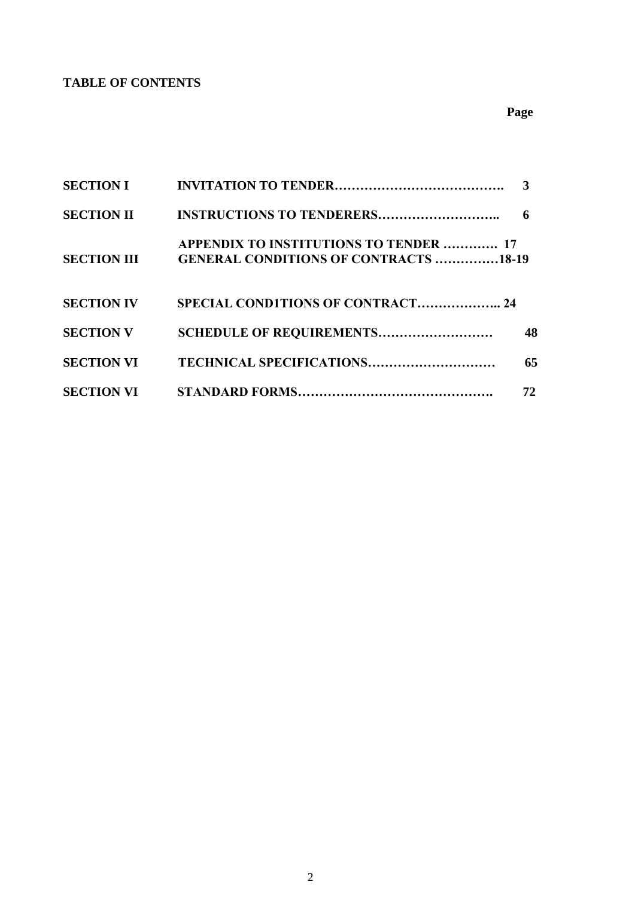**TABLE OF CONTENTS**

| | | Page |
|---|---|---|
| **SECTION I** | **INVITATION TO TENDER………………………………….** | **3** |
| **SECTION II** | **INSTRUCTIONS TO TENDERERS………………………..** | **6** |
| **SECTION III** | **APPENDIX TO INSTITUTIONS TO TENDER ………….** | **17** |
| | **GENERAL CONDITIONS OF CONTRACTS ……………** | **18-19** |
| **SECTION IV** | **SPECIAL COND1TIONS OF CONTRACT………………..** | **24** |
| **SECTION V** | **SCHEDULE OF REQUIREMENTS………………………** | **48** |
| **SECTION VI** | **TECHNICAL SPECIFICATIONS…………………………** | **65** |
| **SECTION VI** | **STANDARD FORMS……………………………………….** | **72** |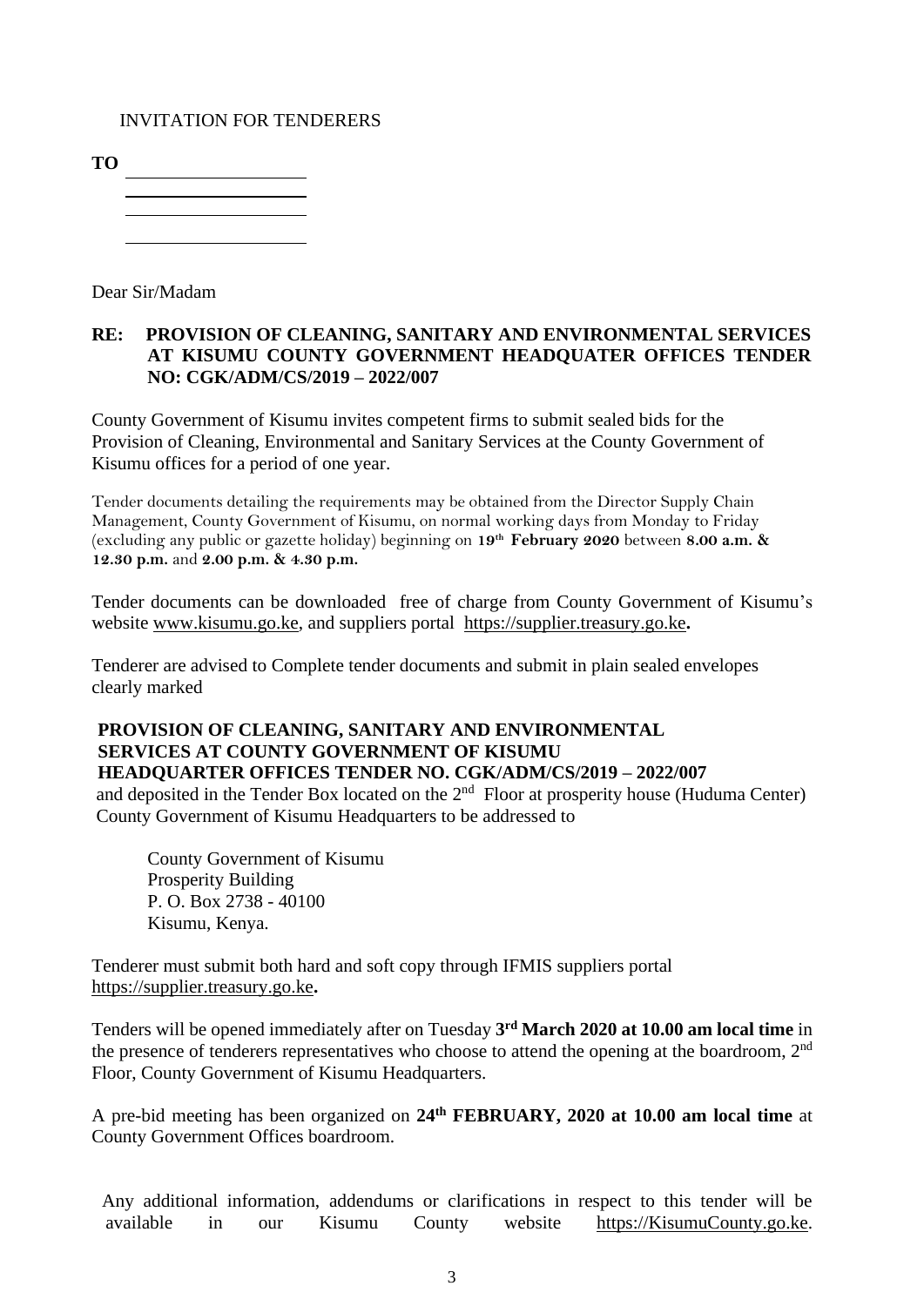INVITATION FOR TENDERERS

**TO** \_\_\_\_\_\_\_\_\_\_\_\_\_\_\_\_\_\_\_\_

\_\_\_\_\_\_\_\_\_\_\_\_\_\_\_\_\_\_\_\_

\_\_\_\_\_\_\_\_\_\_\_\_\_\_\_\_\_\_\_\_

\_\_\_\_\_\_\_\_\_\_\_\_\_\_\_\_\_\_\_\_

Dear Sir/Madam

**RE: PROVISION OF CLEANING, SANITARY AND ENVIRONMENTAL SERVICES AT KISUMU COUNTY GOVERNMENT HEADQUATER OFFICES TENDER NO: CGK/ADM/CS/2019 – 2022/007**

County Government of Kisumu invites competent firms to submit sealed bids for the Provision of Cleaning, Environmental and Sanitary Services at the County Government of Kisumu offices for a period of one year.

Tender documents detailing the requirements may be obtained from the Director Supply Chain Management, County Government of Kisumu, on normal working days from Monday to Friday (excluding any public or gazette holiday) beginning on **19th February 2020** between **8.00 a.m. & 12.30 p.m.** and **2.00 p.m. & 4.30 p.m.**

Tender documents can be downloaded free of charge from County Government of Kisumu's website www.kisumu.go.ke, and suppliers portal https://supplier.treasury.go.ke**.**

Tenderer are advised to Complete tender documents and submit in plain sealed envelopes clearly marked

**PROVISION OF CLEANING, SANITARY AND ENVIRONMENTAL SERVICES AT COUNTY GOVERNMENT OF KISUMU HEADQUARTER OFFICES TENDER NO. CGK/ADM/CS/2019 – 2022/007**
and deposited in the Tender Box located on the 2nd Floor at prosperity house (Huduma Center) County Government of Kisumu Headquarters to be addressed to

County Government of Kisumu
Prosperity Building
P. O. Box 2738 - 40100
Kisumu, Kenya.

Tenderer must submit both hard and soft copy through IFMIS suppliers portal https://supplier.treasury.go.ke**.**

Tenders will be opened immediately after on Tuesday **3rd March 2020 at 10.00 am local time** in the presence of tenderers representatives who choose to attend the opening at the boardroom, 2nd Floor, County Government of Kisumu Headquarters.

A pre-bid meeting has been organized on **24th FEBRUARY, 2020 at 10.00 am local time** at County Government Offices boardroom.

Any additional information, addendums or clarifications in respect to this tender will be available in our Kisumu County website https://KisumuCounty.go.ke.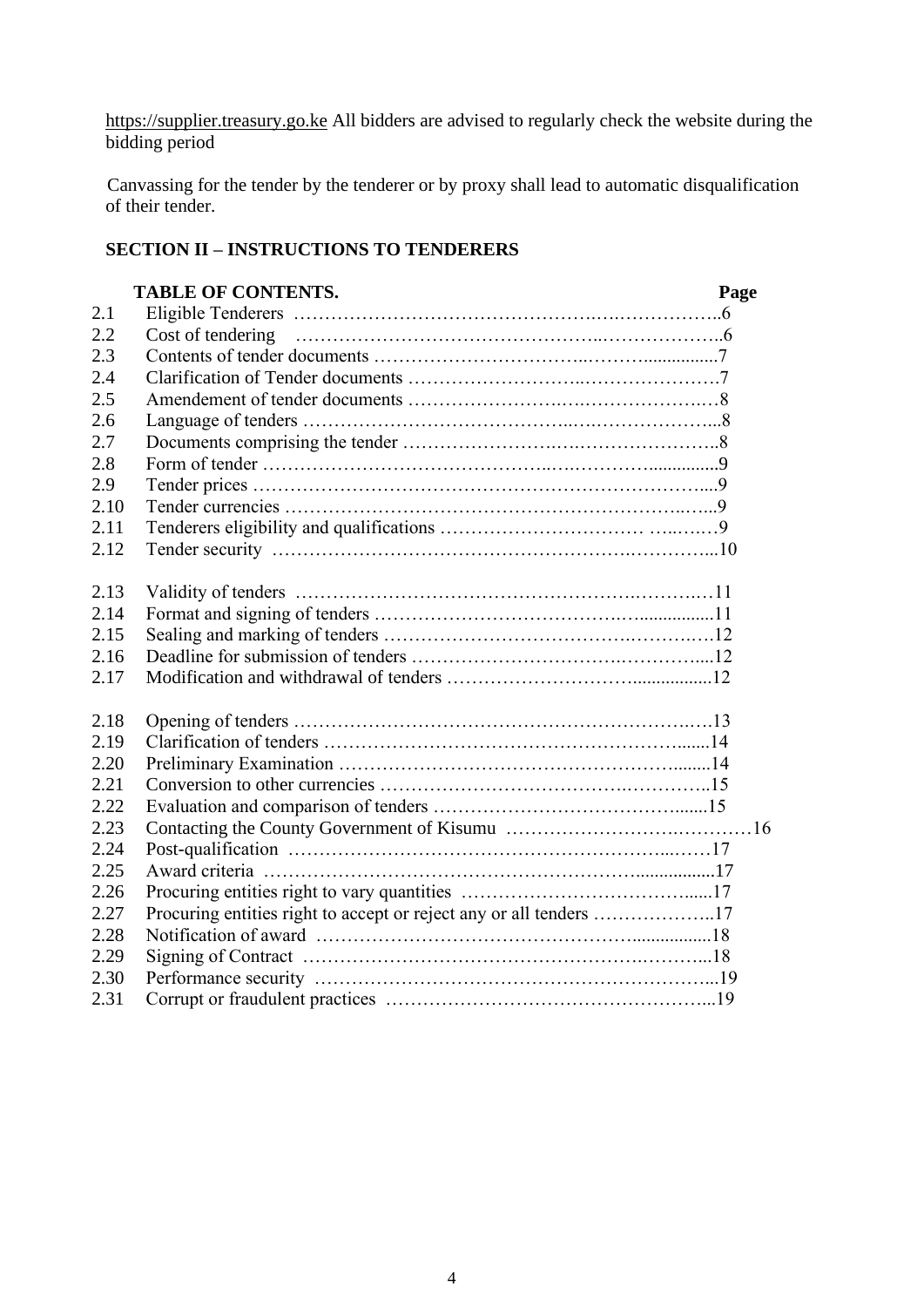https://supplier.treasury.go.ke All bidders are advised to regularly check the website during the bidding period

Canvassing for the tender by the tenderer or by proxy shall lead to automatic disqualification of their tender.

## SECTION II – INSTRUCTIONS TO TENDERERS

| | TABLE OF CONTENTS. | Page |
|---|---|---|
| 2.1 | Eligible Tenderers | 6 |
| 2.2 | Cost of tendering | 6 |
| 2.3 | Contents of tender documents | 7 |
| 2.4 | Clarification of Tender documents | 7 |
| 2.5 | Amendement of tender documents | 8 |
| 2.6 | Language of tenders | 8 |
| 2.7 | Documents comprising the tender | 8 |
| 2.8 | Form of tender | 9 |
| 2.9 | Tender prices | 9 |
| 2.10 | Tender currencies | 9 |
| 2.11 | Tenderers eligibility and qualifications | 9 |
| 2.12 | Tender security | 10 |
| 2.13 | Validity of tenders | 11 |
| 2.14 | Format and signing of tenders | 11 |
| 2.15 | Sealing and marking of tenders | 12 |
| 2.16 | Deadline for submission of tenders | 12 |
| 2.17 | Modification and withdrawal of tenders | 12 |
| 2.18 | Opening of tenders | 13 |
| 2.19 | Clarification of tenders | 14 |
| 2.20 | Preliminary Examination | 14 |
| 2.21 | Conversion to other currencies | 15 |
| 2.22 | Evaluation and comparison of tenders | 15 |
| 2.23 | Contacting the County Government of Kisumu | 16 |
| 2.24 | Post-qualification | 17 |
| 2.25 | Award criteria | 17 |
| 2.26 | Procuring entities right to vary quantities | 17 |
| 2.27 | Procuring entities right to accept or reject any or all tenders | 17 |
| 2.28 | Notification of award | 18 |
| 2.29 | Signing of Contract | 18 |
| 2.30 | Performance security | 19 |
| 2.31 | Corrupt or fraudulent practices | 19 |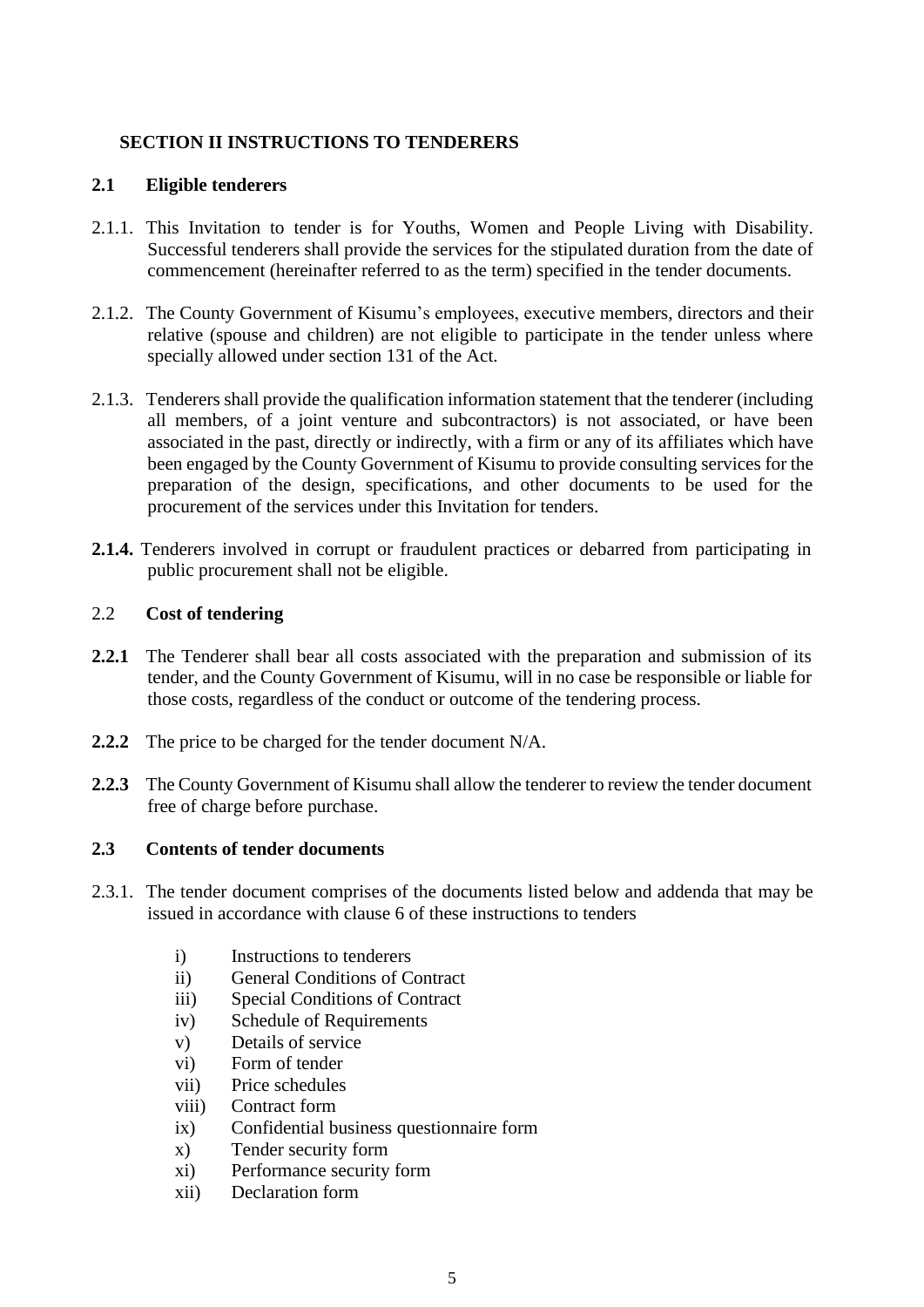## SECTION II INSTRUCTIONS TO TENDERERS

### 2.1 Eligible tenderers

2.1.1. This Invitation to tender is for Youths, Women and People Living with Disability. Successful tenderers shall provide the services for the stipulated duration from the date of commencement (hereinafter referred to as the term) specified in the tender documents.

2.1.2. The County Government of Kisumu's employees, executive members, directors and their relative (spouse and children) are not eligible to participate in the tender unless where specially allowed under section 131 of the Act.

2.1.3. Tenderers shall provide the qualification information statement that the tenderer (including all members, of a joint venture and subcontractors) is not associated, or have been associated in the past, directly or indirectly, with a firm or any of its affiliates which have been engaged by the County Government of Kisumu to provide consulting services for the preparation of the design, specifications, and other documents to be used for the procurement of the services under this Invitation for tenders.

**2.1.4.** Tenderers involved in corrupt or fraudulent practices or debarred from participating in public procurement shall not be eligible.

### 2.2 Cost of tendering

**2.2.1** The Tenderer shall bear all costs associated with the preparation and submission of its tender, and the County Government of Kisumu, will in no case be responsible or liable for those costs, regardless of the conduct or outcome of the tendering process.

**2.2.2** The price to be charged for the tender document N/A.

**2.2.3** The County Government of Kisumu shall allow the tenderer to review the tender document free of charge before purchase.

### 2.3 Contents of tender documents

2.3.1. The tender document comprises of the documents listed below and addenda that may be issued in accordance with clause 6 of these instructions to tenders

i) Instructions to tenderers
ii) General Conditions of Contract
iii) Special Conditions of Contract
iv) Schedule of Requirements
v) Details of service
vi) Form of tender
vii) Price schedules
viii) Contract form
ix) Confidential business questionnaire form
x) Tender security form
xi) Performance security form
xii) Declaration form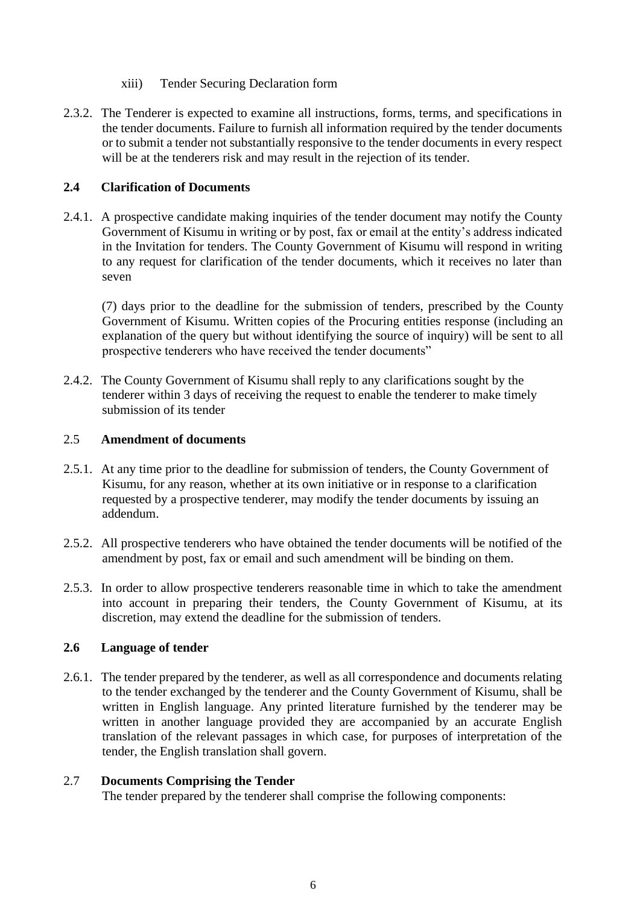xiii) Tender Securing Declaration form

2.3.2. The Tenderer is expected to examine all instructions, forms, terms, and specifications in the tender documents. Failure to furnish all information required by the tender documents or to submit a tender not substantially responsive to the tender documents in every respect will be at the tenderers risk and may result in the rejection of its tender.

### 2.4 Clarification of Documents

2.4.1. A prospective candidate making inquiries of the tender document may notify the County Government of Kisumu in writing or by post, fax or email at the entity's address indicated in the Invitation for tenders. The County Government of Kisumu will respond in writing to any request for clarification of the tender documents, which it receives no later than seven

(7) days prior to the deadline for the submission of tenders, prescribed by the County Government of Kisumu. Written copies of the Procuring entities response (including an explanation of the query but without identifying the source of inquiry) will be sent to all prospective tenderers who have received the tender documents"

2.4.2. The County Government of Kisumu shall reply to any clarifications sought by the tenderer within 3 days of receiving the request to enable the tenderer to make timely submission of its tender

### 2.5 Amendment of documents

2.5.1. At any time prior to the deadline for submission of tenders, the County Government of Kisumu, for any reason, whether at its own initiative or in response to a clarification requested by a prospective tenderer, may modify the tender documents by issuing an addendum.

2.5.2. All prospective tenderers who have obtained the tender documents will be notified of the amendment by post, fax or email and such amendment will be binding on them.

2.5.3. In order to allow prospective tenderers reasonable time in which to take the amendment into account in preparing their tenders, the County Government of Kisumu, at its discretion, may extend the deadline for the submission of tenders.

### 2.6 Language of tender

2.6.1. The tender prepared by the tenderer, as well as all correspondence and documents relating to the tender exchanged by the tenderer and the County Government of Kisumu, shall be written in English language. Any printed literature furnished by the tenderer may be written in another language provided they are accompanied by an accurate English translation of the relevant passages in which case, for purposes of interpretation of the tender, the English translation shall govern.

### 2.7 Documents Comprising the Tender

The tender prepared by the tenderer shall comprise the following components: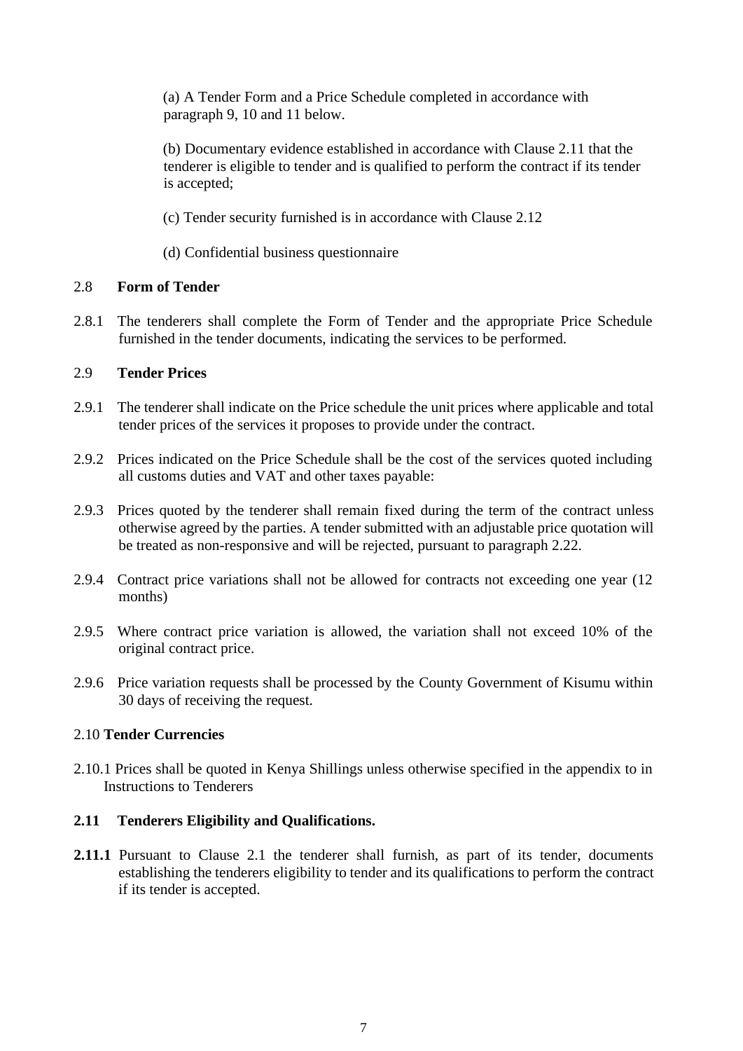(a) A Tender Form and a Price Schedule completed in accordance with paragraph 9, 10 and 11 below.

(b) Documentary evidence established in accordance with Clause 2.11 that the tenderer is eligible to tender and is qualified to perform the contract if its tender is accepted;

(c) Tender security furnished is in accordance with Clause 2.12

(d) Confidential business questionnaire

2.8 **Form of Tender**

2.8.1 The tenderers shall complete the Form of Tender and the appropriate Price Schedule furnished in the tender documents, indicating the services to be performed.

2.9 **Tender Prices**

2.9.1 The tenderer shall indicate on the Price schedule the unit prices where applicable and total tender prices of the services it proposes to provide under the contract.

2.9.2 Prices indicated on the Price Schedule shall be the cost of the services quoted including all customs duties and VAT and other taxes payable:

2.9.3 Prices quoted by the tenderer shall remain fixed during the term of the contract unless otherwise agreed by the parties. A tender submitted with an adjustable price quotation will be treated as non-responsive and will be rejected, pursuant to paragraph 2.22.

2.9.4 Contract price variations shall not be allowed for contracts not exceeding one year (12 months)

2.9.5 Where contract price variation is allowed, the variation shall not exceed 10% of the original contract price.

2.9.6 Price variation requests shall be processed by the County Government of Kisumu within 30 days of receiving the request.

2.10 **Tender Currencies**

2.10.1 Prices shall be quoted in Kenya Shillings unless otherwise specified in the appendix to in Instructions to Tenderers

**2.11 Tenderers Eligibility and Qualifications.**

**2.11.1** Pursuant to Clause 2.1 the tenderer shall furnish, as part of its tender, documents establishing the tenderers eligibility to tender and its qualifications to perform the contract if its tender is accepted.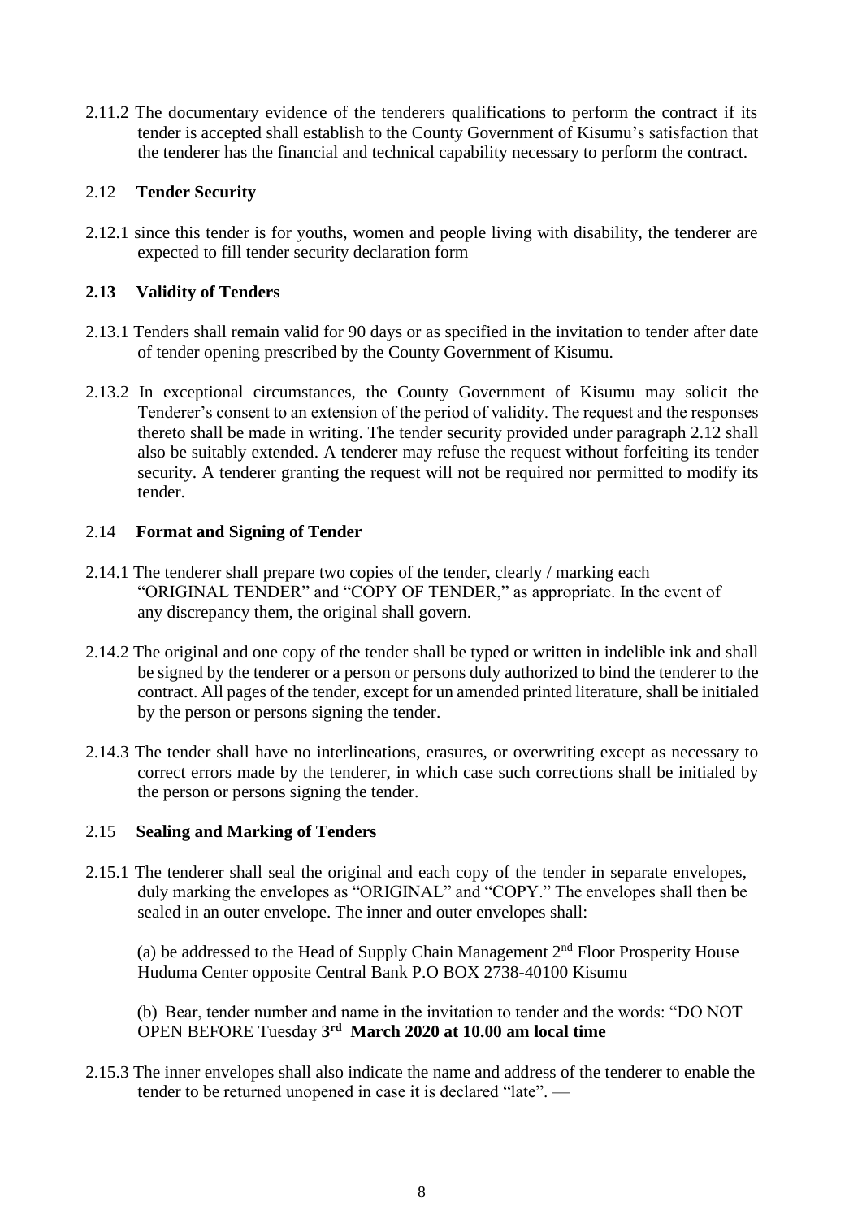2.11.2 The documentary evidence of the tenderers qualifications to perform the contract if its tender is accepted shall establish to the County Government of Kisumu's satisfaction that the tenderer has the financial and technical capability necessary to perform the contract.

2.12 **Tender Security**

2.12.1 since this tender is for youths, women and people living with disability, the tenderer are expected to fill tender security declaration form

**2.13 Validity of Tenders**

2.13.1 Tenders shall remain valid for 90 days or as specified in the invitation to tender after date of tender opening prescribed by the County Government of Kisumu.

2.13.2 In exceptional circumstances, the County Government of Kisumu may solicit the Tenderer's consent to an extension of the period of validity. The request and the responses thereto shall be made in writing. The tender security provided under paragraph 2.12 shall also be suitably extended. A tenderer may refuse the request without forfeiting its tender security. A tenderer granting the request will not be required nor permitted to modify its tender.

2.14 **Format and Signing of Tender**

2.14.1 The tenderer shall prepare two copies of the tender, clearly / marking each "ORIGINAL TENDER" and "COPY OF TENDER," as appropriate. In the event of any discrepancy them, the original shall govern.

2.14.2 The original and one copy of the tender shall be typed or written in indelible ink and shall be signed by the tenderer or a person or persons duly authorized to bind the tenderer to the contract. All pages of the tender, except for un amended printed literature, shall be initialed by the person or persons signing the tender.

2.14.3 The tender shall have no interlineations, erasures, or overwriting except as necessary to correct errors made by the tenderer, in which case such corrections shall be initialed by the person or persons signing the tender.

2.15 **Sealing and Marking of Tenders**

2.15.1 The tenderer shall seal the original and each copy of the tender in separate envelopes, duly marking the envelopes as "ORIGINAL" and "COPY." The envelopes shall then be sealed in an outer envelope. The inner and outer envelopes shall:

(a) be addressed to the Head of Supply Chain Management 2nd Floor Prosperity House Huduma Center opposite Central Bank P.O BOX 2738-40100 Kisumu

(b) Bear, tender number and name in the invitation to tender and the words: "DO NOT OPEN BEFORE Tuesday **3rd March 2020 at 10.00 am local time**

2.15.3 The inner envelopes shall also indicate the name and address of the tenderer to enable the tender to be returned unopened in case it is declared "late". —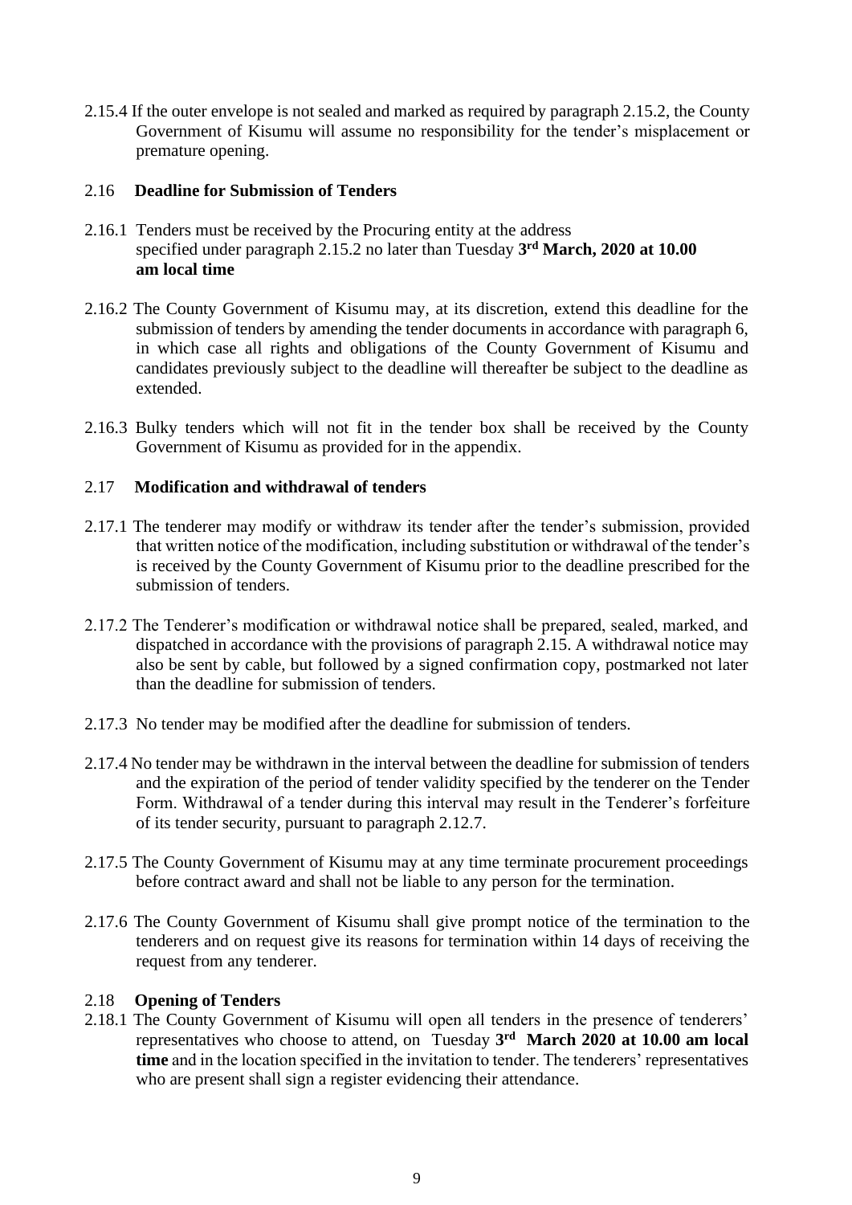2.15.4 If the outer envelope is not sealed and marked as required by paragraph 2.15.2, the County Government of Kisumu will assume no responsibility for the tender's misplacement or premature opening.

### 2.16 Deadline for Submission of Tenders

2.16.1 Tenders must be received by the Procuring entity at the address specified under paragraph 2.15.2 no later than Tuesday **3rd March, 2020 at 10.00 am local time**

2.16.2 The County Government of Kisumu may, at its discretion, extend this deadline for the submission of tenders by amending the tender documents in accordance with paragraph 6, in which case all rights and obligations of the County Government of Kisumu and candidates previously subject to the deadline will thereafter be subject to the deadline as extended.

2.16.3 Bulky tenders which will not fit in the tender box shall be received by the County Government of Kisumu as provided for in the appendix.

### 2.17 Modification and withdrawal of tenders

2.17.1 The tenderer may modify or withdraw its tender after the tender's submission, provided that written notice of the modification, including substitution or withdrawal of the tender's is received by the County Government of Kisumu prior to the deadline prescribed for the submission of tenders.

2.17.2 The Tenderer's modification or withdrawal notice shall be prepared, sealed, marked, and dispatched in accordance with the provisions of paragraph 2.15. A withdrawal notice may also be sent by cable, but followed by a signed confirmation copy, postmarked not later than the deadline for submission of tenders.

2.17.3 No tender may be modified after the deadline for submission of tenders.

2.17.4 No tender may be withdrawn in the interval between the deadline for submission of tenders and the expiration of the period of tender validity specified by the tenderer on the Tender Form. Withdrawal of a tender during this interval may result in the Tenderer's forfeiture of its tender security, pursuant to paragraph 2.12.7.

2.17.5 The County Government of Kisumu may at any time terminate procurement proceedings before contract award and shall not be liable to any person for the termination.

2.17.6 The County Government of Kisumu shall give prompt notice of the termination to the tenderers and on request give its reasons for termination within 14 days of receiving the request from any tenderer.

### 2.18 Opening of Tenders

2.18.1 The County Government of Kisumu will open all tenders in the presence of tenderers' representatives who choose to attend, on Tuesday **3rd March 2020 at 10.00 am local time** and in the location specified in the invitation to tender. The tenderers' representatives who are present shall sign a register evidencing their attendance.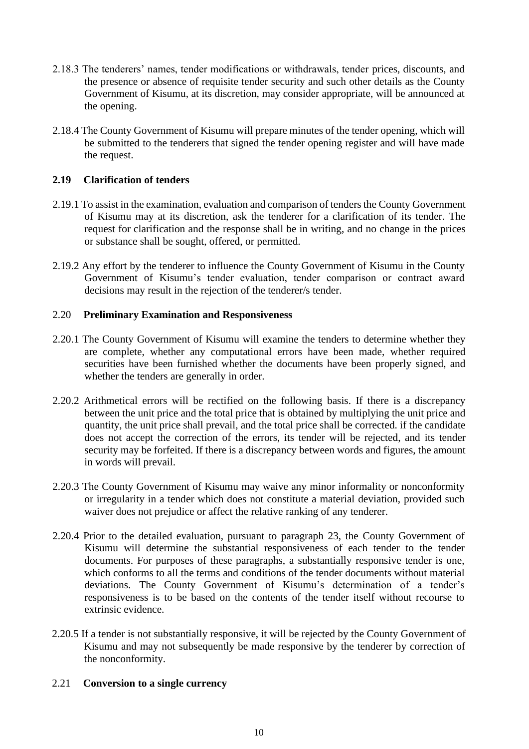2.18.3 The tenderers' names, tender modifications or withdrawals, tender prices, discounts, and the presence or absence of requisite tender security and such other details as the County Government of Kisumu, at its discretion, may consider appropriate, will be announced at the opening.

2.18.4 The County Government of Kisumu will prepare minutes of the tender opening, which will be submitted to the tenderers that signed the tender opening register and will have made the request.

### 2.19 Clarification of tenders

2.19.1 To assist in the examination, evaluation and comparison of tenders the County Government of Kisumu may at its discretion, ask the tenderer for a clarification of its tender. The request for clarification and the response shall be in writing, and no change in the prices or substance shall be sought, offered, or permitted.

2.19.2 Any effort by the tenderer to influence the County Government of Kisumu in the County Government of Kisumu's tender evaluation, tender comparison or contract award decisions may result in the rejection of the tenderer/s tender.

### 2.20 Preliminary Examination and Responsiveness

2.20.1 The County Government of Kisumu will examine the tenders to determine whether they are complete, whether any computational errors have been made, whether required securities have been furnished whether the documents have been properly signed, and whether the tenders are generally in order.

2.20.2 Arithmetical errors will be rectified on the following basis. If there is a discrepancy between the unit price and the total price that is obtained by multiplying the unit price and quantity, the unit price shall prevail, and the total price shall be corrected. if the candidate does not accept the correction of the errors, its tender will be rejected, and its tender security may be forfeited. If there is a discrepancy between words and figures, the amount in words will prevail.

2.20.3 The County Government of Kisumu may waive any minor informality or nonconformity or irregularity in a tender which does not constitute a material deviation, provided such waiver does not prejudice or affect the relative ranking of any tenderer.

2.20.4 Prior to the detailed evaluation, pursuant to paragraph 23, the County Government of Kisumu will determine the substantial responsiveness of each tender to the tender documents. For purposes of these paragraphs, a substantially responsive tender is one, which conforms to all the terms and conditions of the tender documents without material deviations. The County Government of Kisumu's determination of a tender's responsiveness is to be based on the contents of the tender itself without recourse to extrinsic evidence.

2.20.5 If a tender is not substantially responsive, it will be rejected by the County Government of Kisumu and may not subsequently be made responsive by the tenderer by correction of the nonconformity.

### 2.21 Conversion to a single currency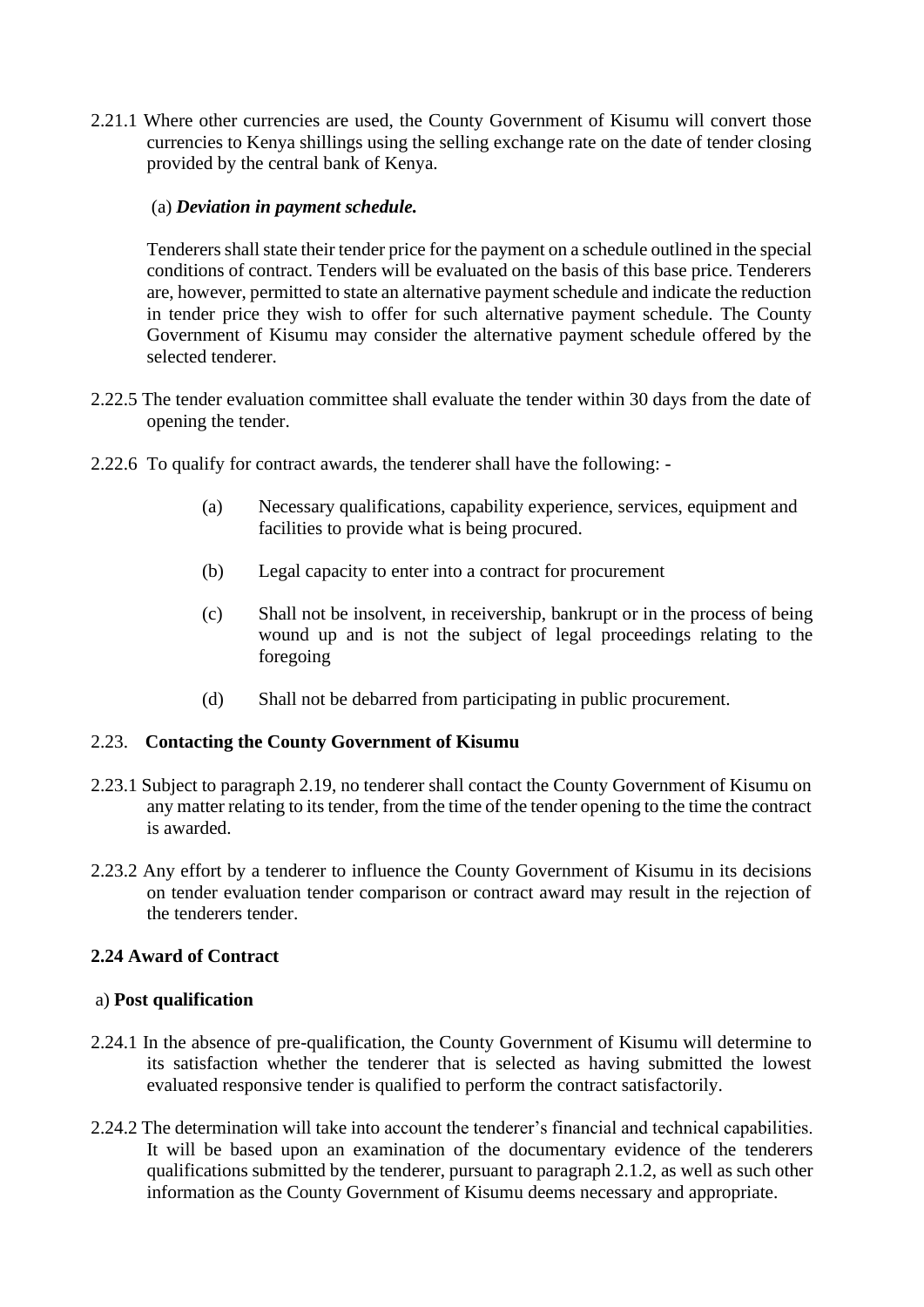2.21.1 Where other currencies are used, the County Government of Kisumu will convert those currencies to Kenya shillings using the selling exchange rate on the date of tender closing provided by the central bank of Kenya.

(a) ***Deviation in payment schedule.***

Tenderers shall state their tender price for the payment on a schedule outlined in the special conditions of contract. Tenders will be evaluated on the basis of this base price. Tenderers are, however, permitted to state an alternative payment schedule and indicate the reduction in tender price they wish to offer for such alternative payment schedule. The County Government of Kisumu may consider the alternative payment schedule offered by the selected tenderer.

2.22.5 The tender evaluation committee shall evaluate the tender within 30 days from the date of opening the tender.

2.22.6 To qualify for contract awards, the tenderer shall have the following: -

(a) Necessary qualifications, capability experience, services, equipment and facilities to provide what is being procured.

(b) Legal capacity to enter into a contract for procurement

(c) Shall not be insolvent, in receivership, bankrupt or in the process of being wound up and is not the subject of legal proceedings relating to the foregoing

(d) Shall not be debarred from participating in public procurement.

## 2.23. Contacting the County Government of Kisumu

2.23.1 Subject to paragraph 2.19, no tenderer shall contact the County Government of Kisumu on any matter relating to its tender, from the time of the tender opening to the time the contract is awarded.

2.23.2 Any effort by a tenderer to influence the County Government of Kisumu in its decisions on tender evaluation tender comparison or contract award may result in the rejection of the tenderers tender.

## 2.24 Award of Contract

a) **Post qualification**

2.24.1 In the absence of pre-qualification, the County Government of Kisumu will determine to its satisfaction whether the tenderer that is selected as having submitted the lowest evaluated responsive tender is qualified to perform the contract satisfactorily.

2.24.2 The determination will take into account the tenderer's financial and technical capabilities. It will be based upon an examination of the documentary evidence of the tenderers qualifications submitted by the tenderer, pursuant to paragraph 2.1.2, as well as such other information as the County Government of Kisumu deems necessary and appropriate.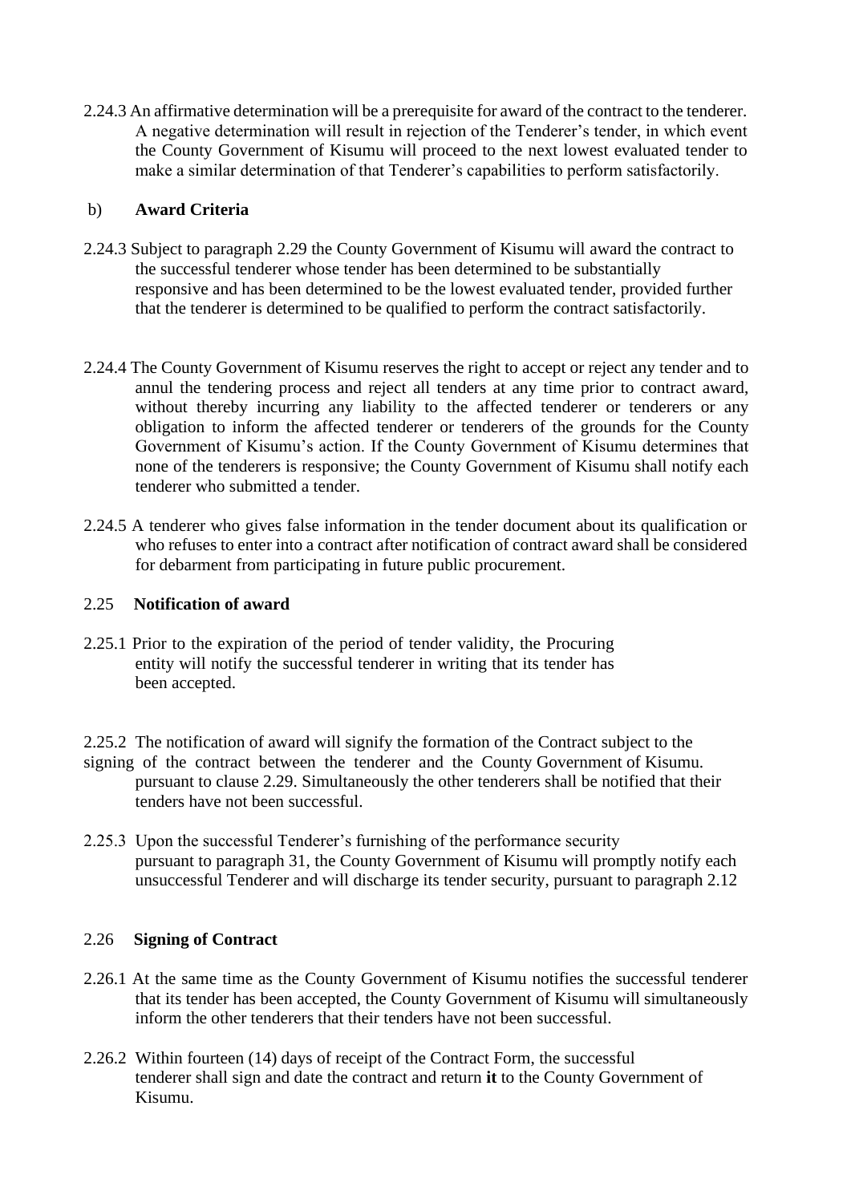2.24.3 An affirmative determination will be a prerequisite for award of the contract to the tenderer. A negative determination will result in rejection of the Tenderer's tender, in which event the County Government of Kisumu will proceed to the next lowest evaluated tender to make a similar determination of that Tenderer's capabilities to perform satisfactorily.

b) **Award Criteria**

2.24.3 Subject to paragraph 2.29 the County Government of Kisumu will award the contract to the successful tenderer whose tender has been determined to be substantially responsive and has been determined to be the lowest evaluated tender, provided further that the tenderer is determined to be qualified to perform the contract satisfactorily.

2.24.4 The County Government of Kisumu reserves the right to accept or reject any tender and to annul the tendering process and reject all tenders at any time prior to contract award, without thereby incurring any liability to the affected tenderer or tenderers or any obligation to inform the affected tenderer or tenderers of the grounds for the County Government of Kisumu's action. If the County Government of Kisumu determines that none of the tenderers is responsive; the County Government of Kisumu shall notify each tenderer who submitted a tender.

2.24.5 A tenderer who gives false information in the tender document about its qualification or who refuses to enter into a contract after notification of contract award shall be considered for debarment from participating in future public procurement.

2.25 **Notification of award**

2.25.1 Prior to the expiration of the period of tender validity, the Procuring entity will notify the successful tenderer in writing that its tender has been accepted.

2.25.2 The notification of award will signify the formation of the Contract subject to the signing of the contract between the tenderer and the County Government of Kisumu. pursuant to clause 2.29. Simultaneously the other tenderers shall be notified that their tenders have not been successful.

2.25.3 Upon the successful Tenderer's furnishing of the performance security pursuant to paragraph 31, the County Government of Kisumu will promptly notify each unsuccessful Tenderer and will discharge its tender security, pursuant to paragraph 2.12

2.26 **Signing of Contract**

2.26.1 At the same time as the County Government of Kisumu notifies the successful tenderer that its tender has been accepted, the County Government of Kisumu will simultaneously inform the other tenderers that their tenders have not been successful.

2.26.2 Within fourteen (14) days of receipt of the Contract Form, the successful tenderer shall sign and date the contract and return **it** to the County Government of Kisumu.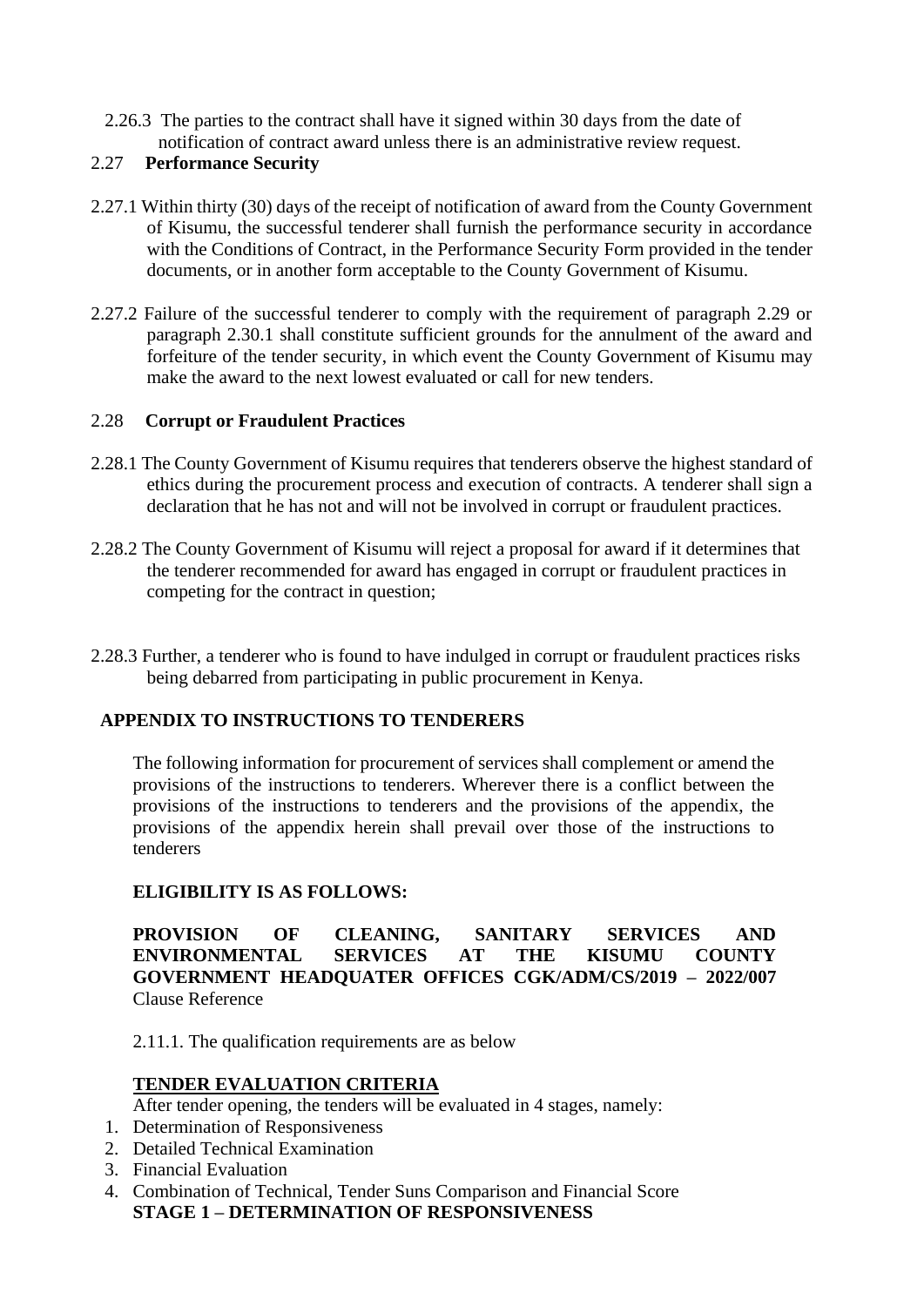2.26.3 The parties to the contract shall have it signed within 30 days from the date of notification of contract award unless there is an administrative review request.

## 2.27 Performance Security

2.27.1 Within thirty (30) days of the receipt of notification of award from the County Government of Kisumu, the successful tenderer shall furnish the performance security in accordance with the Conditions of Contract, in the Performance Security Form provided in the tender documents, or in another form acceptable to the County Government of Kisumu.

2.27.2 Failure of the successful tenderer to comply with the requirement of paragraph 2.29 or paragraph 2.30.1 shall constitute sufficient grounds for the annulment of the award and forfeiture of the tender security, in which event the County Government of Kisumu may make the award to the next lowest evaluated or call for new tenders.

## 2.28 Corrupt or Fraudulent Practices

2.28.1 The County Government of Kisumu requires that tenderers observe the highest standard of ethics during the procurement process and execution of contracts. A tenderer shall sign a declaration that he has not and will not be involved in corrupt or fraudulent practices.

2.28.2 The County Government of Kisumu will reject a proposal for award if it determines that the tenderer recommended for award has engaged in corrupt or fraudulent practices in competing for the contract in question;

2.28.3 Further, a tenderer who is found to have indulged in corrupt or fraudulent practices risks being debarred from participating in public procurement in Kenya.

## APPENDIX TO INSTRUCTIONS TO TENDERERS

The following information for procurement of services shall complement or amend the provisions of the instructions to tenderers. Wherever there is a conflict between the provisions of the instructions to tenderers and the provisions of the appendix, the provisions of the appendix herein shall prevail over those of the instructions to tenderers

**ELIGIBILITY IS AS FOLLOWS:**

**PROVISION OF CLEANING, SANITARY SERVICES AND ENVIRONMENTAL SERVICES AT THE KISUMU COUNTY GOVERNMENT HEADQUATER OFFICES CGK/ADM/CS/2019 – 2022/007**
Clause Reference

2.11.1. The qualification requirements are as below

**TENDER EVALUATION CRITERIA**

After tender opening, the tenders will be evaluated in 4 stages, namely:

1. Determination of Responsiveness
2. Detailed Technical Examination
3. Financial Evaluation
4. Combination of Technical, Tender Suns Comparison and Financial Score

**STAGE 1 – DETERMINATION OF RESPONSIVENESS**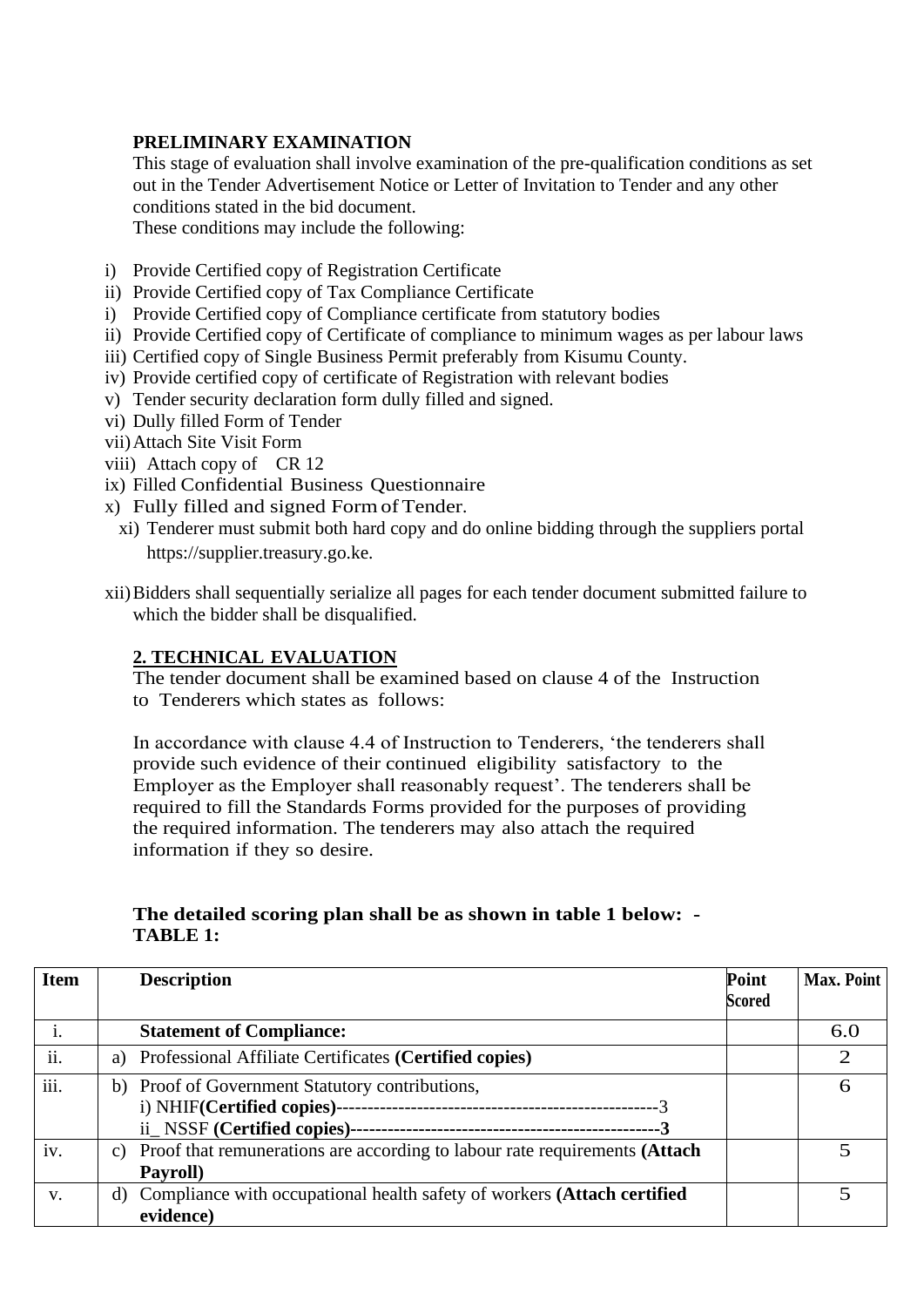**PRELIMINARY EXAMINATION**

This stage of evaluation shall involve examination of the pre-qualification conditions as set out in the Tender Advertisement Notice or Letter of Invitation to Tender and any other conditions stated in the bid document.

These conditions may include the following:

i) Provide Certified copy of Registration Certificate
ii) Provide Certified copy of Tax Compliance Certificate
i) Provide Certified copy of Compliance certificate from statutory bodies
ii) Provide Certified copy of Certificate of compliance to minimum wages as per labour laws
iii) Certified copy of Single Business Permit preferably from Kisumu County.
iv) Provide certified copy of certificate of Registration with relevant bodies
v) Tender security declaration form dully filled and signed.
vi) Dully filled Form of Tender
vii) Attach Site Visit Form
viii) Attach copy of CR 12
ix) Filled Confidential Business Questionnaire
x) Fully filled and signed Form of Tender.
xi) Tenderer must submit both hard copy and do online bidding through the suppliers portal https://supplier.treasury.go.ke.
xii) Bidders shall sequentially serialize all pages for each tender document submitted failure to which the bidder shall be disqualified.

**2. TECHNICAL EVALUATION**

The tender document shall be examined based on clause 4 of the Instruction to Tenderers which states as follows:

In accordance with clause 4.4 of Instruction to Tenderers, 'the tenderers shall provide such evidence of their continued eligibility satisfactory to the Employer as the Employer shall reasonably request'. The tenderers shall be required to fill the Standards Forms provided for the purposes of providing the required information. The tenderers may also attach the required information if they so desire.

**The detailed scoring plan shall be as shown in table 1 below: -**
**TABLE 1:**

| Item | Description | Point Scored | Max. Point |
|---|---|---|---|
| i. | **Statement of Compliance:** | | 6.0 |
| ii. | a) Professional Affiliate Certificates **(Certified copies)** | | 2 |
| iii. | b) Proof of Government Statutory contributions,<br>i) NHIF**(Certified copies)**----------------------------------------------------3<br>ii_ NSSF **(Certified copies)--------------------------------------------------3** | | 6 |
| iv. | c) Proof that remunerations are according to labour rate requirements **(Attach Payroll)** | | 5 |
| v. | d) Compliance with occupational health safety of workers **(Attach certified evidence)** | | 5 |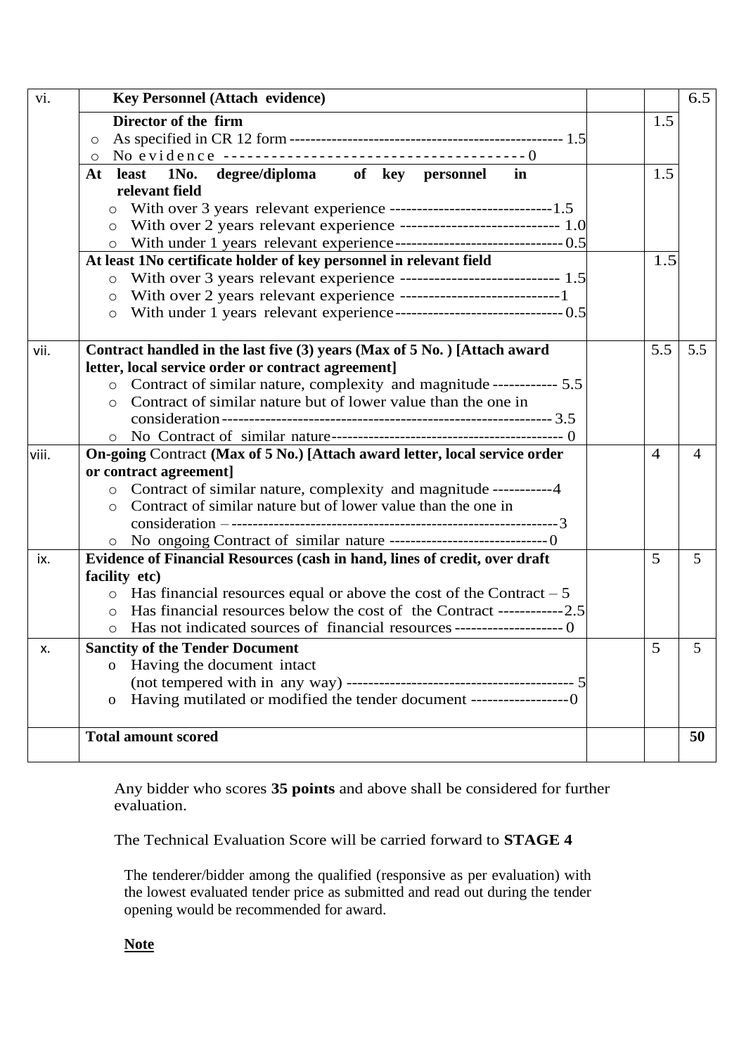| vi. | **Key Personnel (Attach evidence)** | | | 6.5 |
|---|---|---|---|---|
| | **Director of the firm**<br>○ As specified in CR 12 form ---------------------------------------------------- 1.5<br>○ No evidence --------------------------------------- 0 | | 1.5 | |
| | **At least 1No. degree/diploma of key personnel in relevant field**<br>○ With over 3 years relevant experience ------------------------------1.5<br>○ With over 2 years relevant experience ----------------------------- 1.0<br>○ With under 1 years relevant experience------------------------------- 0.5 | | 1.5 | |
| | **At least 1No certificate holder of key personnel in relevant field**<br>○ With over 3 years relevant experience ----------------------------- 1.5<br>○ With over 2 years relevant experience -----------------------------1<br>○ With under 1 years relevant experience------------------------------- 0.5 | | 1.5 | |
| vii. | **Contract handled in the last five (3) years (Max of 5 No. ) [Attach award letter, local service order or contract agreement]**<br>○ Contract of similar nature, complexity and magnitude ------------ 5.5<br>○ Contract of similar nature but of lower value than the one in consideration------------------------------------------------------------- 3.5<br>○ No Contract of similar nature------------------------------------------ 0 | | 5.5 | 5.5 |
| viii. | **On-going** Contract **(Max of 5 No.) [Attach award letter, local service order or contract agreement]**<br>○ Contract of similar nature, complexity and magnitude -----------4<br>○ Contract of similar nature but of lower value than the one in consideration – -------------------------------------------------------------3<br>○ No ongoing Contract of similar nature ------------------------------0 | | 4 | 4 |
| ix. | **Evidence of Financial Resources (cash in hand, lines of credit, over draft facility etc)**<br>○ Has financial resources equal or above the cost of the Contract – 5<br>○ Has financial resources below the cost of the Contract ------------2.5<br>○ Has not indicated sources of financial resources -------------------- 0 | | 5 | 5 |
| x. | **Sanctity of the Tender Document**<br>o Having the document intact (not tempered with in any way) ------------------------------------------ 5<br>o Having mutilated or modified the tender document ------------------0 | | 5 | 5 |
| | **Total amount scored** | | | **50** |

Any bidder who scores **35 points** and above shall be considered for further evaluation.

The Technical Evaluation Score will be carried forward to **STAGE 4**

The tenderer/bidder among the qualified (responsive as per evaluation) with the lowest evaluated tender price as submitted and read out during the tender opening would be recommended for award.

**Note**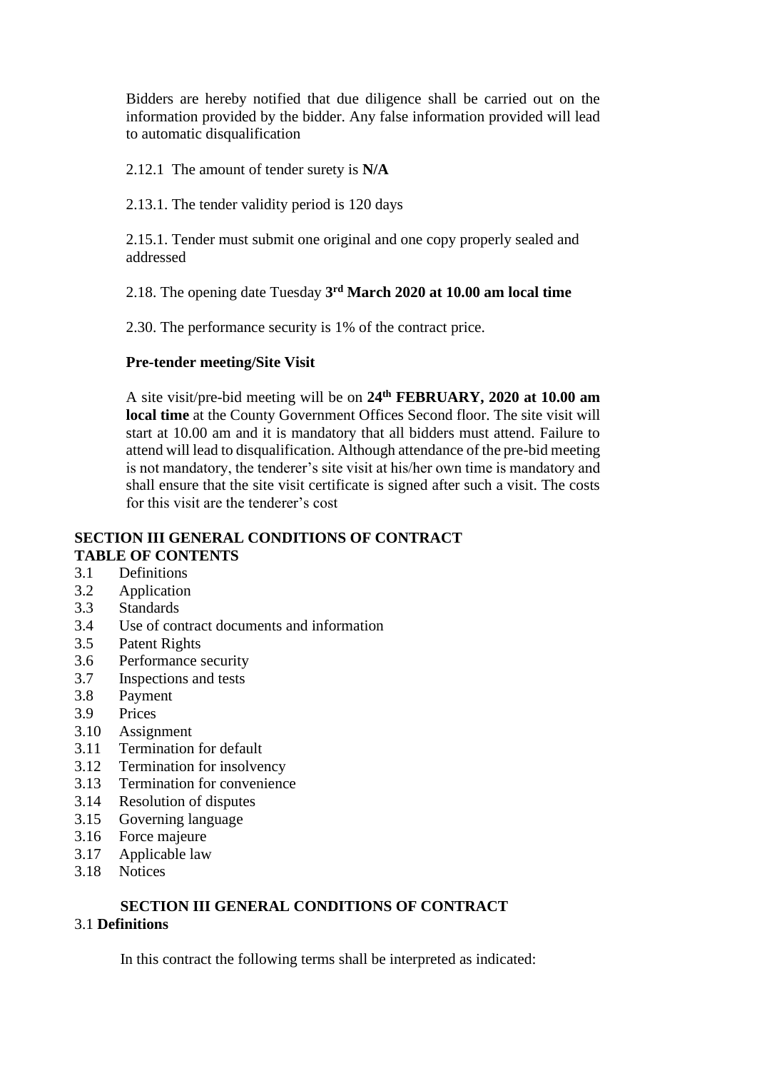Bidders are hereby notified that due diligence shall be carried out on the information provided by the bidder. Any false information provided will lead to automatic disqualification

2.12.1 The amount of tender surety is **N/A**

2.13.1. The tender validity period is 120 days

2.15.1. Tender must submit one original and one copy properly sealed and addressed

2.18. The opening date Tuesday **3rd March 2020 at 10.00 am local time**

2.30. The performance security is 1% of the contract price.

**Pre-tender meeting/Site Visit**

A site visit/pre-bid meeting will be on **24th FEBRUARY, 2020 at 10.00 am local time** at the County Government Offices Second floor. The site visit will start at 10.00 am and it is mandatory that all bidders must attend. Failure to attend will lead to disqualification. Although attendance of the pre-bid meeting is not mandatory, the tenderer's site visit at his/her own time is mandatory and shall ensure that the site visit certificate is signed after such a visit. The costs for this visit are the tenderer's cost

**SECTION III GENERAL CONDITIONS OF CONTRACT**
**TABLE OF CONTENTS**

3.1 Definitions
3.2 Application
3.3 Standards
3.4 Use of contract documents and information
3.5 Patent Rights
3.6 Performance security
3.7 Inspections and tests
3.8 Payment
3.9 Prices
3.10 Assignment
3.11 Termination for default
3.12 Termination for insolvency
3.13 Termination for convenience
3.14 Resolution of disputes
3.15 Governing language
3.16 Force majeure
3.17 Applicable law
3.18 Notices

## SECTION III GENERAL CONDITIONS OF CONTRACT

3.1 **Definitions**

In this contract the following terms shall be interpreted as indicated: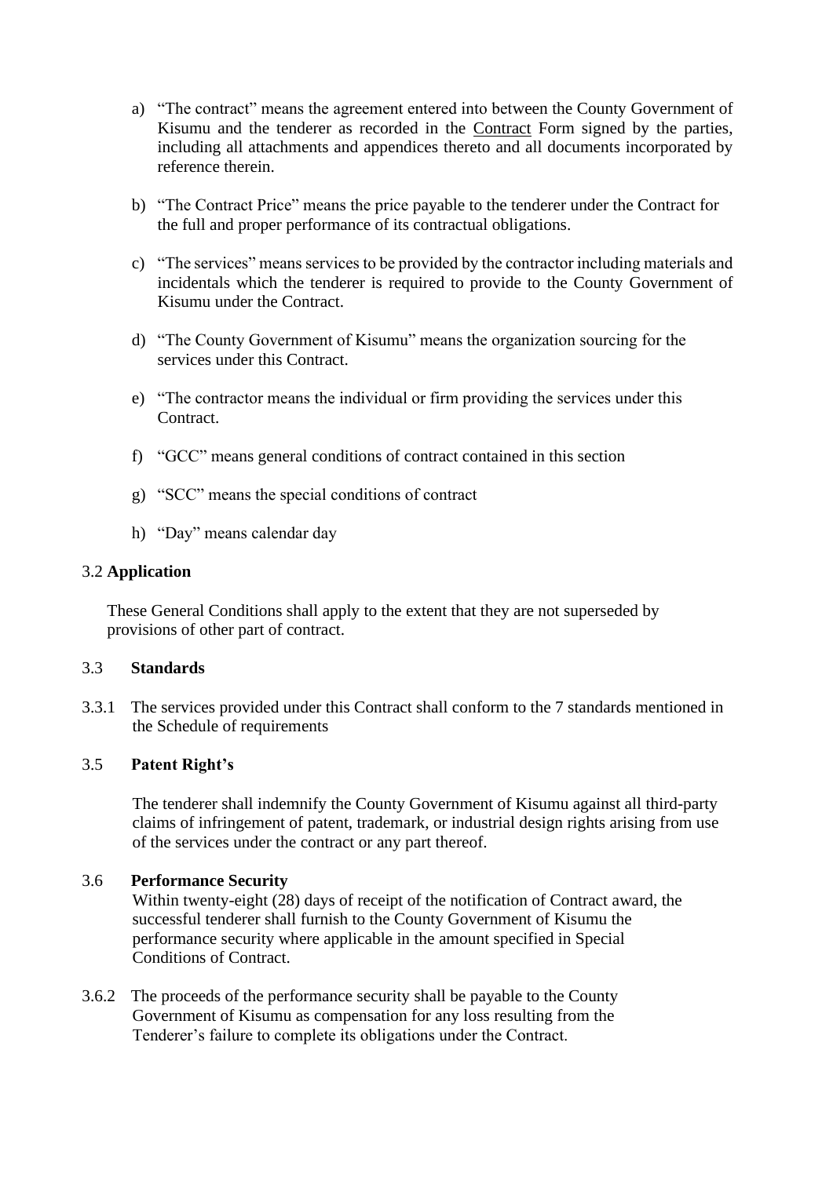a) "The contract" means the agreement entered into between the County Government of Kisumu and the tenderer as recorded in the Contract Form signed by the parties, including all attachments and appendices thereto and all documents incorporated by reference therein.

b) "The Contract Price" means the price payable to the tenderer under the Contract for the full and proper performance of its contractual obligations.

c) "The services" means services to be provided by the contractor including materials and incidentals which the tenderer is required to provide to the County Government of Kisumu under the Contract.

d) "The County Government of Kisumu" means the organization sourcing for the services under this Contract.

e) "The contractor means the individual or firm providing the services under this Contract.

f) "GCC" means general conditions of contract contained in this section

g) "SCC" means the special conditions of contract

h) "Day" means calendar day

### 3.2 Application

These General Conditions shall apply to the extent that they are not superseded by provisions of other part of contract.

### 3.3 Standards

3.3.1 The services provided under this Contract shall conform to the 7 standards mentioned in the Schedule of requirements

### 3.5 Patent Right's

The tenderer shall indemnify the County Government of Kisumu against all third-party claims of infringement of patent, trademark, or industrial design rights arising from use of the services under the contract or any part thereof.

### 3.6 Performance Security

Within twenty-eight (28) days of receipt of the notification of Contract award, the successful tenderer shall furnish to the County Government of Kisumu the performance security where applicable in the amount specified in Special Conditions of Contract.

3.6.2 The proceeds of the performance security shall be payable to the County Government of Kisumu as compensation for any loss resulting from the Tenderer's failure to complete its obligations under the Contract.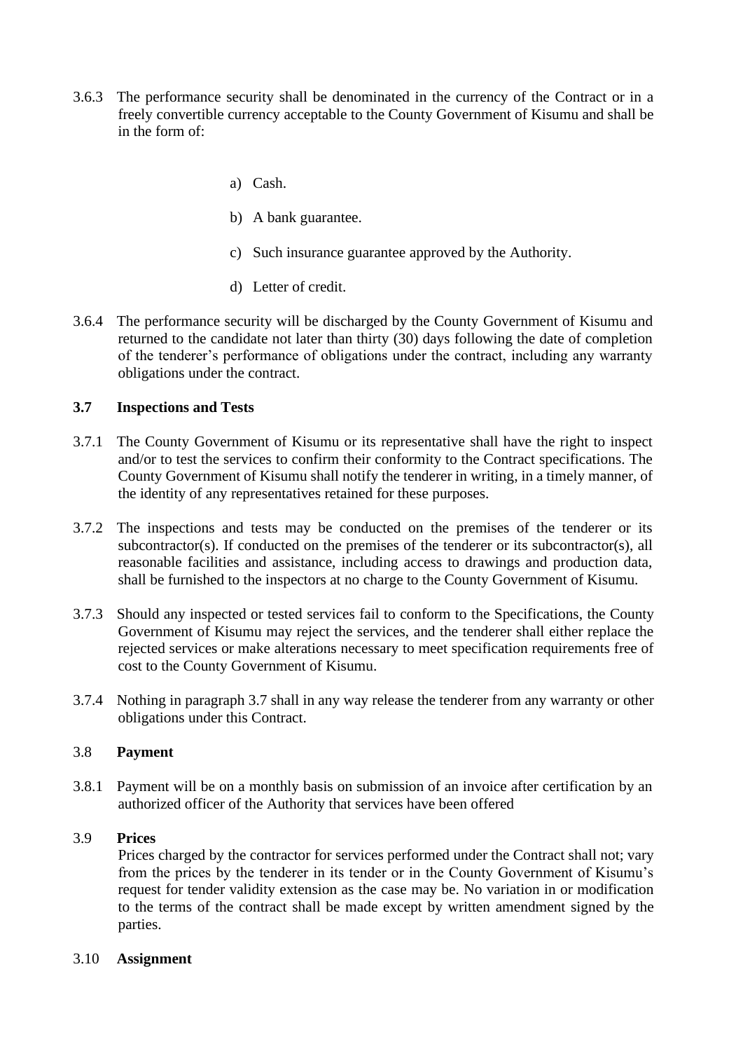3.6.3 The performance security shall be denominated in the currency of the Contract or in a freely convertible currency acceptable to the County Government of Kisumu and shall be in the form of:

a) Cash.

b) A bank guarantee.

c) Such insurance guarantee approved by the Authority.

d) Letter of credit.

3.6.4 The performance security will be discharged by the County Government of Kisumu and returned to the candidate not later than thirty (30) days following the date of completion of the tenderer's performance of obligations under the contract, including any warranty obligations under the contract.

### 3.7 Inspections and Tests

3.7.1 The County Government of Kisumu or its representative shall have the right to inspect and/or to test the services to confirm their conformity to the Contract specifications. The County Government of Kisumu shall notify the tenderer in writing, in a timely manner, of the identity of any representatives retained for these purposes.

3.7.2 The inspections and tests may be conducted on the premises of the tenderer or its subcontractor(s). If conducted on the premises of the tenderer or its subcontractor(s), all reasonable facilities and assistance, including access to drawings and production data, shall be furnished to the inspectors at no charge to the County Government of Kisumu.

3.7.3 Should any inspected or tested services fail to conform to the Specifications, the County Government of Kisumu may reject the services, and the tenderer shall either replace the rejected services or make alterations necessary to meet specification requirements free of cost to the County Government of Kisumu.

3.7.4 Nothing in paragraph 3.7 shall in any way release the tenderer from any warranty or other obligations under this Contract.

### 3.8 Payment

3.8.1 Payment will be on a monthly basis on submission of an invoice after certification by an authorized officer of the Authority that services have been offered

### 3.9 Prices

Prices charged by the contractor for services performed under the Contract shall not; vary from the prices by the tenderer in its tender or in the County Government of Kisumu's request for tender validity extension as the case may be. No variation in or modification to the terms of the contract shall be made except by written amendment signed by the parties.

### 3.10 Assignment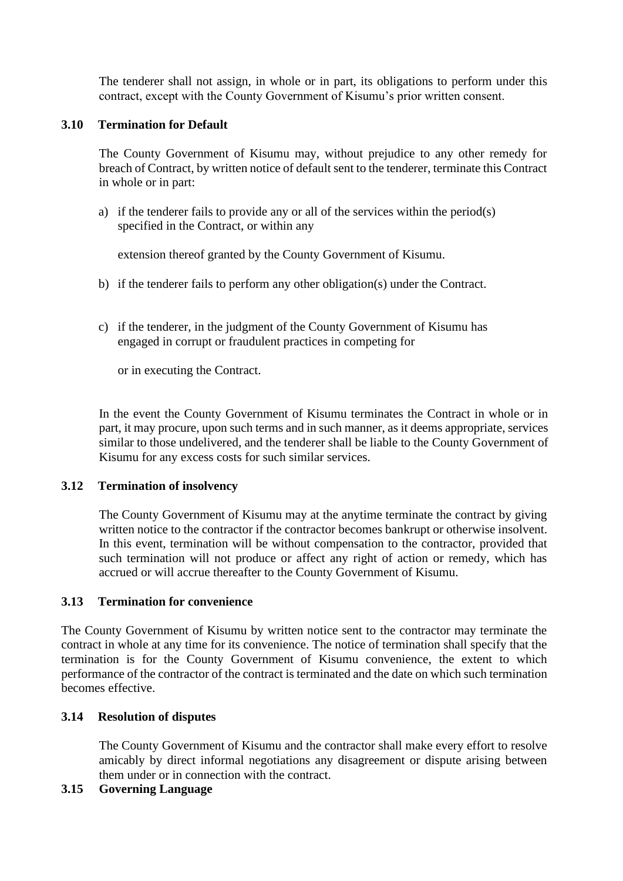The tenderer shall not assign, in whole or in part, its obligations to perform under this contract, except with the County Government of Kisumu's prior written consent.

### 3.10 Termination for Default

The County Government of Kisumu may, without prejudice to any other remedy for breach of Contract, by written notice of default sent to the tenderer, terminate this Contract in whole or in part:

a) if the tenderer fails to provide any or all of the services within the period(s) specified in the Contract, or within any

   extension thereof granted by the County Government of Kisumu.

b) if the tenderer fails to perform any other obligation(s) under the Contract.

c) if the tenderer, in the judgment of the County Government of Kisumu has engaged in corrupt or fraudulent practices in competing for

   or in executing the Contract.

In the event the County Government of Kisumu terminates the Contract in whole or in part, it may procure, upon such terms and in such manner, as it deems appropriate, services similar to those undelivered, and the tenderer shall be liable to the County Government of Kisumu for any excess costs for such similar services.

### 3.12 Termination of insolvency

The County Government of Kisumu may at the anytime terminate the contract by giving written notice to the contractor if the contractor becomes bankrupt or otherwise insolvent. In this event, termination will be without compensation to the contractor, provided that such termination will not produce or affect any right of action or remedy, which has accrued or will accrue thereafter to the County Government of Kisumu.

### 3.13 Termination for convenience

The County Government of Kisumu by written notice sent to the contractor may terminate the contract in whole at any time for its convenience. The notice of termination shall specify that the termination is for the County Government of Kisumu convenience, the extent to which performance of the contractor of the contract is terminated and the date on which such termination becomes effective.

### 3.14 Resolution of disputes

The County Government of Kisumu and the contractor shall make every effort to resolve amicably by direct informal negotiations any disagreement or dispute arising between them under or in connection with the contract.

### 3.15 Governing Language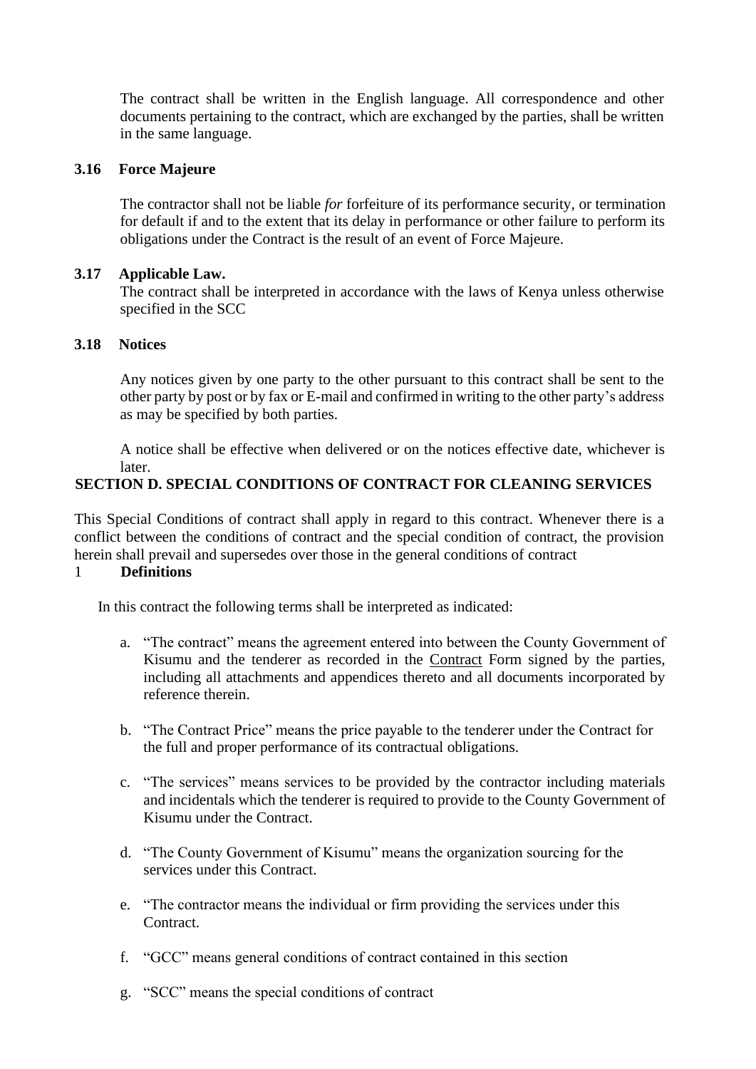The contract shall be written in the English language. All correspondence and other documents pertaining to the contract, which are exchanged by the parties, shall be written in the same language.

### 3.16 Force Majeure

The contractor shall not be liable *for* forfeiture of its performance security, or termination for default if and to the extent that its delay in performance or other failure to perform its obligations under the Contract is the result of an event of Force Majeure.

### 3.17 Applicable Law.

The contract shall be interpreted in accordance with the laws of Kenya unless otherwise specified in the SCC

### 3.18 Notices

Any notices given by one party to the other pursuant to this contract shall be sent to the other party by post or by fax or E-mail and confirmed in writing to the other party's address as may be specified by both parties.

A notice shall be effective when delivered or on the notices effective date, whichever is later.

## SECTION D. SPECIAL CONDITIONS OF CONTRACT FOR CLEANING SERVICES

This Special Conditions of contract shall apply in regard to this contract. Whenever there is a conflict between the conditions of contract and the special condition of contract, the provision herein shall prevail and supersedes over those in the general conditions of contract

### 1 Definitions

In this contract the following terms shall be interpreted as indicated:

a. "The contract" means the agreement entered into between the County Government of Kisumu and the tenderer as recorded in the Contract Form signed by the parties, including all attachments and appendices thereto and all documents incorporated by reference therein.

b. "The Contract Price" means the price payable to the tenderer under the Contract for the full and proper performance of its contractual obligations.

c. "The services" means services to be provided by the contractor including materials and incidentals which the tenderer is required to provide to the County Government of Kisumu under the Contract.

d. "The County Government of Kisumu" means the organization sourcing for the services under this Contract.

e. "The contractor means the individual or firm providing the services under this Contract.

f. "GCC" means general conditions of contract contained in this section

g. "SCC" means the special conditions of contract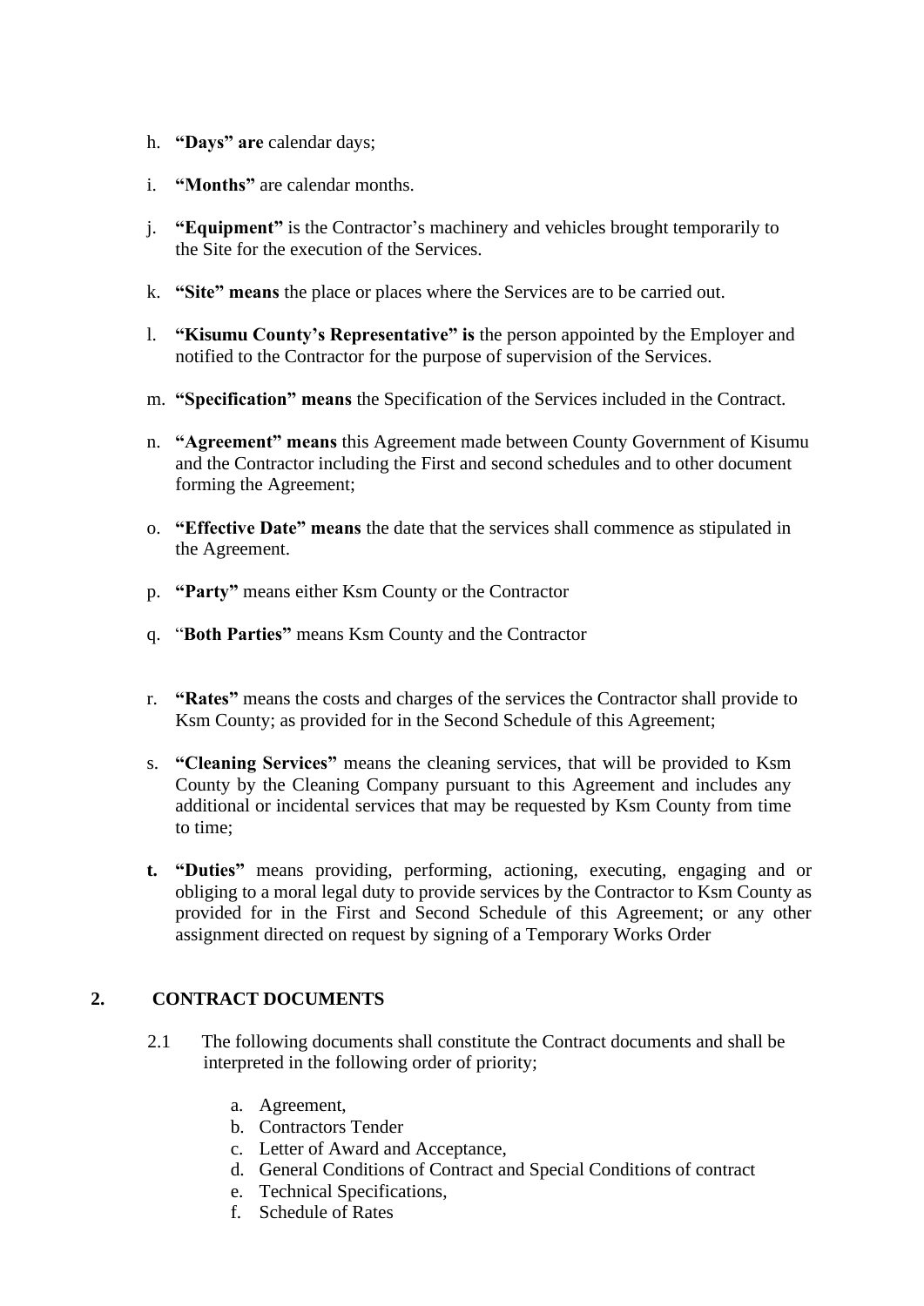h. **"Days" are** calendar days;

i. **"Months"** are calendar months.

j. **"Equipment"** is the Contractor's machinery and vehicles brought temporarily to the Site for the execution of the Services.

k. **"Site" means** the place or places where the Services are to be carried out.

l. **"Kisumu County's Representative" is** the person appointed by the Employer and notified to the Contractor for the purpose of supervision of the Services.

m. **"Specification" means** the Specification of the Services included in the Contract.

n. **"Agreement" means** this Agreement made between County Government of Kisumu and the Contractor including the First and second schedules and to other document forming the Agreement;

o. **"Effective Date" means** the date that the services shall commence as stipulated in the Agreement.

p. **"Party"** means either Ksm County or the Contractor

q. "**Both Parties"** means Ksm County and the Contractor

r. **"Rates"** means the costs and charges of the services the Contractor shall provide to Ksm County; as provided for in the Second Schedule of this Agreement;

s. **"Cleaning Services"** means the cleaning services, that will be provided to Ksm County by the Cleaning Company pursuant to this Agreement and includes any additional or incidental services that may be requested by Ksm County from time to time;

**t.** **"Duties"** means providing, performing, actioning, executing, engaging and or obliging to a moral legal duty to provide services by the Contractor to Ksm County as provided for in the First and Second Schedule of this Agreement; or any other assignment directed on request by signing of a Temporary Works Order

## 2. CONTRACT DOCUMENTS

2.1 The following documents shall constitute the Contract documents and shall be interpreted in the following order of priority;

a. Agreement,
b. Contractors Tender
c. Letter of Award and Acceptance,
d. General Conditions of Contract and Special Conditions of contract
e. Technical Specifications,
f. Schedule of Rates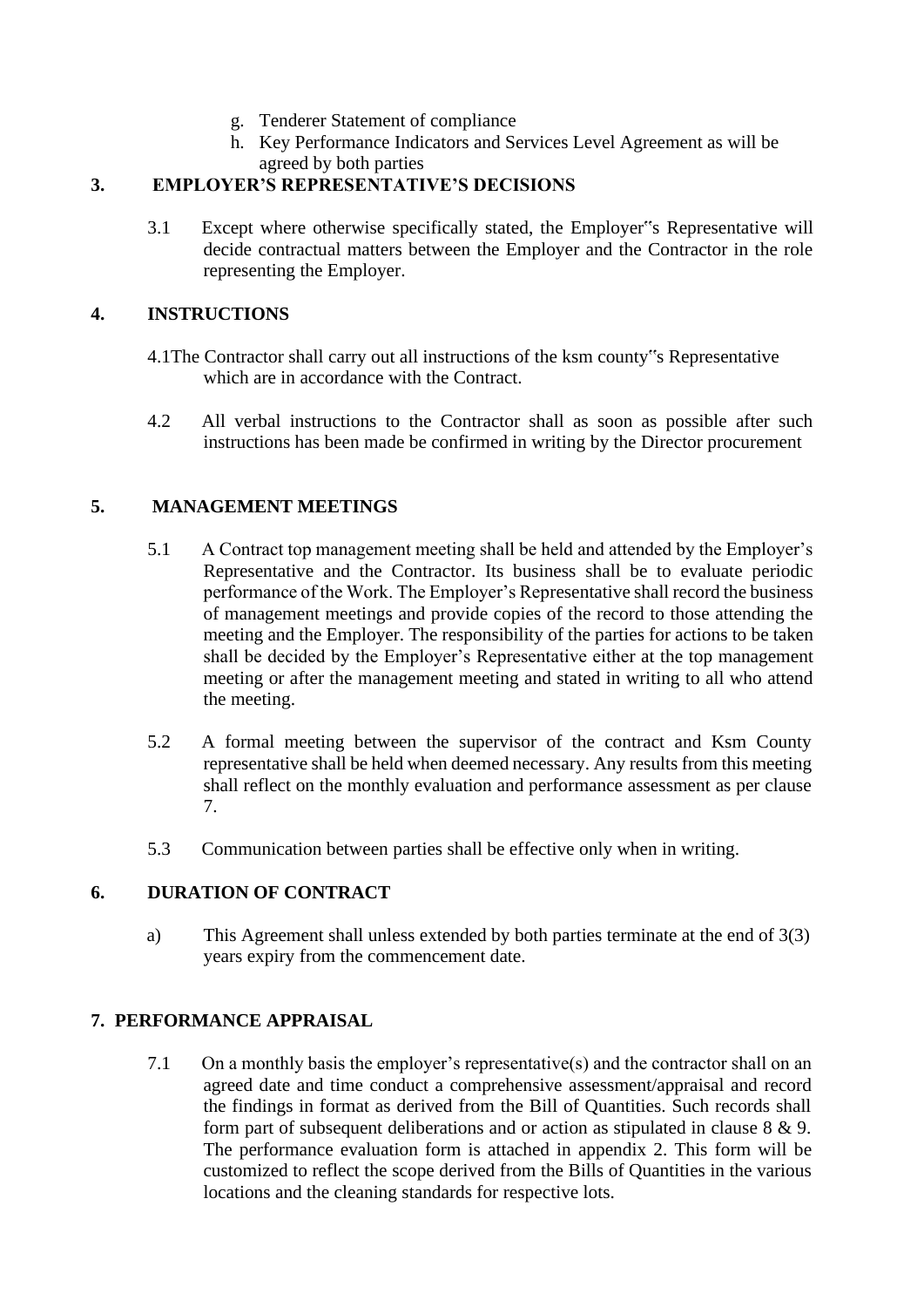g. Tenderer Statement of compliance
h. Key Performance Indicators and Services Level Agreement as will be agreed by both parties

## 3. EMPLOYER'S REPRESENTATIVE'S DECISIONS

3.1 Except where otherwise specifically stated, the Employer‟s Representative will decide contractual matters between the Employer and the Contractor in the role representing the Employer.

## 4. INSTRUCTIONS

4.1The Contractor shall carry out all instructions of the ksm county‟s Representative which are in accordance with the Contract.

4.2 All verbal instructions to the Contractor shall as soon as possible after such instructions has been made be confirmed in writing by the Director procurement

## 5. MANAGEMENT MEETINGS

5.1 A Contract top management meeting shall be held and attended by the Employer's Representative and the Contractor. Its business shall be to evaluate periodic performance of the Work. The Employer's Representative shall record the business of management meetings and provide copies of the record to those attending the meeting and the Employer. The responsibility of the parties for actions to be taken shall be decided by the Employer's Representative either at the top management meeting or after the management meeting and stated in writing to all who attend the meeting.

5.2 A formal meeting between the supervisor of the contract and Ksm County representative shall be held when deemed necessary. Any results from this meeting shall reflect on the monthly evaluation and performance assessment as per clause 7.

5.3 Communication between parties shall be effective only when in writing.

## 6. DURATION OF CONTRACT

a) This Agreement shall unless extended by both parties terminate at the end of 3(3) years expiry from the commencement date.

## 7. PERFORMANCE APPRAISAL

7.1 On a monthly basis the employer's representative(s) and the contractor shall on an agreed date and time conduct a comprehensive assessment/appraisal and record the findings in format as derived from the Bill of Quantities. Such records shall form part of subsequent deliberations and or action as stipulated in clause 8 & 9. The performance evaluation form is attached in appendix 2. This form will be customized to reflect the scope derived from the Bills of Quantities in the various locations and the cleaning standards for respective lots.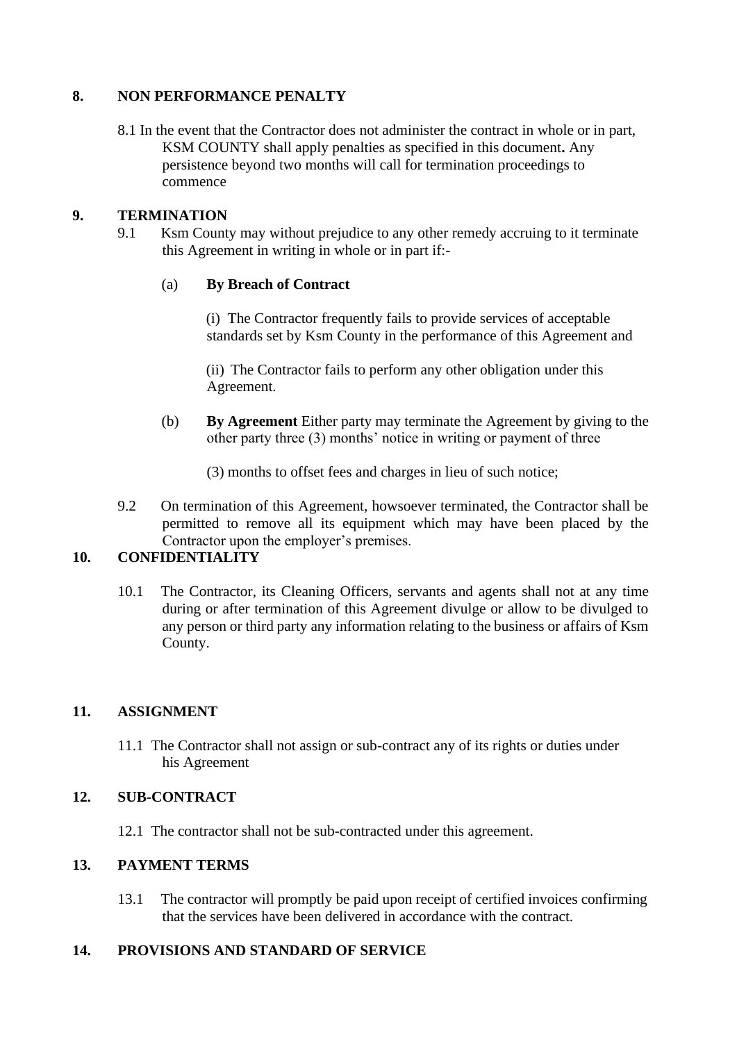## 8. NON PERFORMANCE PENALTY

8.1 In the event that the Contractor does not administer the contract in whole or in part, KSM COUNTY shall apply penalties as specified in this document**.** Any persistence beyond two months will call for termination proceedings to commence

## 9. TERMINATION

9.1 Ksm County may without prejudice to any other remedy accruing to it terminate this Agreement in writing in whole or in part if:-

(a) **By Breach of Contract**

(i) The Contractor frequently fails to provide services of acceptable standards set by Ksm County in the performance of this Agreement and

(ii) The Contractor fails to perform any other obligation under this Agreement.

(b) **By Agreement** Either party may terminate the Agreement by giving to the other party three (3) months' notice in writing or payment of three

(3) months to offset fees and charges in lieu of such notice;

9.2 On termination of this Agreement, howsoever terminated, the Contractor shall be permitted to remove all its equipment which may have been placed by the Contractor upon the employer's premises.

## 10. CONFIDENTIALITY

10.1 The Contractor, its Cleaning Officers, servants and agents shall not at any time during or after termination of this Agreement divulge or allow to be divulged to any person or third party any information relating to the business or affairs of Ksm County.

## 11. ASSIGNMENT

11.1 The Contractor shall not assign or sub-contract any of its rights or duties under his Agreement

## 12. SUB-CONTRACT

12.1 The contractor shall not be sub-contracted under this agreement.

## 13. PAYMENT TERMS

13.1 The contractor will promptly be paid upon receipt of certified invoices confirming that the services have been delivered in accordance with the contract.

## 14. PROVISIONS AND STANDARD OF SERVICE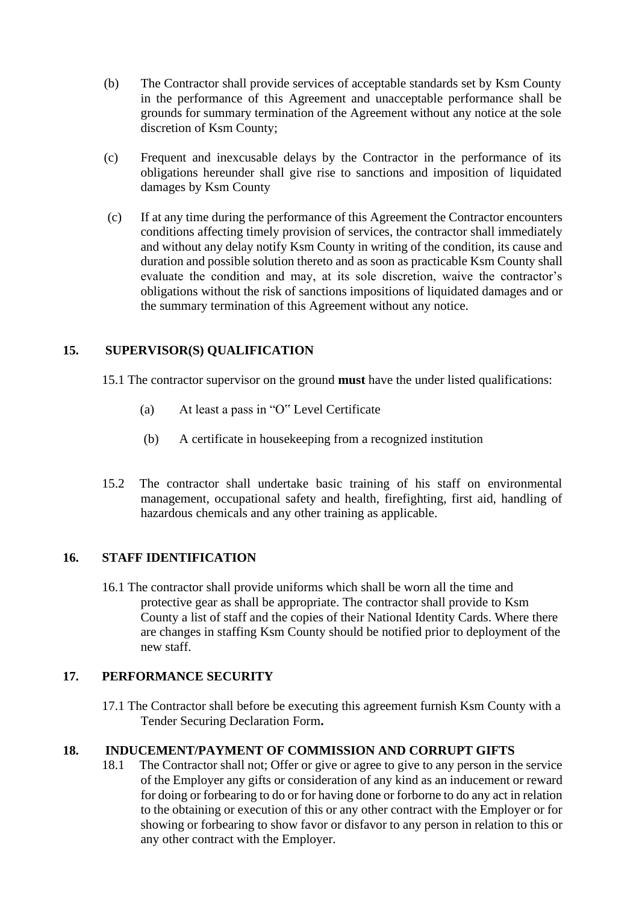(b) The Contractor shall provide services of acceptable standards set by Ksm County in the performance of this Agreement and unacceptable performance shall be grounds for summary termination of the Agreement without any notice at the sole discretion of Ksm County;

(c) Frequent and inexcusable delays by the Contractor in the performance of its obligations hereunder shall give rise to sanctions and imposition of liquidated damages by Ksm County

(c) If at any time during the performance of this Agreement the Contractor encounters conditions affecting timely provision of services, the contractor shall immediately and without any delay notify Ksm County in writing of the condition, its cause and duration and possible solution thereto and as soon as practicable Ksm County shall evaluate the condition and may, at its sole discretion, waive the contractor's obligations without the risk of sanctions impositions of liquidated damages and or the summary termination of this Agreement without any notice.

## 15. SUPERVISOR(S) QUALIFICATION

15.1 The contractor supervisor on the ground **must** have the under listed qualifications:

(a) At least a pass in "O" Level Certificate

(b) A certificate in housekeeping from a recognized institution

15.2 The contractor shall undertake basic training of his staff on environmental management, occupational safety and health, firefighting, first aid, handling of hazardous chemicals and any other training as applicable.

## 16. STAFF IDENTIFICATION

16.1 The contractor shall provide uniforms which shall be worn all the time and protective gear as shall be appropriate. The contractor shall provide to Ksm County a list of staff and the copies of their National Identity Cards. Where there are changes in staffing Ksm County should be notified prior to deployment of the new staff.

## 17. PERFORMANCE SECURITY

17.1 The Contractor shall before be executing this agreement furnish Ksm County with a Tender Securing Declaration Form**.**

## 18. INDUCEMENT/PAYMENT OF COMMISSION AND CORRUPT GIFTS

18.1 The Contractor shall not; Offer or give or agree to give to any person in the service of the Employer any gifts or consideration of any kind as an inducement or reward for doing or forbearing to do or for having done or forborne to do any act in relation to the obtaining or execution of this or any other contract with the Employer or for showing or forbearing to show favor or disfavor to any person in relation to this or any other contract with the Employer.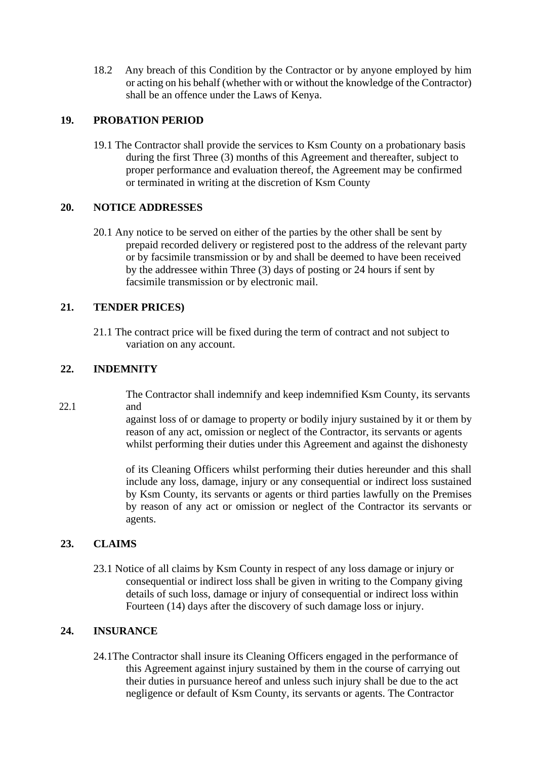18.2 Any breach of this Condition by the Contractor or by anyone employed by him or acting on his behalf (whether with or without the knowledge of the Contractor) shall be an offence under the Laws of Kenya.

## 19. PROBATION PERIOD

19.1 The Contractor shall provide the services to Ksm County on a probationary basis during the first Three (3) months of this Agreement and thereafter, subject to proper performance and evaluation thereof, the Agreement may be confirmed or terminated in writing at the discretion of Ksm County

## 20. NOTICE ADDRESSES

20.1 Any notice to be served on either of the parties by the other shall be sent by prepaid recorded delivery or registered post to the address of the relevant party or by facsimile transmission or by and shall be deemed to have been received by the addressee within Three (3) days of posting or 24 hours if sent by facsimile transmission or by electronic mail.

## 21. TENDER PRICES)

21.1 The contract price will be fixed during the term of contract and not subject to variation on any account.

## 22. INDEMNITY

22.1 The Contractor shall indemnify and keep indemnified Ksm County, its servants and against loss of or damage to property or bodily injury sustained by it or them by reason of any act, omission or neglect of the Contractor, its servants or agents whilst performing their duties under this Agreement and against the dishonesty

of its Cleaning Officers whilst performing their duties hereunder and this shall include any loss, damage, injury or any consequential or indirect loss sustained by Ksm County, its servants or agents or third parties lawfully on the Premises by reason of any act or omission or neglect of the Contractor its servants or agents.

## 23. CLAIMS

23.1 Notice of all claims by Ksm County in respect of any loss damage or injury or consequential or indirect loss shall be given in writing to the Company giving details of such loss, damage or injury of consequential or indirect loss within Fourteen (14) days after the discovery of such damage loss or injury.

## 24. INSURANCE

24.1The Contractor shall insure its Cleaning Officers engaged in the performance of this Agreement against injury sustained by them in the course of carrying out their duties in pursuance hereof and unless such injury shall be due to the act negligence or default of Ksm County, its servants or agents. The Contractor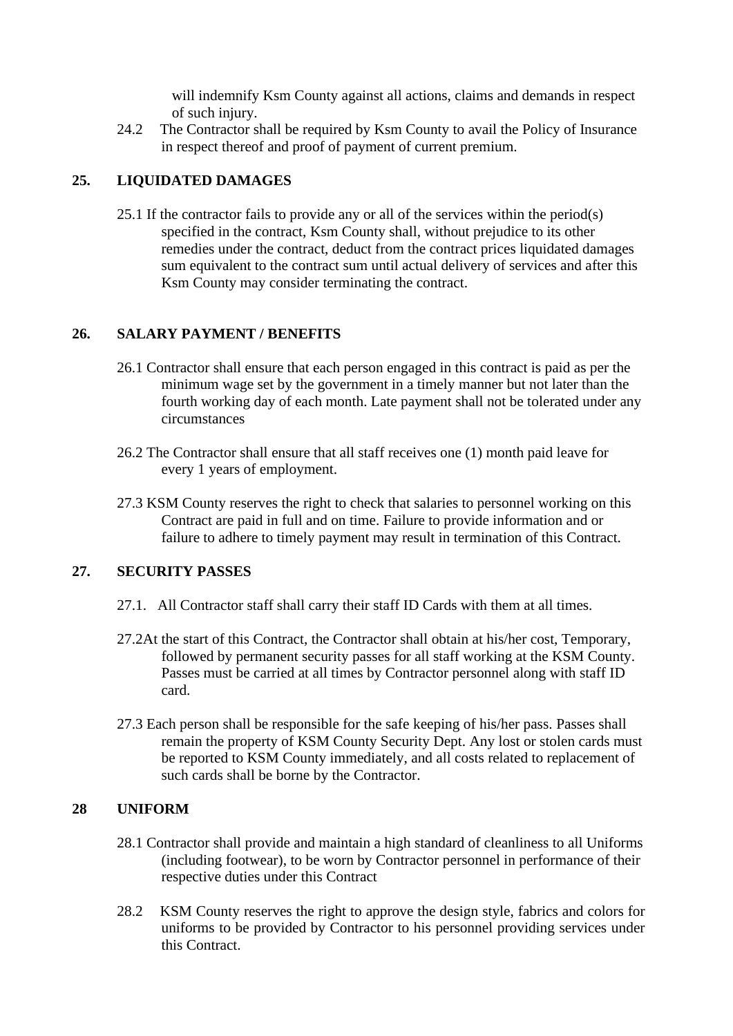will indemnify Ksm County against all actions, claims and demands in respect of such injury.

24.2 The Contractor shall be required by Ksm County to avail the Policy of Insurance in respect thereof and proof of payment of current premium.

## 25. LIQUIDATED DAMAGES

25.1 If the contractor fails to provide any or all of the services within the period(s) specified in the contract, Ksm County shall, without prejudice to its other remedies under the contract, deduct from the contract prices liquidated damages sum equivalent to the contract sum until actual delivery of services and after this Ksm County may consider terminating the contract.

## 26. SALARY PAYMENT / BENEFITS

26.1 Contractor shall ensure that each person engaged in this contract is paid as per the minimum wage set by the government in a timely manner but not later than the fourth working day of each month. Late payment shall not be tolerated under any circumstances

26.2 The Contractor shall ensure that all staff receives one (1) month paid leave for every 1 years of employment.

27.3 KSM County reserves the right to check that salaries to personnel working on this Contract are paid in full and on time. Failure to provide information and or failure to adhere to timely payment may result in termination of this Contract.

## 27. SECURITY PASSES

27.1. All Contractor staff shall carry their staff ID Cards with them at all times.

27.2At the start of this Contract, the Contractor shall obtain at his/her cost, Temporary, followed by permanent security passes for all staff working at the KSM County. Passes must be carried at all times by Contractor personnel along with staff ID card.

27.3 Each person shall be responsible for the safe keeping of his/her pass. Passes shall remain the property of KSM County Security Dept. Any lost or stolen cards must be reported to KSM County immediately, and all costs related to replacement of such cards shall be borne by the Contractor.

## 28 UNIFORM

28.1 Contractor shall provide and maintain a high standard of cleanliness to all Uniforms (including footwear), to be worn by Contractor personnel in performance of their respective duties under this Contract

28.2 KSM County reserves the right to approve the design style, fabrics and colors for uniforms to be provided by Contractor to his personnel providing services under this Contract.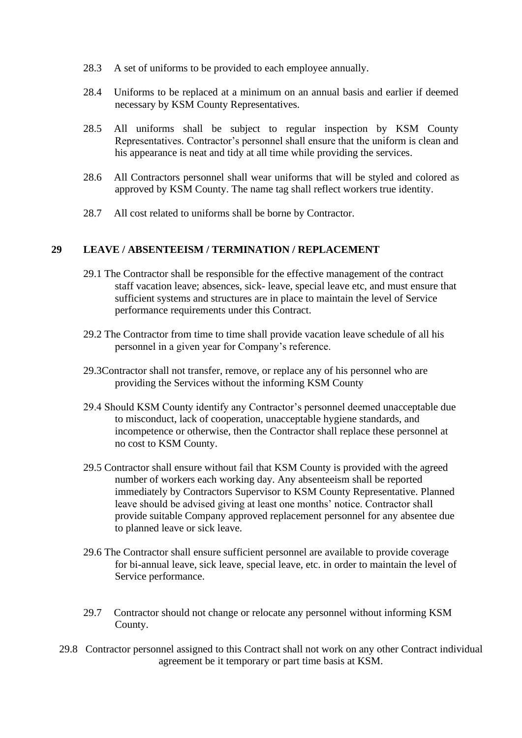28.3 A set of uniforms to be provided to each employee annually.

28.4 Uniforms to be replaced at a minimum on an annual basis and earlier if deemed necessary by KSM County Representatives.

28.5 All uniforms shall be subject to regular inspection by KSM County Representatives. Contractor's personnel shall ensure that the uniform is clean and his appearance is neat and tidy at all time while providing the services.

28.6 All Contractors personnel shall wear uniforms that will be styled and colored as approved by KSM County. The name tag shall reflect workers true identity.

28.7 All cost related to uniforms shall be borne by Contractor.

## 29 LEAVE / ABSENTEEISM / TERMINATION / REPLACEMENT

29.1 The Contractor shall be responsible for the effective management of the contract staff vacation leave; absences, sick- leave, special leave etc, and must ensure that sufficient systems and structures are in place to maintain the level of Service performance requirements under this Contract.

29.2 The Contractor from time to time shall provide vacation leave schedule of all his personnel in a given year for Company's reference.

29.3Contractor shall not transfer, remove, or replace any of his personnel who are providing the Services without the informing KSM County

29.4 Should KSM County identify any Contractor's personnel deemed unacceptable due to misconduct, lack of cooperation, unacceptable hygiene standards, and incompetence or otherwise, then the Contractor shall replace these personnel at no cost to KSM County.

29.5 Contractor shall ensure without fail that KSM County is provided with the agreed number of workers each working day. Any absenteeism shall be reported immediately by Contractors Supervisor to KSM County Representative. Planned leave should be advised giving at least one months' notice. Contractor shall provide suitable Company approved replacement personnel for any absentee due to planned leave or sick leave.

29.6 The Contractor shall ensure sufficient personnel are available to provide coverage for bi-annual leave, sick leave, special leave, etc. in order to maintain the level of Service performance.

29.7 Contractor should not change or relocate any personnel without informing KSM County.

29.8 Contractor personnel assigned to this Contract shall not work on any other Contract individual agreement be it temporary or part time basis at KSM.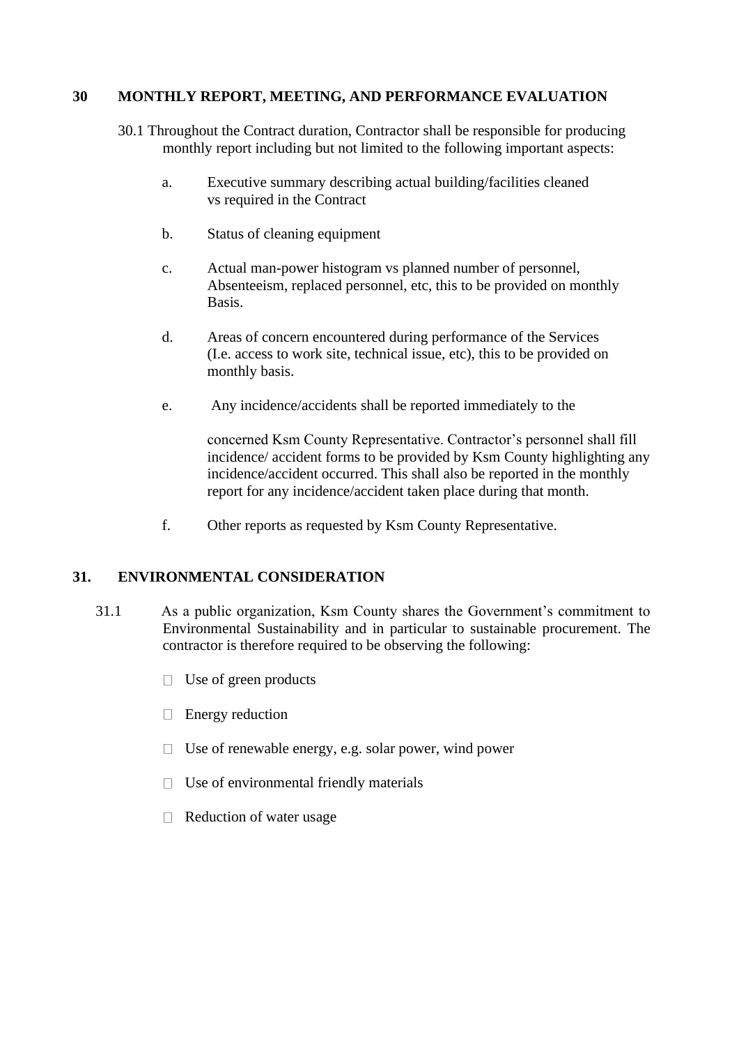## 30 MONTHLY REPORT, MEETING, AND PERFORMANCE EVALUATION

30.1 Throughout the Contract duration, Contractor shall be responsible for producing monthly report including but not limited to the following important aspects:

a. Executive summary describing actual building/facilities cleaned vs required in the Contract

b. Status of cleaning equipment

c. Actual man-power histogram vs planned number of personnel, Absenteeism, replaced personnel, etc, this to be provided on monthly Basis.

d. Areas of concern encountered during performance of the Services (I.e. access to work site, technical issue, etc), this to be provided on monthly basis.

e. Any incidence/accidents shall be reported immediately to the

   concerned Ksm County Representative. Contractor's personnel shall fill incidence/ accident forms to be provided by Ksm County highlighting any incidence/accident occurred. This shall also be reported in the monthly report for any incidence/accident taken place during that month.

f. Other reports as requested by Ksm County Representative.

## 31. ENVIRONMENTAL CONSIDERATION

31.1 As a public organization, Ksm County shares the Government's commitment to Environmental Sustainability and in particular to sustainable procurement. The contractor is therefore required to be observing the following:

- Use of green products
- Energy reduction
- Use of renewable energy, e.g. solar power, wind power
- Use of environmental friendly materials
- Reduction of water usage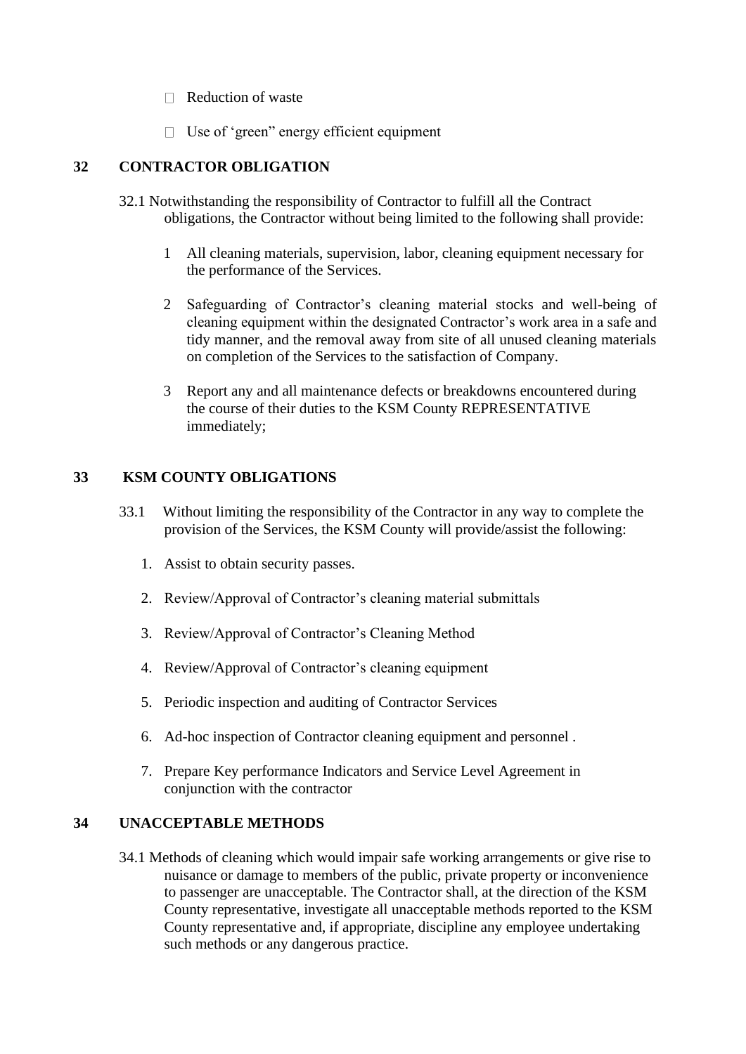- Reduction of waste
- Use of 'green" energy efficient equipment

## 32 CONTRACTOR OBLIGATION

32.1 Notwithstanding the responsibility of Contractor to fulfill all the Contract obligations, the Contractor without being limited to the following shall provide:

1. All cleaning materials, supervision, labor, cleaning equipment necessary for the performance of the Services.
2. Safeguarding of Contractor's cleaning material stocks and well-being of cleaning equipment within the designated Contractor's work area in a safe and tidy manner, and the removal away from site of all unused cleaning materials on completion of the Services to the satisfaction of Company.
3. Report any and all maintenance defects or breakdowns encountered during the course of their duties to the KSM County REPRESENTATIVE immediately;

## 33 KSM COUNTY OBLIGATIONS

33.1 Without limiting the responsibility of the Contractor in any way to complete the provision of the Services, the KSM County will provide/assist the following:

1. Assist to obtain security passes.
2. Review/Approval of Contractor's cleaning material submittals
3. Review/Approval of Contractor's Cleaning Method
4. Review/Approval of Contractor's cleaning equipment
5. Periodic inspection and auditing of Contractor Services
6. Ad-hoc inspection of Contractor cleaning equipment and personnel .
7. Prepare Key performance Indicators and Service Level Agreement in conjunction with the contractor

## 34 UNACCEPTABLE METHODS

34.1 Methods of cleaning which would impair safe working arrangements or give rise to nuisance or damage to members of the public, private property or inconvenience to passenger are unacceptable. The Contractor shall, at the direction of the KSM County representative, investigate all unacceptable methods reported to the KSM County representative and, if appropriate, discipline any employee undertaking such methods or any dangerous practice.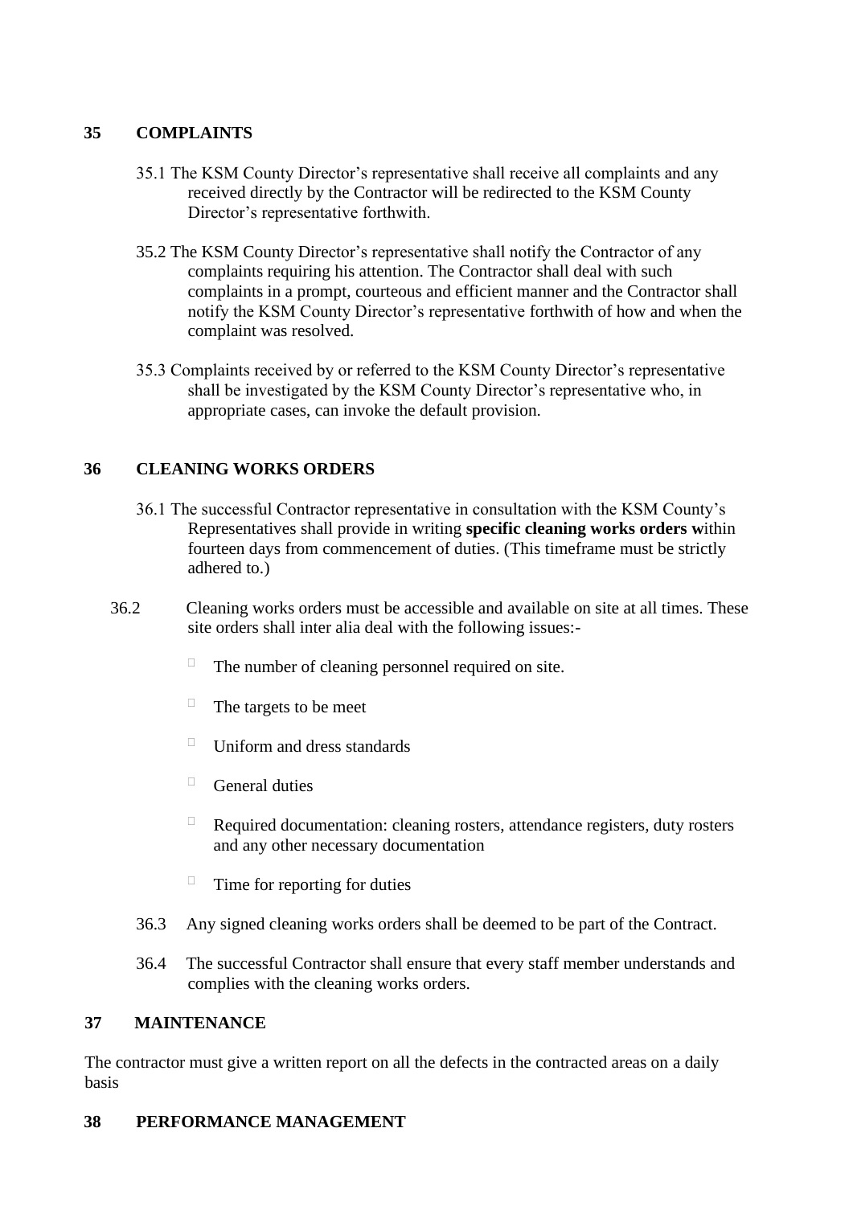## 35 COMPLAINTS

35.1 The KSM County Director's representative shall receive all complaints and any received directly by the Contractor will be redirected to the KSM County Director's representative forthwith.

35.2 The KSM County Director's representative shall notify the Contractor of any complaints requiring his attention. The Contractor shall deal with such complaints in a prompt, courteous and efficient manner and the Contractor shall notify the KSM County Director's representative forthwith of how and when the complaint was resolved.

35.3 Complaints received by or referred to the KSM County Director's representative shall be investigated by the KSM County Director's representative who, in appropriate cases, can invoke the default provision.

## 36 CLEANING WORKS ORDERS

36.1 The successful Contractor representative in consultation with the KSM County's Representatives shall provide in writing **specific cleaning works orders w**ithin fourteen days from commencement of duties. (This timeframe must be strictly adhered to.)

36.2 Cleaning works orders must be accessible and available on site at all times. These site orders shall inter alia deal with the following issues:-

- The number of cleaning personnel required on site.
- The targets to be meet
- Uniform and dress standards
- General duties
- Required documentation: cleaning rosters, attendance registers, duty rosters and any other necessary documentation
- Time for reporting for duties

36.3 Any signed cleaning works orders shall be deemed to be part of the Contract.

36.4 The successful Contractor shall ensure that every staff member understands and complies with the cleaning works orders.

## 37 MAINTENANCE

The contractor must give a written report on all the defects in the contracted areas on a daily basis

## 38 PERFORMANCE MANAGEMENT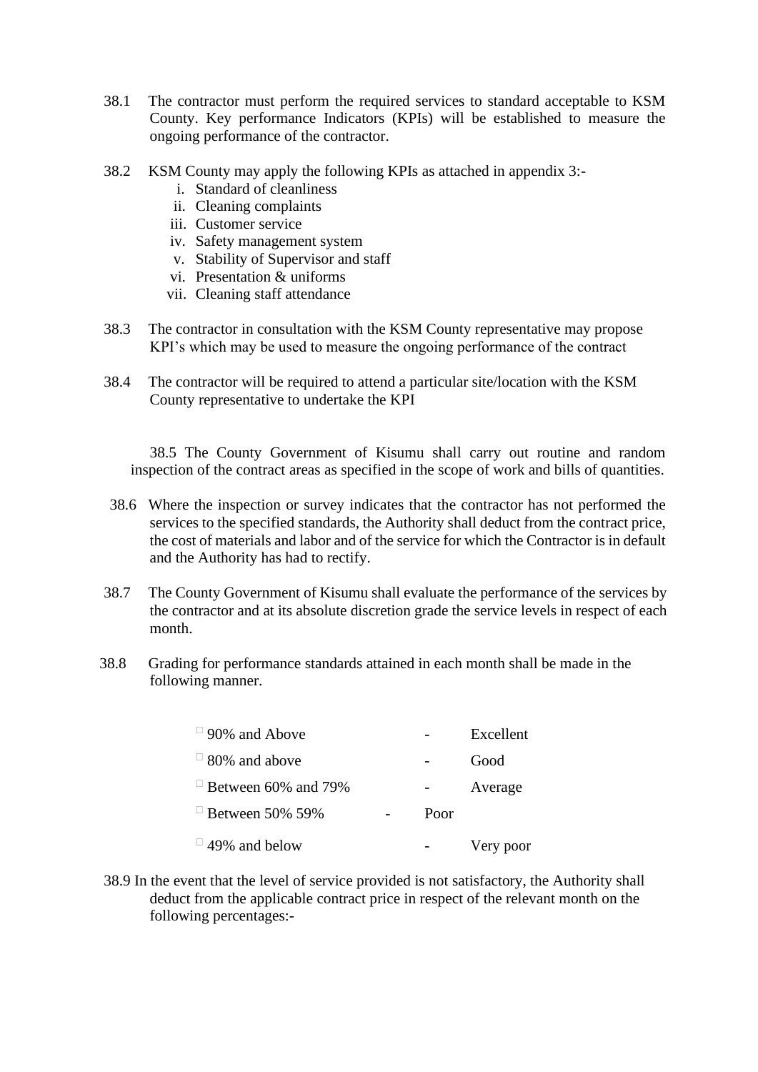38.1 The contractor must perform the required services to standard acceptable to KSM County. Key performance Indicators (KPIs) will be established to measure the ongoing performance of the contractor.

38.2 KSM County may apply the following KPIs as attached in appendix 3:-

i. Standard of cleanliness
ii. Cleaning complaints
iii. Customer service
iv. Safety management system
v. Stability of Supervisor and staff
vi. Presentation & uniforms
vii. Cleaning staff attendance

38.3 The contractor in consultation with the KSM County representative may propose KPI's which may be used to measure the ongoing performance of the contract

38.4 The contractor will be required to attend a particular site/location with the KSM County representative to undertake the KPI

38.5 The County Government of Kisumu shall carry out routine and random inspection of the contract areas as specified in the scope of work and bills of quantities.

38.6 Where the inspection or survey indicates that the contractor has not performed the services to the specified standards, the Authority shall deduct from the contract price, the cost of materials and labor and of the service for which the Contractor is in default and the Authority has had to rectify.

38.7 The County Government of Kisumu shall evaluate the performance of the services by the contractor and at its absolute discretion grade the service levels in respect of each month.

38.8 Grading for performance standards attained in each month shall be made in the following manner.

- 90% and Above - Excellent
- 80% and above - Good
- Between 60% and 79% - Average
- Between 50% 59% - Poor
- 49% and below - Very poor

38.9 In the event that the level of service provided is not satisfactory, the Authority shall deduct from the applicable contract price in respect of the relevant month on the following percentages:-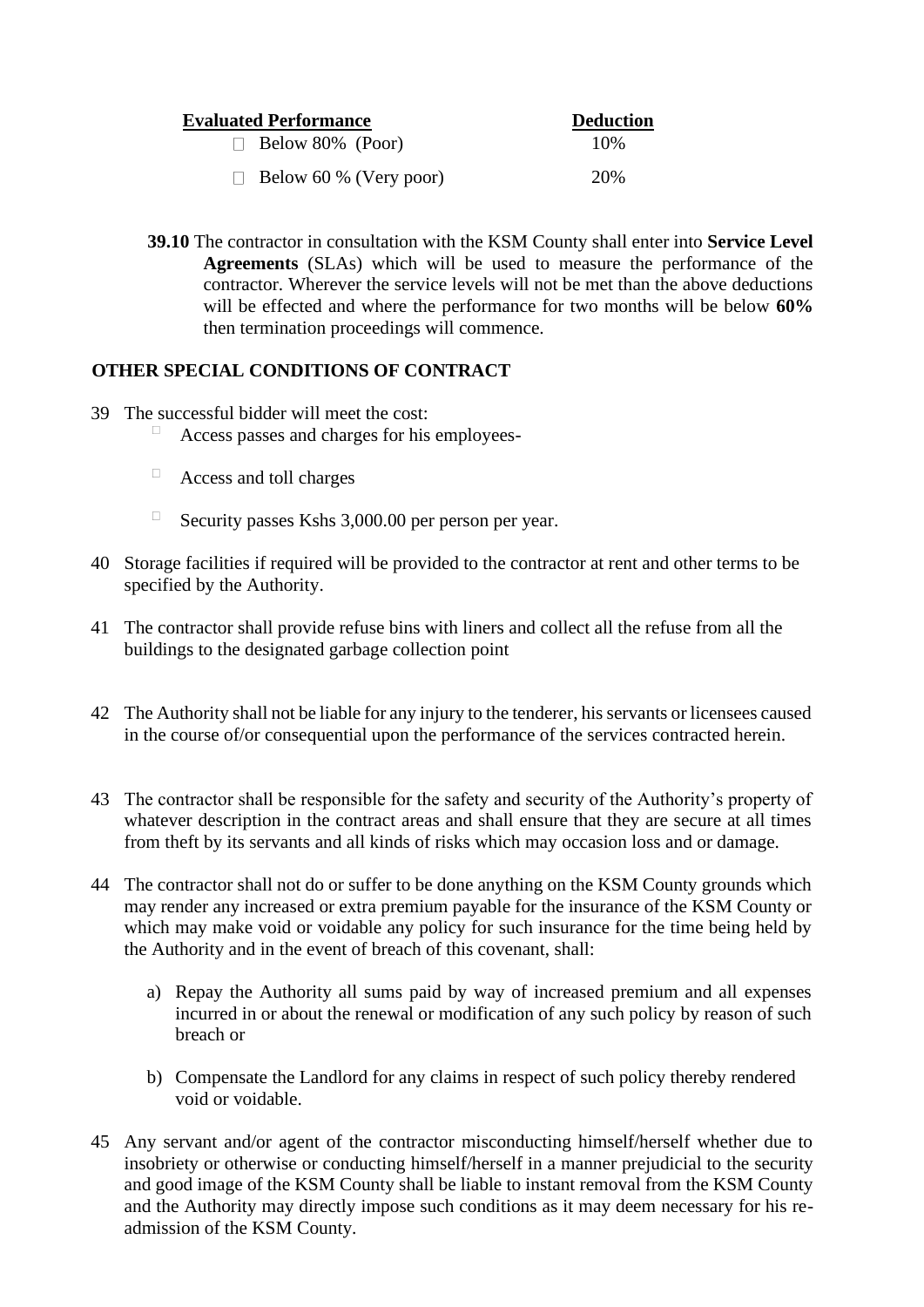| Evaluated Performance | Deduction |
|---|---|
| Below 80% (Poor) | 10% |
| Below 60 % (Very poor) | 20% |

**39.10** The contractor in consultation with the KSM County shall enter into **Service Level Agreements** (SLAs) which will be used to measure the performance of the contractor. Wherever the service levels will not be met than the above deductions will be effected and where the performance for two months will be below **60%** then termination proceedings will commence.

## OTHER SPECIAL CONDITIONS OF CONTRACT

39 The successful bidder will meet the cost:
- Access passes and charges for his employees-
- Access and toll charges
- Security passes Kshs 3,000.00 per person per year.

40 Storage facilities if required will be provided to the contractor at rent and other terms to be specified by the Authority.

41 The contractor shall provide refuse bins with liners and collect all the refuse from all the buildings to the designated garbage collection point

42 The Authority shall not be liable for any injury to the tenderer, his servants or licensees caused in the course of/or consequential upon the performance of the services contracted herein.

43 The contractor shall be responsible for the safety and security of the Authority's property of whatever description in the contract areas and shall ensure that they are secure at all times from theft by its servants and all kinds of risks which may occasion loss and or damage.

44 The contractor shall not do or suffer to be done anything on the KSM County grounds which may render any increased or extra premium payable for the insurance of the KSM County or which may make void or voidable any policy for such insurance for the time being held by the Authority and in the event of breach of this covenant, shall:

a) Repay the Authority all sums paid by way of increased premium and all expenses incurred in or about the renewal or modification of any such policy by reason of such breach or

b) Compensate the Landlord for any claims in respect of such policy thereby rendered void or voidable.

45 Any servant and/or agent of the contractor misconducting himself/herself whether due to insobriety or otherwise or conducting himself/herself in a manner prejudicial to the security and good image of the KSM County shall be liable to instant removal from the KSM County and the Authority may directly impose such conditions as it may deem necessary for his re-admission of the KSM County.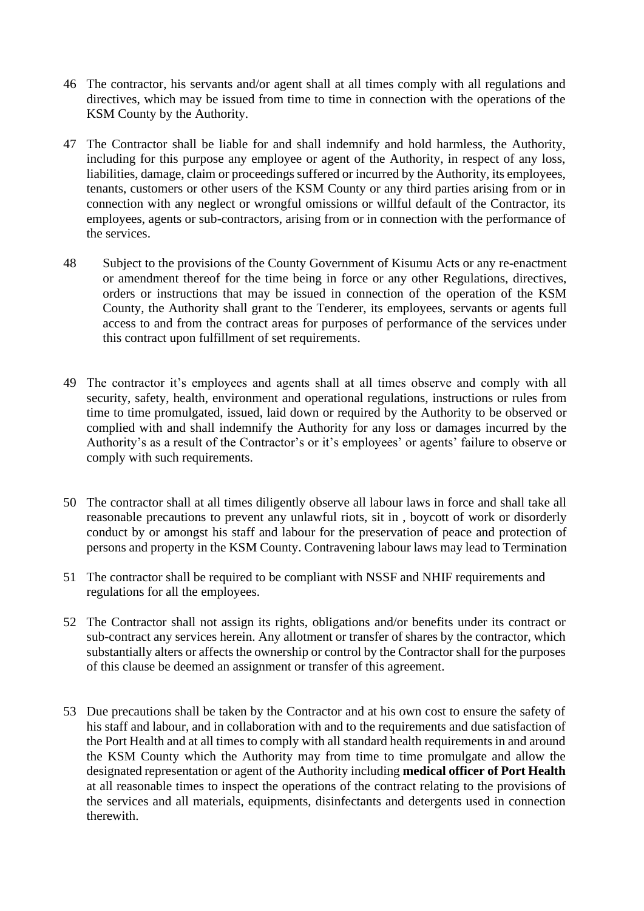46 The contractor, his servants and/or agent shall at all times comply with all regulations and directives, which may be issued from time to time in connection with the operations of the KSM County by the Authority.

47 The Contractor shall be liable for and shall indemnify and hold harmless, the Authority, including for this purpose any employee or agent of the Authority, in respect of any loss, liabilities, damage, claim or proceedings suffered or incurred by the Authority, its employees, tenants, customers or other users of the KSM County or any third parties arising from or in connection with any neglect or wrongful omissions or willful default of the Contractor, its employees, agents or sub-contractors, arising from or in connection with the performance of the services.

48 Subject to the provisions of the County Government of Kisumu Acts or any re-enactment or amendment thereof for the time being in force or any other Regulations, directives, orders or instructions that may be issued in connection of the operation of the KSM County, the Authority shall grant to the Tenderer, its employees, servants or agents full access to and from the contract areas for purposes of performance of the services under this contract upon fulfillment of set requirements.

49 The contractor it's employees and agents shall at all times observe and comply with all security, safety, health, environment and operational regulations, instructions or rules from time to time promulgated, issued, laid down or required by the Authority to be observed or complied with and shall indemnify the Authority for any loss or damages incurred by the Authority's as a result of the Contractor's or it's employees' or agents' failure to observe or comply with such requirements.

50 The contractor shall at all times diligently observe all labour laws in force and shall take all reasonable precautions to prevent any unlawful riots, sit in , boycott of work or disorderly conduct by or amongst his staff and labour for the preservation of peace and protection of persons and property in the KSM County. Contravening labour laws may lead to Termination

51 The contractor shall be required to be compliant with NSSF and NHIF requirements and regulations for all the employees.

52 The Contractor shall not assign its rights, obligations and/or benefits under its contract or sub-contract any services herein. Any allotment or transfer of shares by the contractor, which substantially alters or affects the ownership or control by the Contractor shall for the purposes of this clause be deemed an assignment or transfer of this agreement.

53 Due precautions shall be taken by the Contractor and at his own cost to ensure the safety of his staff and labour, and in collaboration with and to the requirements and due satisfaction of the Port Health and at all times to comply with all standard health requirements in and around the KSM County which the Authority may from time to time promulgate and allow the designated representation or agent of the Authority including **medical officer of Port Health** at all reasonable times to inspect the operations of the contract relating to the provisions of the services and all materials, equipments, disinfectants and detergents used in connection therewith.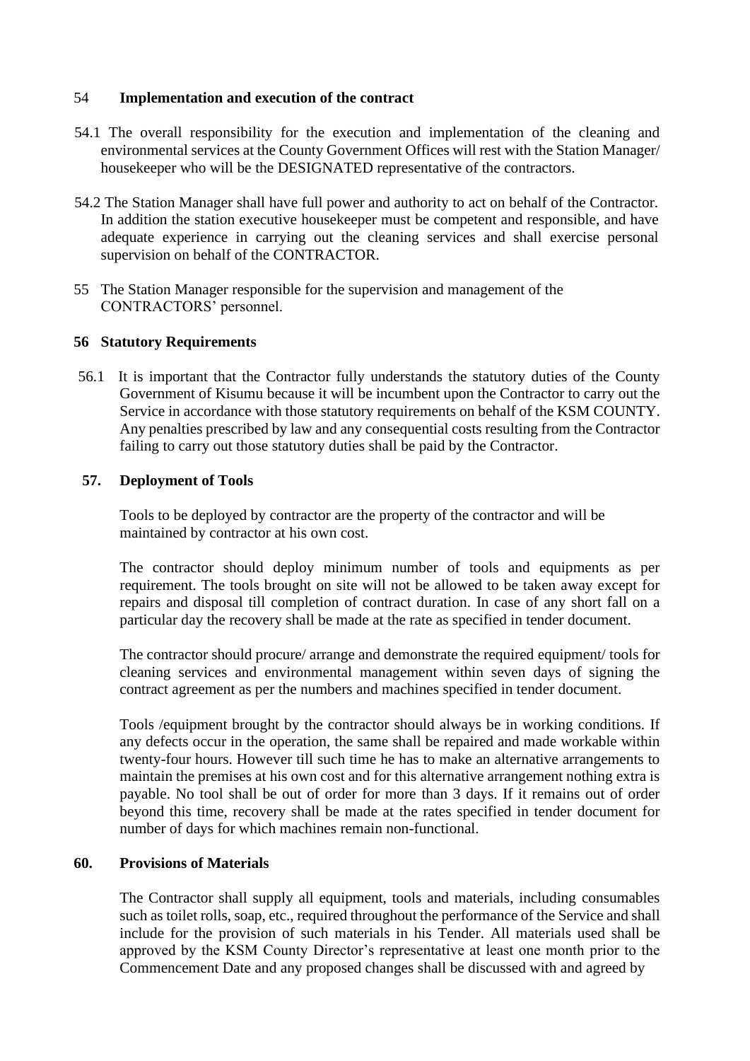## 54 Implementation and execution of the contract

54.1 The overall responsibility for the execution and implementation of the cleaning and environmental services at the County Government Offices will rest with the Station Manager/ housekeeper who will be the DESIGNATED representative of the contractors.

54.2 The Station Manager shall have full power and authority to act on behalf of the Contractor. In addition the station executive housekeeper must be competent and responsible, and have adequate experience in carrying out the cleaning services and shall exercise personal supervision on behalf of the CONTRACTOR.

55 The Station Manager responsible for the supervision and management of the CONTRACTORS' personnel.

## 56 Statutory Requirements

56.1 It is important that the Contractor fully understands the statutory duties of the County Government of Kisumu because it will be incumbent upon the Contractor to carry out the Service in accordance with those statutory requirements on behalf of the KSM COUNTY. Any penalties prescribed by law and any consequential costs resulting from the Contractor failing to carry out those statutory duties shall be paid by the Contractor.

## 57. Deployment of Tools

Tools to be deployed by contractor are the property of the contractor and will be maintained by contractor at his own cost.

The contractor should deploy minimum number of tools and equipments as per requirement. The tools brought on site will not be allowed to be taken away except for repairs and disposal till completion of contract duration. In case of any short fall on a particular day the recovery shall be made at the rate as specified in tender document.

The contractor should procure/ arrange and demonstrate the required equipment/ tools for cleaning services and environmental management within seven days of signing the contract agreement as per the numbers and machines specified in tender document.

Tools /equipment brought by the contractor should always be in working conditions. If any defects occur in the operation, the same shall be repaired and made workable within twenty-four hours. However till such time he has to make an alternative arrangements to maintain the premises at his own cost and for this alternative arrangement nothing extra is payable. No tool shall be out of order for more than 3 days. If it remains out of order beyond this time, recovery shall be made at the rates specified in tender document for number of days for which machines remain non-functional.

## 60. Provisions of Materials

The Contractor shall supply all equipment, tools and materials, including consumables such as toilet rolls, soap, etc., required throughout the performance of the Service and shall include for the provision of such materials in his Tender. All materials used shall be approved by the KSM County Director's representative at least one month prior to the Commencement Date and any proposed changes shall be discussed with and agreed by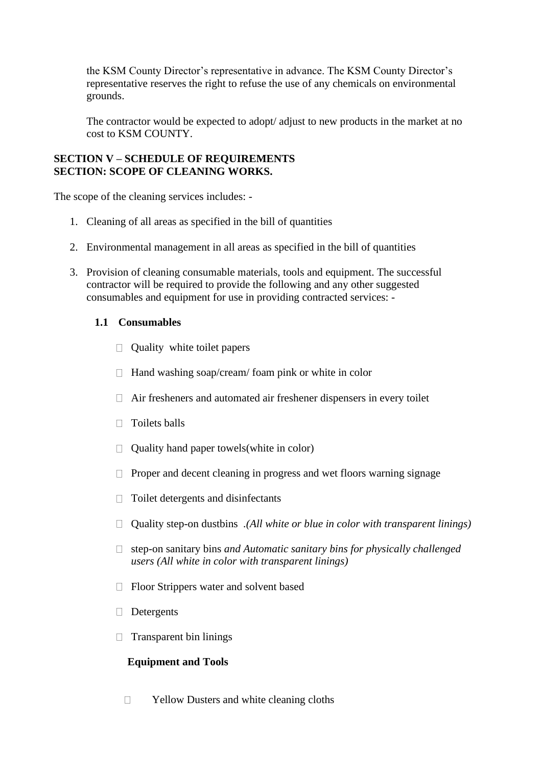the KSM County Director's representative in advance. The KSM County Director's representative reserves the right to refuse the use of any chemicals on environmental grounds.

The contractor would be expected to adopt/ adjust to new products in the market at no cost to KSM COUNTY.

**SECTION V – SCHEDULE OF REQUIREMENTS**
**SECTION: SCOPE OF CLEANING WORKS.**

The scope of the cleaning services includes: -

1. Cleaning of all areas as specified in the bill of quantities

2. Environmental management in all areas as specified in the bill of quantities

3. Provision of cleaning consumable materials, tools and equipment. The successful contractor will be required to provide the following and any other suggested consumables and equipment for use in providing contracted services: -

   **1.1 Consumables**

   - Quality white toilet papers
   - Hand washing soap/cream/ foam pink or white in color
   - Air fresheners and automated air freshener dispensers in every toilet
   - Toilets balls
   - Quality hand paper towels(white in color)
   - Proper and decent cleaning in progress and wet floors warning signage
   - Toilet detergents and disinfectants
   - Quality step-on dustbins .*(All white or blue in color with transparent linings)*
   - step-on sanitary bins *and Automatic sanitary bins for physically challenged users (All white in color with transparent linings)*
   - Floor Strippers water and solvent based
   - Detergents
   - Transparent bin linings

   **Equipment and Tools**

   - Yellow Dusters and white cleaning cloths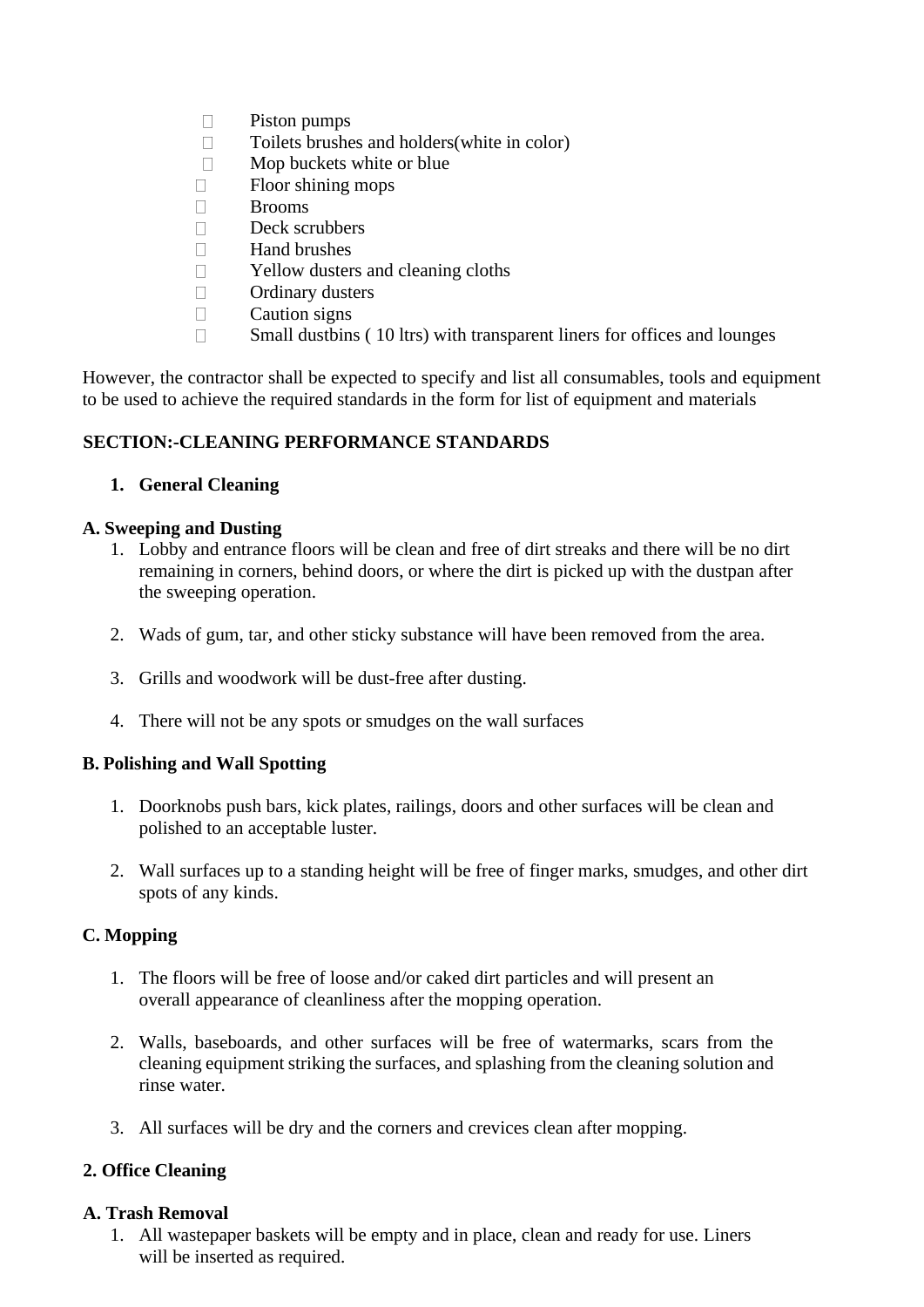- Piston pumps
- Toilets brushes and holders(white in color)
- Mop buckets white or blue
- Floor shining mops
- Brooms
- Deck scrubbers
- Hand brushes
- Yellow dusters and cleaning cloths
- Ordinary dusters
- Caution signs
- Small dustbins ( 10 ltrs) with transparent liners for offices and lounges

However, the contractor shall be expected to specify and list all consumables, tools and equipment to be used to achieve the required standards in the form for list of equipment and materials

**SECTION:-CLEANING PERFORMANCE STANDARDS**

**1. General Cleaning**

**A. Sweeping and Dusting**

1. Lobby and entrance floors will be clean and free of dirt streaks and there will be no dirt remaining in corners, behind doors, or where the dirt is picked up with the dustpan after the sweeping operation.

2. Wads of gum, tar, and other sticky substance will have been removed from the area.

3. Grills and woodwork will be dust-free after dusting.

4. There will not be any spots or smudges on the wall surfaces

**B. Polishing and Wall Spotting**

1. Doorknobs push bars, kick plates, railings, doors and other surfaces will be clean and polished to an acceptable luster.

2. Wall surfaces up to a standing height will be free of finger marks, smudges, and other dirt spots of any kinds.

**C. Mopping**

1. The floors will be free of loose and/or caked dirt particles and will present an overall appearance of cleanliness after the mopping operation.

2. Walls, baseboards, and other surfaces will be free of watermarks, scars from the cleaning equipment striking the surfaces, and splashing from the cleaning solution and rinse water.

3. All surfaces will be dry and the corners and crevices clean after mopping.

**2. Office Cleaning**

**A. Trash Removal**

1. All wastepaper baskets will be empty and in place, clean and ready for use. Liners will be inserted as required.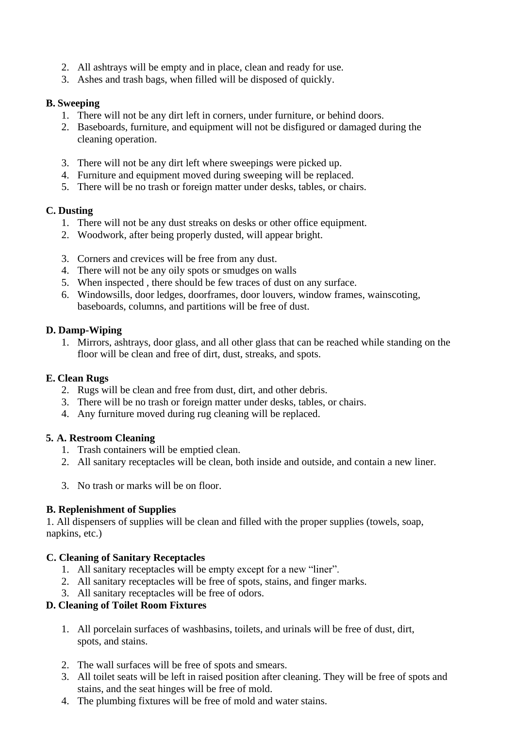2. All ashtrays will be empty and in place, clean and ready for use.
3. Ashes and trash bags, when filled will be disposed of quickly.

**B. Sweeping**

1. There will not be any dirt left in corners, under furniture, or behind doors.
2. Baseboards, furniture, and equipment will not be disfigured or damaged during the cleaning operation.
3. There will not be any dirt left where sweepings were picked up.
4. Furniture and equipment moved during sweeping will be replaced.
5. There will be no trash or foreign matter under desks, tables, or chairs.

**C. Dusting**

1. There will not be any dust streaks on desks or other office equipment.
2. Woodwork, after being properly dusted, will appear bright.
3. Corners and crevices will be free from any dust.
4. There will not be any oily spots or smudges on walls
5. When inspected , there should be few traces of dust on any surface.
6. Windowsills, door ledges, doorframes, door louvers, window frames, wainscoting, baseboards, columns, and partitions will be free of dust.

**D. Damp-Wiping**

1. Mirrors, ashtrays, door glass, and all other glass that can be reached while standing on the floor will be clean and free of dirt, dust, streaks, and spots.

**E. Clean Rugs**

2. Rugs will be clean and free from dust, dirt, and other debris.
3. There will be no trash or foreign matter under desks, tables, or chairs.
4. Any furniture moved during rug cleaning will be replaced.

**5. A. Restroom Cleaning**

1. Trash containers will be emptied clean.
2. All sanitary receptacles will be clean, both inside and outside, and contain a new liner.
3. No trash or marks will be on floor.

**B. Replenishment of Supplies**

1. All dispensers of supplies will be clean and filled with the proper supplies (towels, soap, napkins, etc.)

**C. Cleaning of Sanitary Receptacles**

1. All sanitary receptacles will be empty except for a new "liner".
2. All sanitary receptacles will be free of spots, stains, and finger marks.
3. All sanitary receptacles will be free of odors.

**D. Cleaning of Toilet Room Fixtures**

1. All porcelain surfaces of washbasins, toilets, and urinals will be free of dust, dirt, spots, and stains.
2. The wall surfaces will be free of spots and smears.
3. All toilet seats will be left in raised position after cleaning. They will be free of spots and stains, and the seat hinges will be free of mold.
4. The plumbing fixtures will be free of mold and water stains.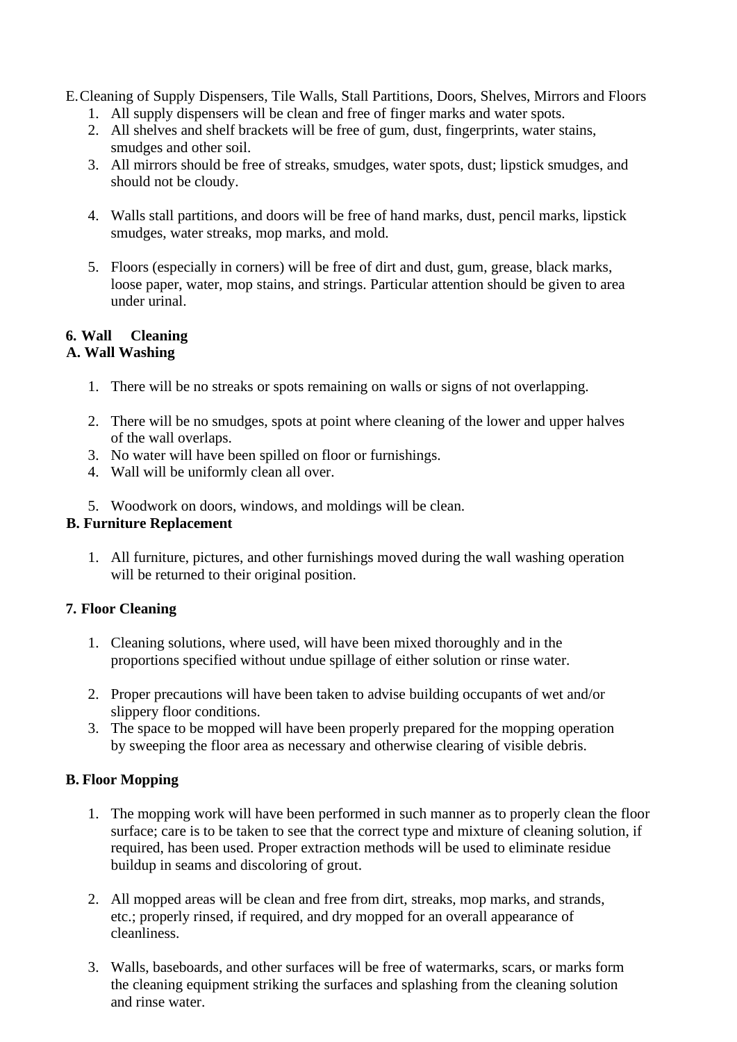E. Cleaning of Supply Dispensers, Tile Walls, Stall Partitions, Doors, Shelves, Mirrors and Floors

1. All supply dispensers will be clean and free of finger marks and water spots.
2. All shelves and shelf brackets will be free of gum, dust, fingerprints, water stains, smudges and other soil.
3. All mirrors should be free of streaks, smudges, water spots, dust; lipstick smudges, and should not be cloudy.
4. Walls stall partitions, and doors will be free of hand marks, dust, pencil marks, lipstick smudges, water streaks, mop marks, and mold.
5. Floors (especially in corners) will be free of dirt and dust, gum, grease, black marks, loose paper, water, mop stains, and strings. Particular attention should be given to area under urinal.

**6. Wall Cleaning**

**A. Wall Washing**

1. There will be no streaks or spots remaining on walls or signs of not overlapping.
2. There will be no smudges, spots at point where cleaning of the lower and upper halves of the wall overlaps.
3. No water will have been spilled on floor or furnishings.
4. Wall will be uniformly clean all over.
5. Woodwork on doors, windows, and moldings will be clean.

**B. Furniture Replacement**

1. All furniture, pictures, and other furnishings moved during the wall washing operation will be returned to their original position.

**7. Floor Cleaning**

1. Cleaning solutions, where used, will have been mixed thoroughly and in the proportions specified without undue spillage of either solution or rinse water.
2. Proper precautions will have been taken to advise building occupants of wet and/or slippery floor conditions.
3. The space to be mopped will have been properly prepared for the mopping operation by sweeping the floor area as necessary and otherwise clearing of visible debris.

**B. Floor Mopping**

1. The mopping work will have been performed in such manner as to properly clean the floor surface; care is to be taken to see that the correct type and mixture of cleaning solution, if required, has been used. Proper extraction methods will be used to eliminate residue buildup in seams and discoloring of grout.
2. All mopped areas will be clean and free from dirt, streaks, mop marks, and strands, etc.; properly rinsed, if required, and dry mopped for an overall appearance of cleanliness.
3. Walls, baseboards, and other surfaces will be free of watermarks, scars, or marks form the cleaning equipment striking the surfaces and splashing from the cleaning solution and rinse water.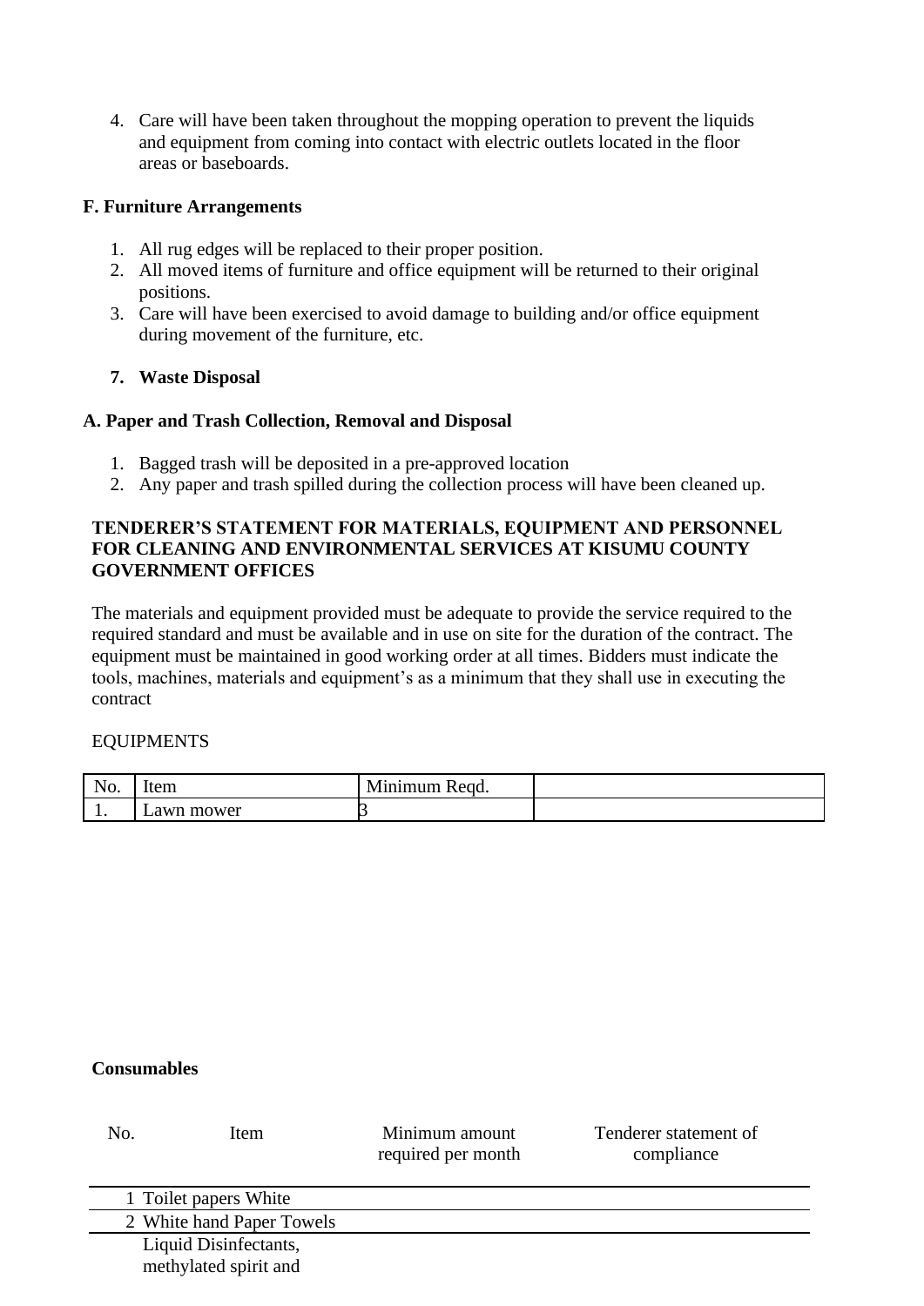4. Care will have been taken throughout the mopping operation to prevent the liquids and equipment from coming into contact with electric outlets located in the floor areas or baseboards.

**F. Furniture Arrangements**

1. All rug edges will be replaced to their proper position.
2. All moved items of furniture and office equipment will be returned to their original positions.
3. Care will have been exercised to avoid damage to building and/or office equipment during movement of the furniture, etc.

**7. Waste Disposal**

**A. Paper and Trash Collection, Removal and Disposal**

1. Bagged trash will be deposited in a pre-approved location
2. Any paper and trash spilled during the collection process will have been cleaned up.

**TENDERER'S STATEMENT FOR MATERIALS, EQUIPMENT AND PERSONNEL FOR CLEANING AND ENVIRONMENTAL SERVICES AT KISUMU COUNTY GOVERNMENT OFFICES**

The materials and equipment provided must be adequate to provide the service required to the required standard and must be available and in use on site for the duration of the contract. The equipment must be maintained in good working order at all times. Bidders must indicate the tools, machines, materials and equipment's as a minimum that they shall use in executing the contract

EQUIPMENTS

| No. | Item | Minimum Reqd. | |
|---|---|---|---|
| 1. | Lawn mower | 3 | |

**Consumables**

| No. | Item | Minimum amount required per month | Tenderer statement of compliance |
|---|---|---|---|
| 1 | Toilet papers White | | |
| 2 | White hand Paper Towels | | |
| | Liquid Disinfectants, methylated spirit and | | |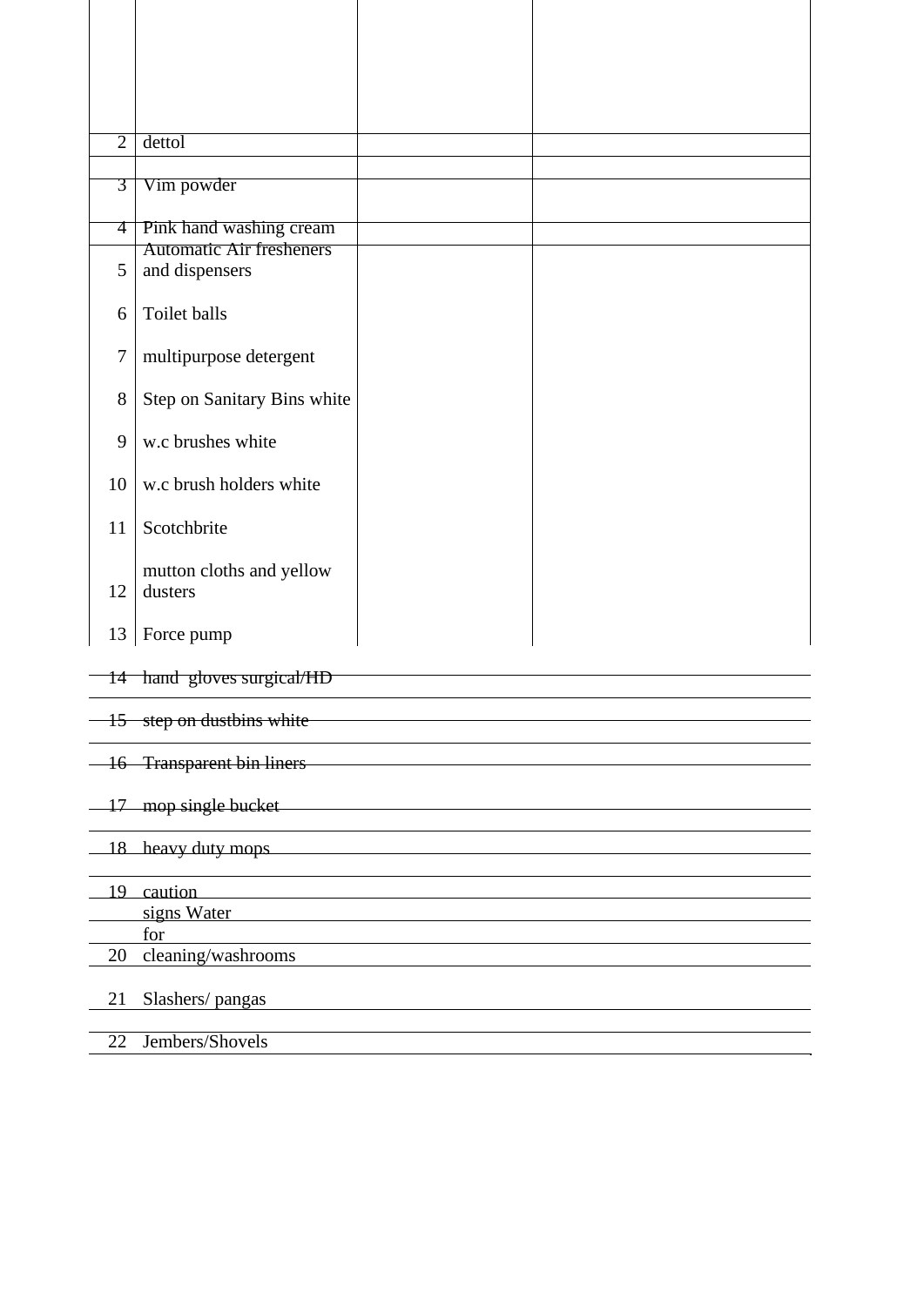| | | | |
|---|---|---|---|
| | | | |
| 2 | dettol | | |
| | | | |
| 3 | Vim powder | | |
| 4 | Pink hand washing cream | | |
| 5 | Automatic Air fresheners and dispensers | | |
| 6 | Toilet balls | | |
| 7 | multipurpose detergent | | |
| 8 | Step on Sanitary Bins white | | |
| 9 | w.c brushes white | | |
| 10 | w.c brush holders white | | |
| 11 | Scotchbrite | | |
| 12 | mutton cloths and yellow dusters | | |
| 13 | Force pump | | |
| 14 | hand gloves surgical/HD | | |
| 15 | step on dustbins white | | |
| 16 | Transparent bin liners | | |
| 17 | mop single bucket | | |
| 18 | heavy duty mops | | |
| 19 | caution signs Water | | |
| 20 | for cleaning/washrooms | | |
| 21 | Slashers/ pangas | | |
| 22 | Jembers/Shovels | | |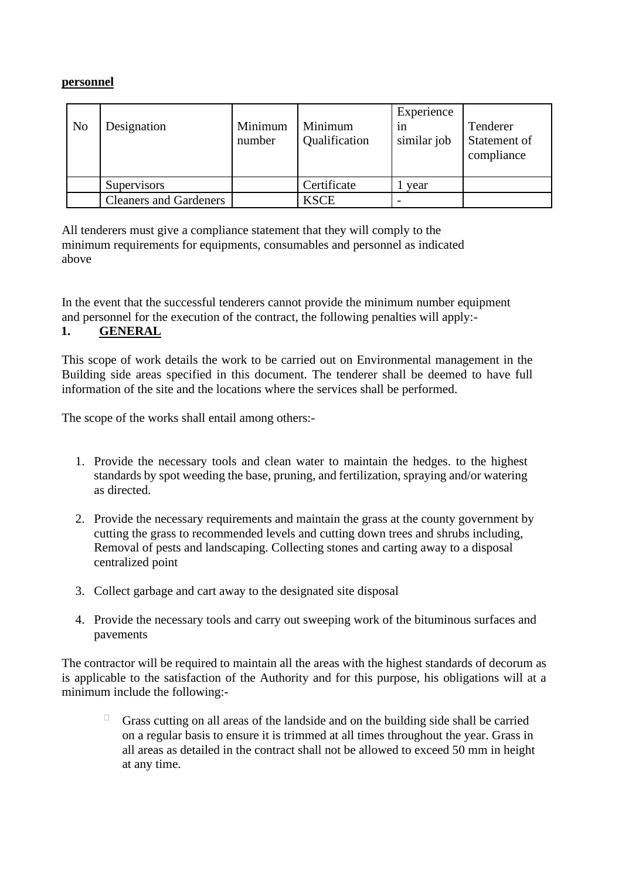**personnel**

| No | Designation | Minimum number | Minimum Qualification | Experience in similar job | Tenderer Statement of compliance |
|---|---|---|---|---|---|
| | Supervisors | | Certificate | 1 year | |
| | Cleaners and Gardeners | | KSCE | - | |

All tenderers must give a compliance statement that they will comply to the minimum requirements for equipments, consumables and personnel as indicated above

In the event that the successful tenderers cannot provide the minimum number equipment and personnel for the execution of the contract, the following penalties will apply:-

## 1. GENERAL

This scope of work details the work to be carried out on Environmental management in the Building side areas specified in this document. The tenderer shall be deemed to have full information of the site and the locations where the services shall be performed.

The scope of the works shall entail among others:-

1. Provide the necessary tools and clean water to maintain the hedges. to the highest standards by spot weeding the base, pruning, and fertilization, spraying and/or watering as directed.

2. Provide the necessary requirements and maintain the grass at the county government by cutting the grass to recommended levels and cutting down trees and shrubs including, Removal of pests and landscaping. Collecting stones and carting away to a disposal centralized point

3. Collect garbage and cart away to the designated site disposal

4. Provide the necessary tools and carry out sweeping work of the bituminous surfaces and pavements

The contractor will be required to maintain all the areas with the highest standards of decorum as is applicable to the satisfaction of the Authority and for this purpose, his obligations will at a minimum include the following:-

- Grass cutting on all areas of the landside and on the building side shall be carried on a regular basis to ensure it is trimmed at all times throughout the year. Grass in all areas as detailed in the contract shall not be allowed to exceed 50 mm in height at any time.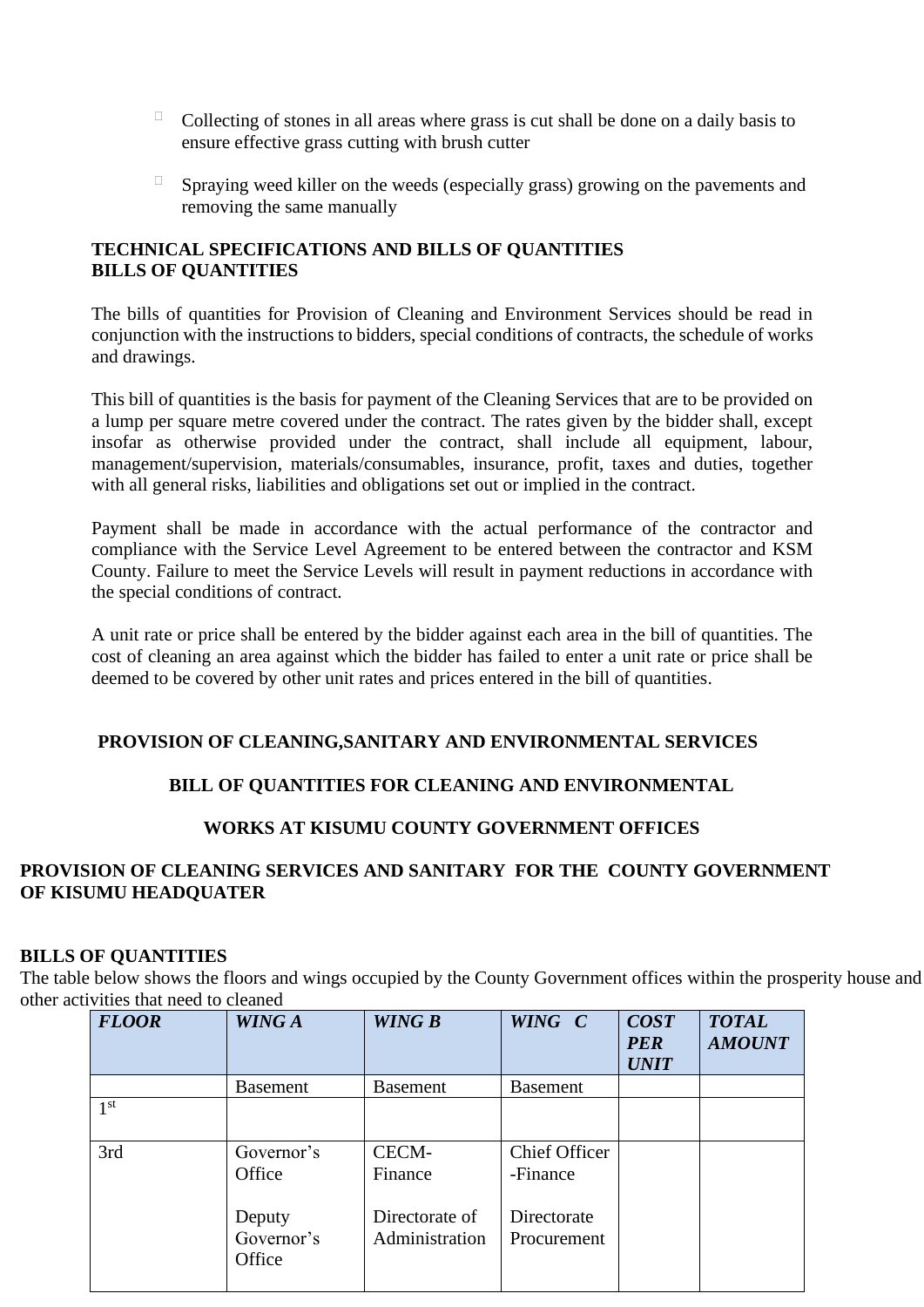- Collecting of stones in all areas where grass is cut shall be done on a daily basis to ensure effective grass cutting with brush cutter

- Spraying weed killer on the weeds (especially grass) growing on the pavements and removing the same manually

**TECHNICAL SPECIFICATIONS AND BILLS OF QUANTITIES**
**BILLS OF QUANTITIES**

The bills of quantities for Provision of Cleaning and Environment Services should be read in conjunction with the instructions to bidders, special conditions of contracts, the schedule of works and drawings.

This bill of quantities is the basis for payment of the Cleaning Services that are to be provided on a lump per square metre covered under the contract. The rates given by the bidder shall, except insofar as otherwise provided under the contract, shall include all equipment, labour, management/supervision, materials/consumables, insurance, profit, taxes and duties, together with all general risks, liabilities and obligations set out or implied in the contract.

Payment shall be made in accordance with the actual performance of the contractor and compliance with the Service Level Agreement to be entered between the contractor and KSM County. Failure to meet the Service Levels will result in payment reductions in accordance with the special conditions of contract.

A unit rate or price shall be entered by the bidder against each area in the bill of quantities. The cost of cleaning an area against which the bidder has failed to enter a unit rate or price shall be deemed to be covered by other unit rates and prices entered in the bill of quantities.

**PROVISION OF CLEANING,SANITARY AND ENVIRONMENTAL SERVICES**

**BILL OF QUANTITIES FOR CLEANING AND ENVIRONMENTAL**

**WORKS AT KISUMU COUNTY GOVERNMENT OFFICES**

**PROVISION OF CLEANING SERVICES AND SANITARY FOR THE COUNTY GOVERNMENT OF KISUMU HEADQUATER**

**BILLS OF QUANTITIES**

The table below shows the floors and wings occupied by the County Government offices within the prosperity house and other activities that need to cleaned

| ***FLOOR*** | ***WING A*** | ***WING B*** | ***WING C*** | ***COST PER UNIT*** | ***TOTAL AMOUNT*** |
|---|---|---|---|---|---|
| | Basement | Basement | Basement | | |
| 1st | | | | | |
| 3rd | Governor's Office<br><br>Deputy Governor's Office | CECM-Finance<br><br>Directorate of Administration | Chief Officer -Finance<br><br>Directorate Procurement | | |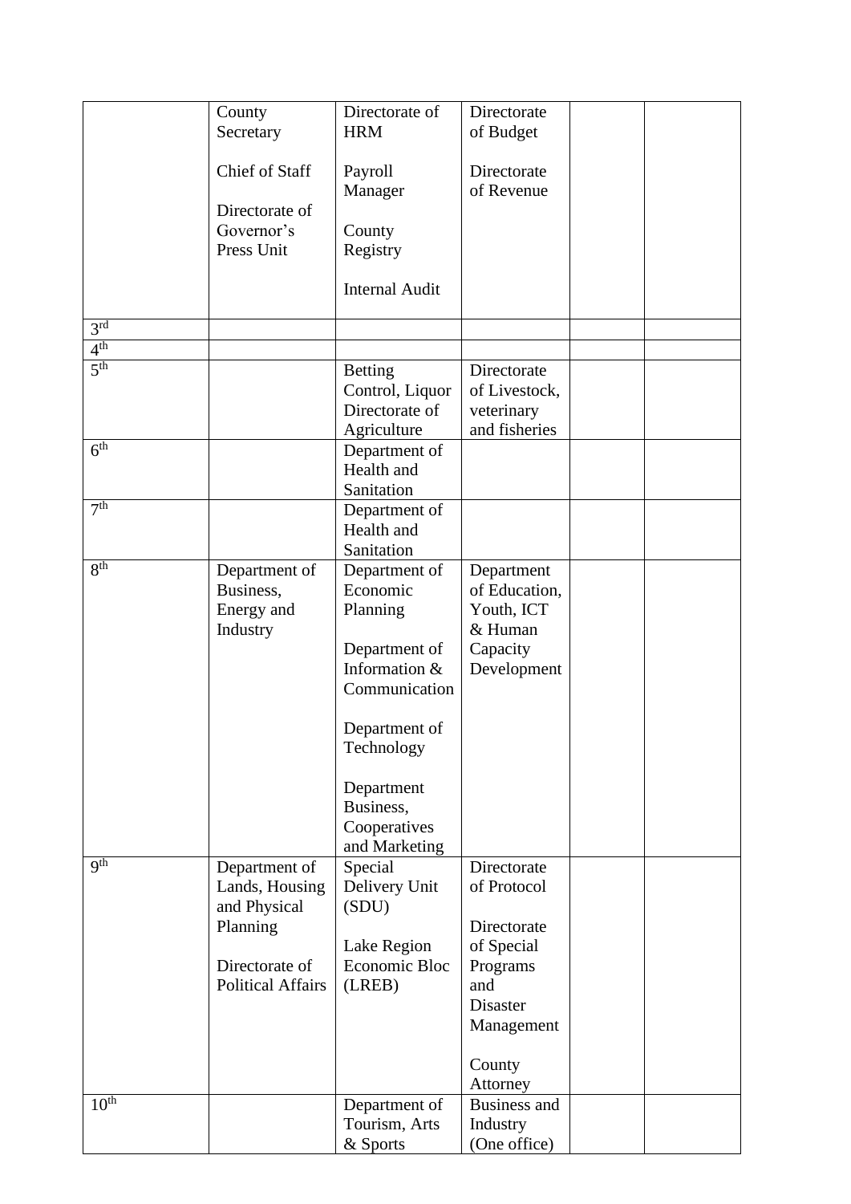| | | | | | |
|---|---|---|---|---|---|
| | County Secretary<br><br>Chief of Staff<br><br>Directorate of Governor's Press Unit | Directorate of HRM<br><br>Payroll Manager<br><br>County Registry<br><br>Internal Audit | Directorate of Budget<br><br>Directorate of Revenue | | |
| 3rd | | | | | |
| 4th | | | | | |
| 5th | | Betting Control, Liquor Directorate of Agriculture | Directorate of Livestock, veterinary and fisheries | | |
| 6th | | Department of Health and Sanitation | | | |
| 7th | | Department of Health and Sanitation | | | |
| 8th | Department of Business, Energy and Industry | Department of Economic Planning<br><br>Department of Information & Communication<br><br>Department of Technology<br><br>Department Business, Cooperatives and Marketing | Department of Education, Youth, ICT & Human Capacity Development | | |
| 9th | Department of Lands, Housing and Physical Planning<br><br>Directorate of Political Affairs | Special Delivery Unit (SDU)<br><br>Lake Region Economic Bloc (LREB) | Directorate of Protocol<br><br>Directorate of Special Programs and Disaster Management<br><br>County Attorney | | |
| 10th | | Department of Tourism, Arts & Sports | Business and Industry (One office) | | |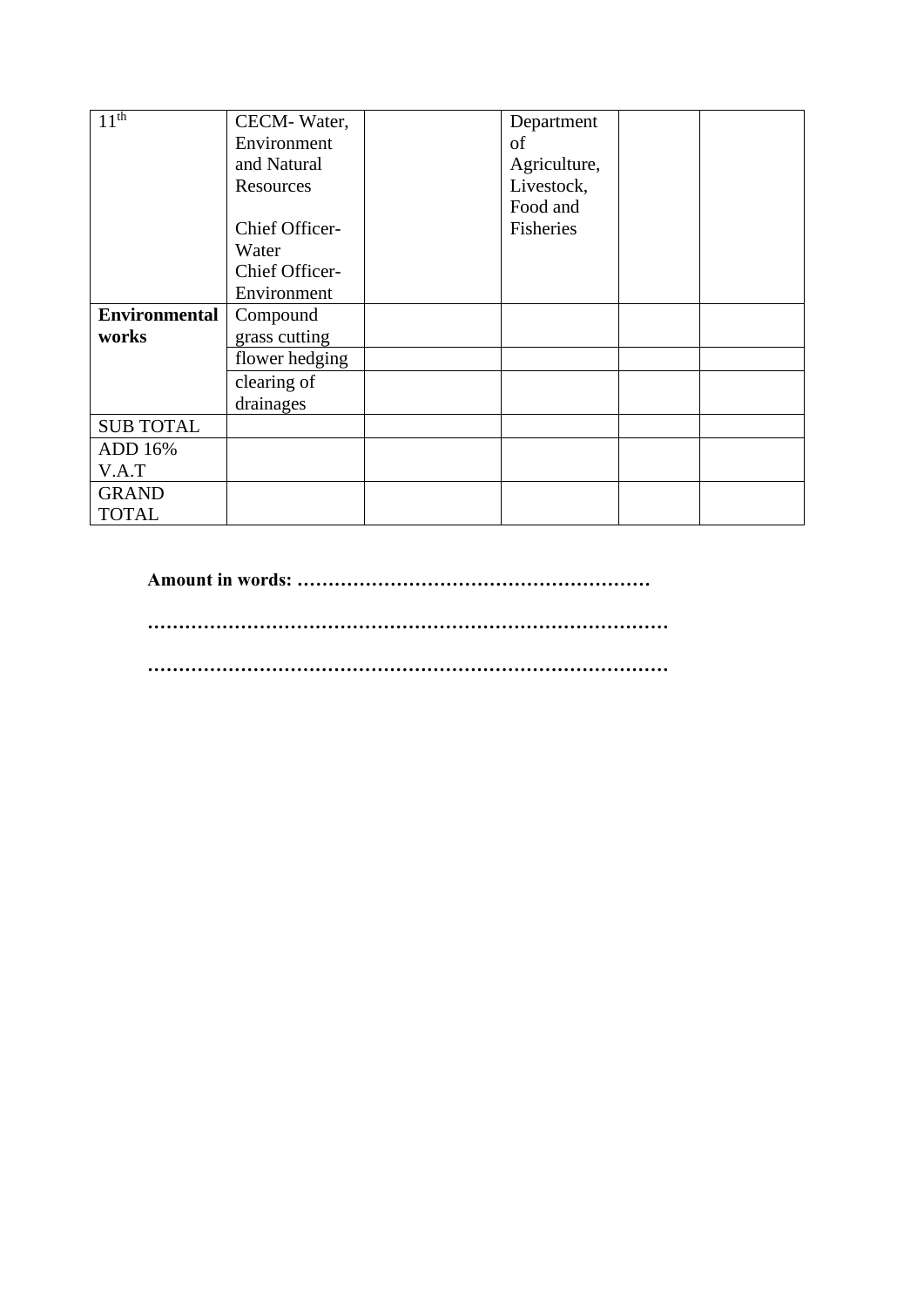| 11th | CECM- Water, Environment and Natural Resources<br><br>Chief Officer- Water<br>Chief Officer- Environment | | Department of Agriculture, Livestock, Food and Fisheries | | |
|---|---|---|---|---|---|
| **Environmental works** | Compound grass cutting | | | | |
| | flower hedging | | | | |
| | clearing of drainages | | | | |
| SUB TOTAL | | | | | |
| ADD 16% V.A.T | | | | | |
| GRAND TOTAL | | | | | |

**Amount in words: …………………………………………………**

**……………………………………………………………………………**

**……………………………………………………………………………**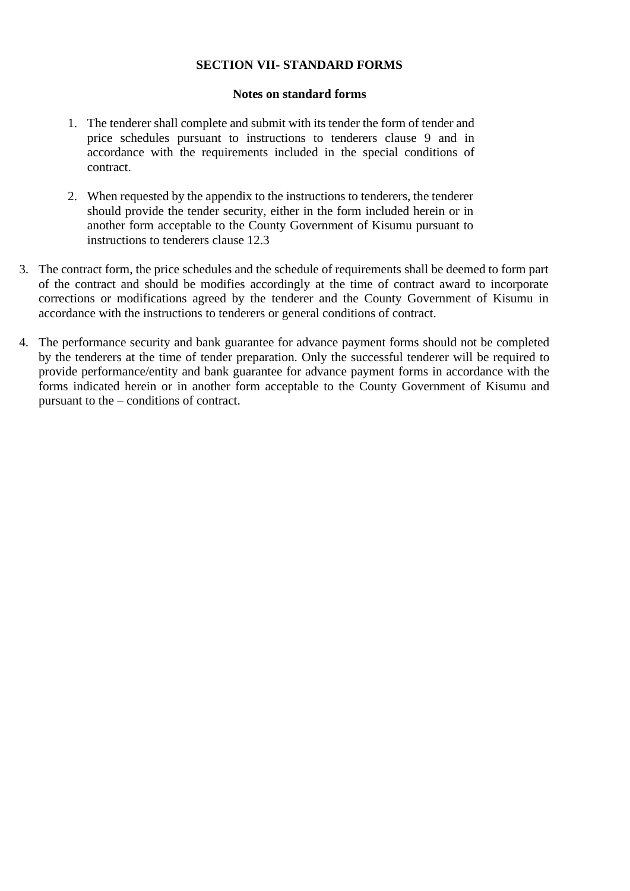**SECTION VII- STANDARD FORMS**

**Notes on standard forms**

1. The tenderer shall complete and submit with its tender the form of tender and price schedules pursuant to instructions to tenderers clause 9 and in accordance with the requirements included in the special conditions of contract.

2. When requested by the appendix to the instructions to tenderers, the tenderer should provide the tender security, either in the form included herein or in another form acceptable to the County Government of Kisumu pursuant to instructions to tenderers clause 12.3

3. The contract form, the price schedules and the schedule of requirements shall be deemed to form part of the contract and should be modifies accordingly at the time of contract award to incorporate corrections or modifications agreed by the tenderer and the County Government of Kisumu in accordance with the instructions to tenderers or general conditions of contract.

4. The performance security and bank guarantee for advance payment forms should not be completed by the tenderers at the time of tender preparation. Only the successful tenderer will be required to provide performance/entity and bank guarantee for advance payment forms in accordance with the forms indicated herein or in another form acceptable to the County Government of Kisumu and pursuant to the – conditions of contract.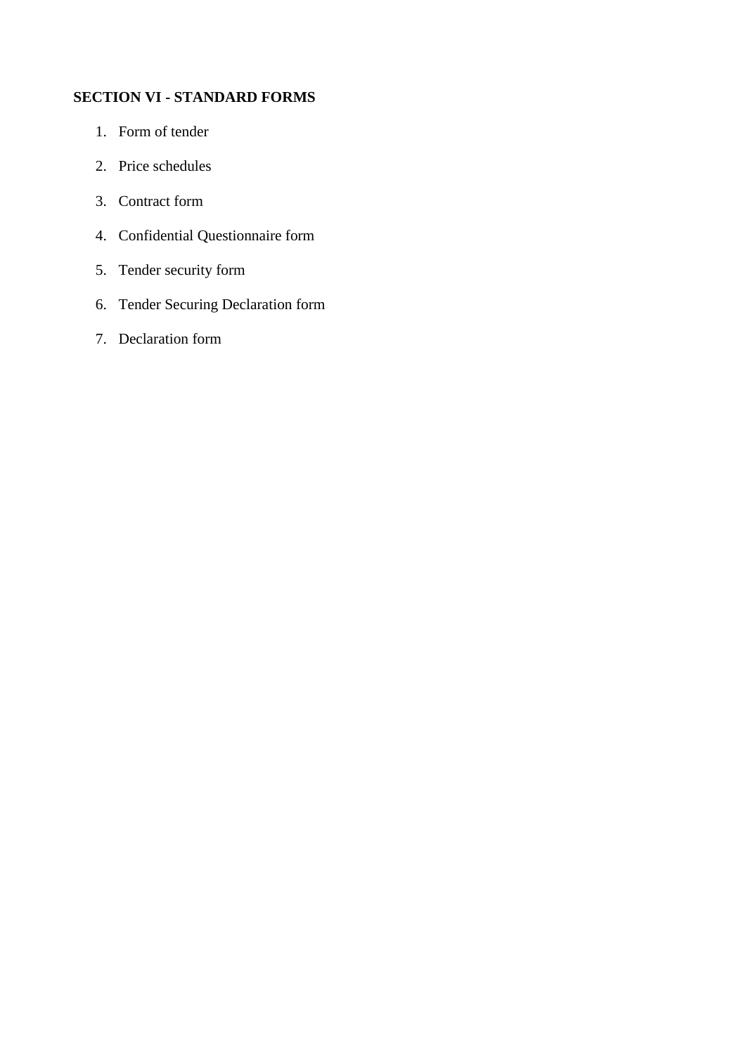## SECTION VI - STANDARD FORMS

1. Form of tender
2. Price schedules
3. Contract form
4. Confidential Questionnaire form
5. Tender security form
6. Tender Securing Declaration form
7. Declaration form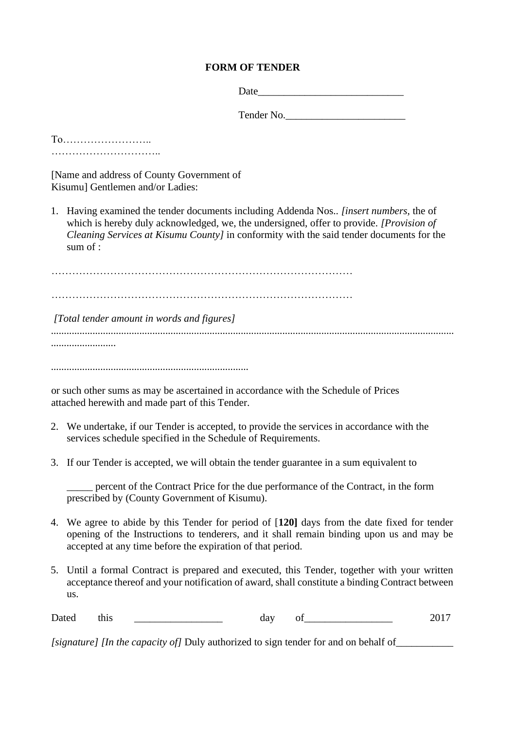## FORM OF TENDER

Date\_\_\_\_\_\_\_\_\_\_\_\_\_\_\_\_\_\_\_\_\_\_\_\_\_\_\_\_

Tender No.\_\_\_\_\_\_\_\_\_\_\_\_\_\_\_\_\_\_\_\_\_\_\_

To……………………..
…………………………..

[Name and address of County Government of Kisumu] Gentlemen and/or Ladies:

1. Having examined the tender documents including Addenda Nos.. *[insert numbers,* the of which is hereby duly acknowledged, we, the undersigned, offer to provide. *[Provision of Cleaning Services at Kisumu County]* in conformity with the said tender documents for the sum of :

……………………………………………………………………………

……………………………………………………………………………

*[Total tender amount in words and figures]*
..........................................................................................................................................................................................

...........................................................................

or such other sums as may be ascertained in accordance with the Schedule of Prices attached herewith and made part of this Tender.

2. We undertake, if our Tender is accepted, to provide the services in accordance with the services schedule specified in the Schedule of Requirements.

3. If our Tender is accepted, we will obtain the tender guarantee in a sum equivalent to

   \_\_\_\_\_ percent of the Contract Price for the due performance of the Contract, in the form prescribed by (County Government of Kisumu).

4. We agree to abide by this Tender for period of [**120]** days from the date fixed for tender opening of the Instructions to tenderers, and it shall remain binding upon us and may be accepted at any time before the expiration of that period.

5. Until a formal Contract is prepared and executed, this Tender, together with your written acceptance thereof and your notification of award, shall constitute a binding Contract between us.

Dated this \_\_\_\_\_\_\_\_\_\_\_\_\_\_\_\_\_ day of\_\_\_\_\_\_\_\_\_\_\_\_\_\_\_\_\_ 2017

*[signature] [In the capacity of]* Duly authorized to sign tender for and on behalf of\_\_\_\_\_\_\_\_\_\_\_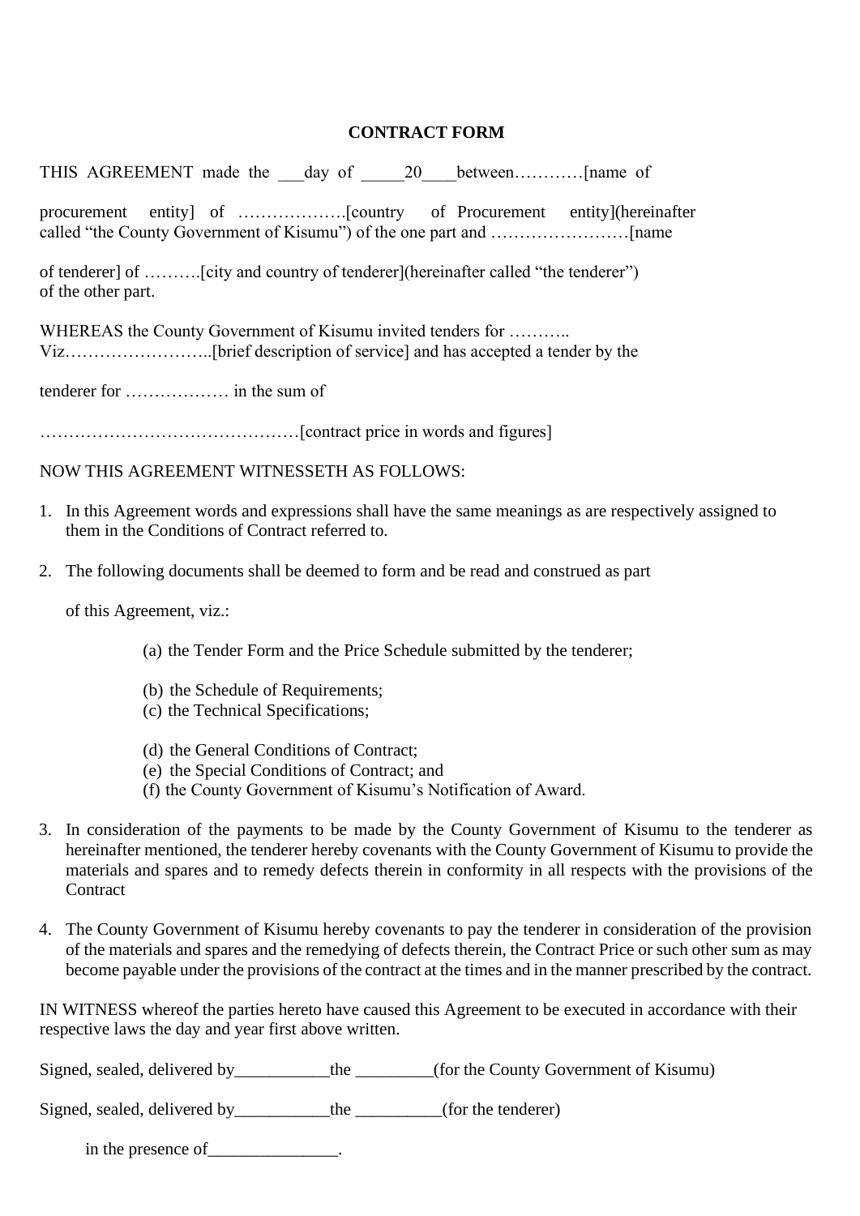## CONTRACT FORM

THIS AGREEMENT made the ___day of _____20____between…………[name of

procurement entity] of ……………….[country of Procurement entity](hereinafter called "the County Government of Kisumu") of the one part and ……………………[name

of tenderer] of ……….[city and country of tenderer](hereinafter called "the tenderer") of the other part.

WHEREAS the County Government of Kisumu invited tenders for ……….. Viz……………………..[brief description of service] and has accepted a tender by the

tenderer for ……………… in the sum of

………………………………………[contract price in words and figures]

NOW THIS AGREEMENT WITNESSETH AS FOLLOWS:

1. In this Agreement words and expressions shall have the same meanings as are respectively assigned to them in the Conditions of Contract referred to.

2. The following documents shall be deemed to form and be read and construed as part

   of this Agreement, viz.:

   (a) the Tender Form and the Price Schedule submitted by the tenderer;

   (b) the Schedule of Requirements;
   (c) the Technical Specifications;

   (d) the General Conditions of Contract;
   (e) the Special Conditions of Contract; and
   (f) the County Government of Kisumu's Notification of Award.

3. In consideration of the payments to be made by the County Government of Kisumu to the tenderer as hereinafter mentioned, the tenderer hereby covenants with the County Government of Kisumu to provide the materials and spares and to remedy defects therein in conformity in all respects with the provisions of the Contract

4. The County Government of Kisumu hereby covenants to pay the tenderer in consideration of the provision of the materials and spares and the remedying of defects therein, the Contract Price or such other sum as may become payable under the provisions of the contract at the times and in the manner prescribed by the contract.

IN WITNESS whereof the parties hereto have caused this Agreement to be executed in accordance with their respective laws the day and year first above written.

Signed, sealed, delivered by___________the _________(for the County Government of Kisumu)

Signed, sealed, delivered by___________the __________(for the tenderer)

in the presence of_______________.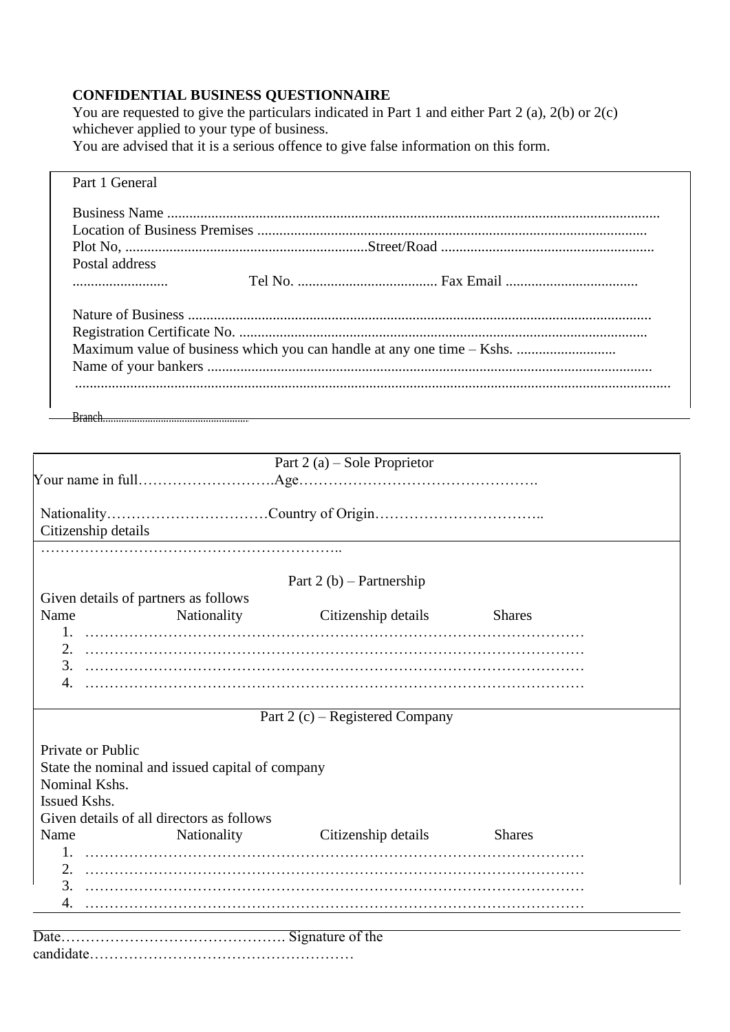**CONFIDENTIAL BUSINESS QUESTIONNAIRE**

You are requested to give the particulars indicated in Part 1 and either Part 2 (a), 2(b) or 2(c) whichever applied to your type of business.

You are advised that it is a serious offence to give false information on this form.

Part 1 General

Business Name ..................................................................................................................................

Location of Business Premises .........................................................................................................

Plot No, .................................................................Street/Road .........................................................

Postal address

.......................... Tel No. ...................................... Fax Email ....................................

Nature of Business ............................................................................................................................

Registration Certificate No. .............................................................................................................

Maximum value of business which you can handle at any one time – Kshs. ...........................

Name of your bankers .......................................................................................................................

...............................................................................................................................................................

Branch.........................................................

Part 2 (a) – Sole Proprietor

Your name in full……………………….Age………………………………………….

Nationality……………………………Country of Origin……………………………..

Citizenship details

……………………………………………………..

Part 2 (b) – Partnership

Given details of partners as follows

| Name | Nationality | Citizenship details | Shares |
|---|---|---|---|
| 1. …………… | | | |
| 2. …………… | | | |
| 3. …………… | | | |
| 4. …………… | | | |

Part 2 (c) – Registered Company

Private or Public

State the nominal and issued capital of company

Nominal Kshs.

Issued Kshs.

Given details of all directors as follows

| Name | Nationality | Citizenship details | Shares |
|---|---|---|---|
| 1. …………… | | | |
| 2. …………… | | | |
| 3. …………… | | | |
| 4. …………… | | | |

Date………………………………………. Signature of the candidate………………………………………………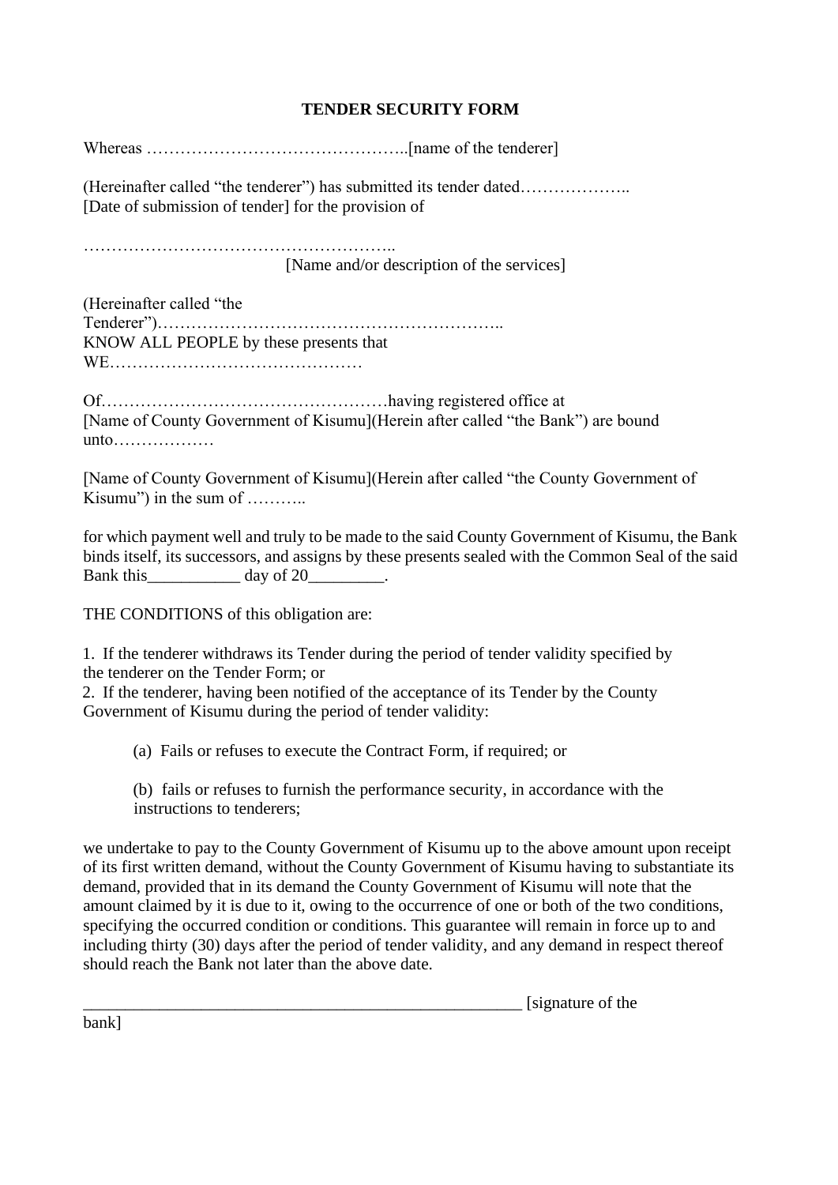## TENDER SECURITY FORM

Whereas ………………………………………..[name of the tenderer]

(Hereinafter called "the tenderer") has submitted its tender dated……………….. [Date of submission of tender] for the provision of

………………………………………………..
[Name and/or description of the services]

(Hereinafter called "the Tenderer")…………………………………………………..
KNOW ALL PEOPLE by these presents that WE………………………………………

Of……………………………………………having registered office at [Name of County Government of Kisumu](Herein after called "the Bank") are bound unto………………

[Name of County Government of Kisumu](Herein after called "the County Government of Kisumu") in the sum of ………..

for which payment well and truly to be made to the said County Government of Kisumu, the Bank binds itself, its successors, and assigns by these presents sealed with the Common Seal of the said Bank this___________ day of 20_________.

THE CONDITIONS of this obligation are:

1. If the tenderer withdraws its Tender during the period of tender validity specified by the tenderer on the Tender Form; or
2. If the tenderer, having been notified of the acceptance of its Tender by the County Government of Kisumu during the period of tender validity:

   (a) Fails or refuses to execute the Contract Form, if required; or

   (b) fails or refuses to furnish the performance security, in accordance with the instructions to tenderers;

we undertake to pay to the County Government of Kisumu up to the above amount upon receipt of its first written demand, without the County Government of Kisumu having to substantiate its demand, provided that in its demand the County Government of Kisumu will note that the amount claimed by it is due to it, owing to the occurrence of one or both of the two conditions, specifying the occurred condition or conditions. This guarantee will remain in force up to and including thirty (30) days after the period of tender validity, and any demand in respect thereof should reach the Bank not later than the above date.

_____________________________________________________ [signature of the bank]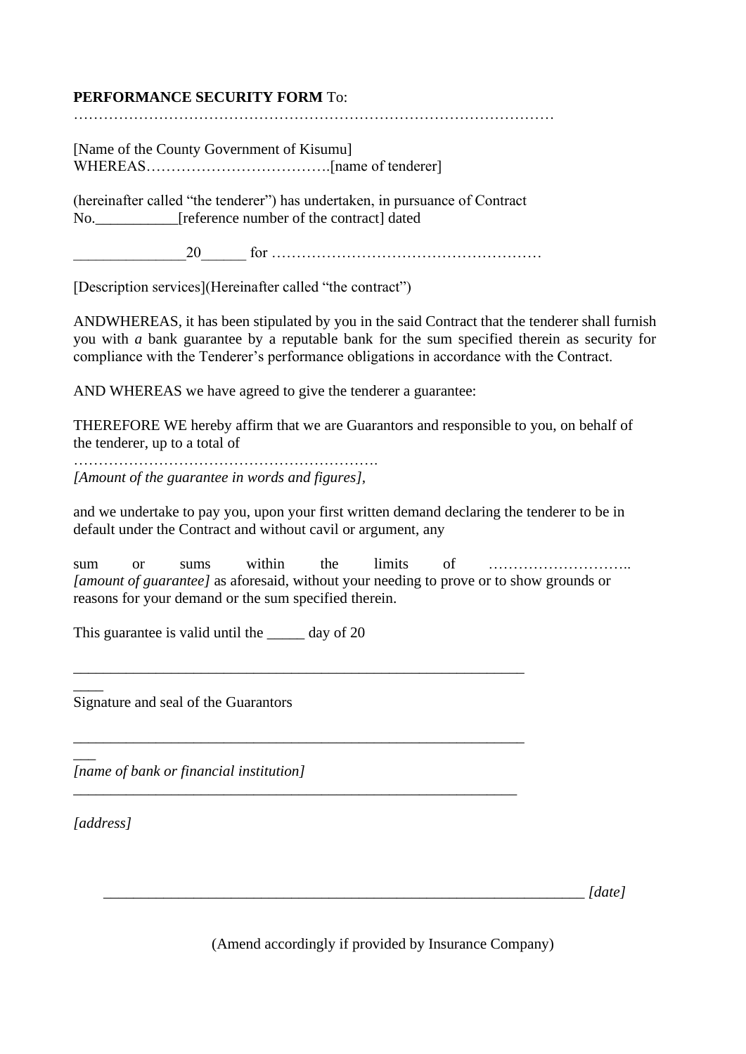**PERFORMANCE SECURITY FORM** To:
………………………………………………………………………………………

[Name of the County Government of Kisumu]
WHEREAS……………………………….[name of tenderer]

(hereinafter called "the tenderer") has undertaken, in pursuance of Contract No.___________[reference number of the contract] dated

______________20______ for ………………………………………………

[Description services](Hereinafter called "the contract")

ANDWHEREAS, it has been stipulated by you in the said Contract that the tenderer shall furnish you with *a* bank guarantee by a reputable bank for the sum specified therein as security for compliance with the Tenderer's performance obligations in accordance with the Contract.

AND WHEREAS we have agreed to give the tenderer a guarantee:

THEREFORE WE hereby affirm that we are Guarantors and responsible to you, on behalf of the tenderer, up to a total of

…………………………………………………….
*[Amount of the guarantee in words and figures]*,

and we undertake to pay you, upon your first written demand declaring the tenderer to be in default under the Contract and without cavil or argument, any

sum or sums within the limits of ……………………….. *[amount of guarantee]* as aforesaid, without your needing to prove or to show grounds or reasons for your demand or the sum specified therein.

This guarantee is valid until the _____ day of 20

______________________________________________________________
Signature and seal of the Guarantors

______________________________________________________________
*[name of bank or financial institution]*
______________________________________________________________

*[address]*

__________________________________________________________________ *[date]*

(Amend accordingly if provided by Insurance Company)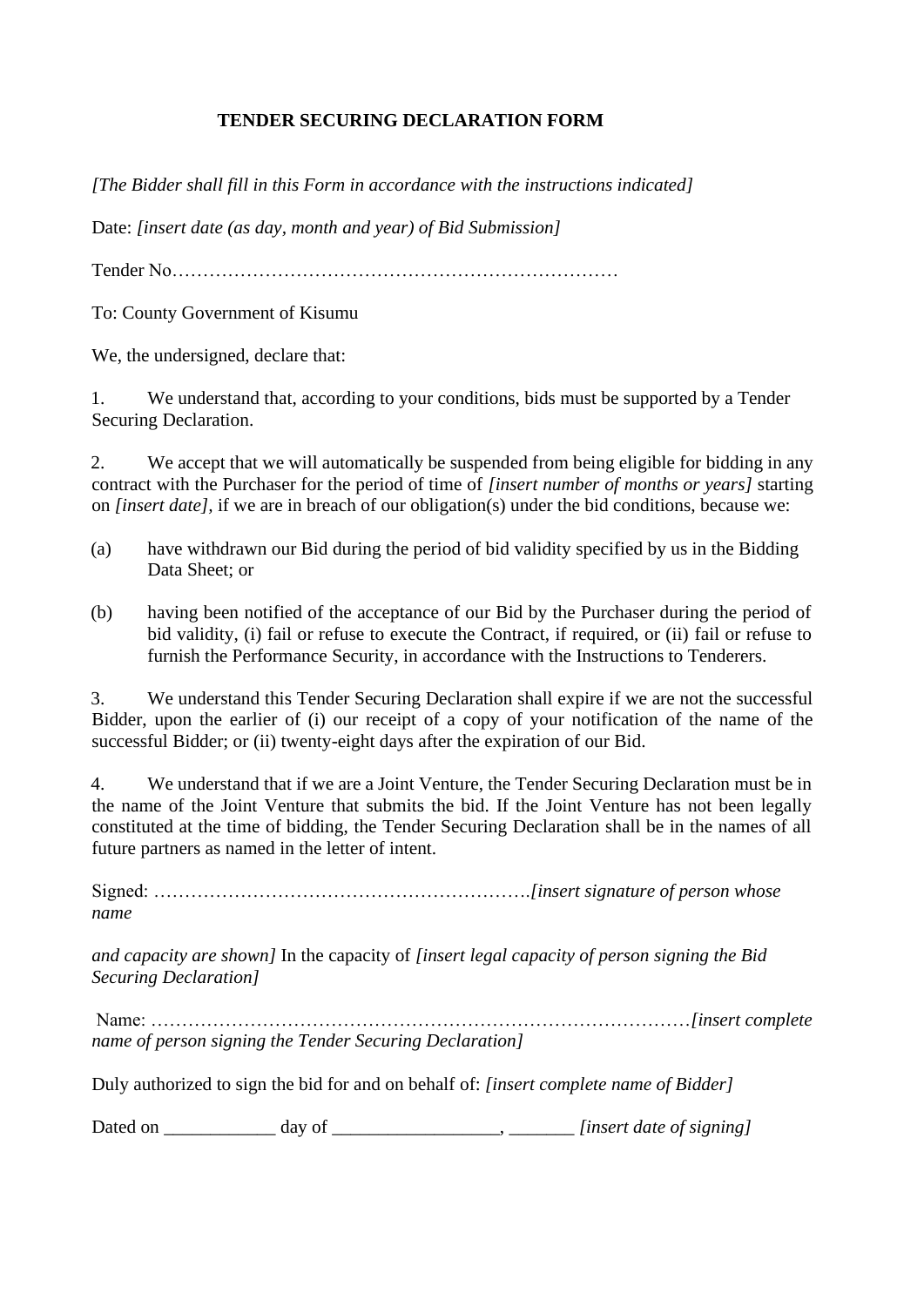## TENDER SECURING DECLARATION FORM

*[The Bidder shall fill in this Form in accordance with the instructions indicated]*

Date: *[insert date (as day, month and year) of Bid Submission]*

Tender No………………………………………………………………

To: County Government of Kisumu

We, the undersigned, declare that:

1. We understand that, according to your conditions, bids must be supported by a Tender Securing Declaration.

2. We accept that we will automatically be suspended from being eligible for bidding in any contract with the Purchaser for the period of time of *[insert number of months or years]* starting on *[insert date]*, if we are in breach of our obligation(s) under the bid conditions, because we:

(a) have withdrawn our Bid during the period of bid validity specified by us in the Bidding Data Sheet; or

(b) having been notified of the acceptance of our Bid by the Purchaser during the period of bid validity, (i) fail or refuse to execute the Contract, if required, or (ii) fail or refuse to furnish the Performance Security, in accordance with the Instructions to Tenderers.

3. We understand this Tender Securing Declaration shall expire if we are not the successful Bidder, upon the earlier of (i) our receipt of a copy of your notification of the name of the successful Bidder; or (ii) twenty-eight days after the expiration of our Bid.

4. We understand that if we are a Joint Venture, the Tender Securing Declaration must be in the name of the Joint Venture that submits the bid. If the Joint Venture has not been legally constituted at the time of bidding, the Tender Securing Declaration shall be in the names of all future partners as named in the letter of intent.

Signed: …………………………………………………….*[insert signature of person whose name*

*and capacity are shown]* In the capacity of *[insert legal capacity of person signing the Bid Securing Declaration]*

Name: ……………………………………………………………………………*[insert complete name of person signing the Tender Securing Declaration]*

Duly authorized to sign the bid for and on behalf of: *[insert complete name of Bidder]*

Dated on ____________ day of __________________, _______ *[insert date of signing]*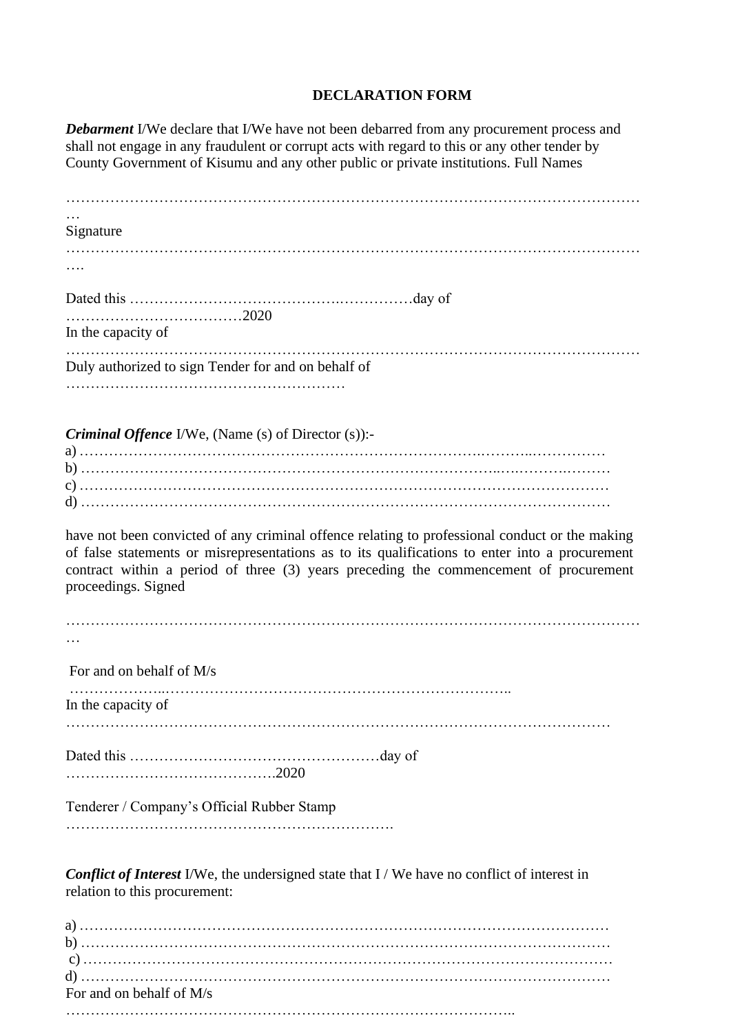**DECLARATION FORM**

***Debarment*** I/We declare that I/We have not been debarred from any procurement process and shall not engage in any fraudulent or corrupt acts with regard to this or any other tender by County Government of Kisumu and any other public or private institutions. Full Names

………………………………………………………………………………………………………………

Signature

……………………………………………………………………………………………………………….

Dated this …………………………………….……………day of ………………………………2020

In the capacity of

……………………………………………………………………………………………………………

Duly authorized to sign Tender for and on behalf of …………………………………………………

***Criminal Offence*** I/We, (Name (s) of Director (s)):-

a) ……………………………………………………………………….………..……………

b) …………………………………………………………………………..….…….………

c) ………………………………………………………………………………………………

d) ………………………………………………………………………………………………

have not been convicted of any criminal offence relating to professional conduct or the making of false statements or misrepresentations as to its qualifications to enter into a procurement contract within a period of three (3) years preceding the commencement of procurement proceedings. Signed

………………………………………………………………………………………………………………

For and on behalf of M/s

………………..……………………………………………………………..

In the capacity of

………………………………………………………………………………………………

Dated this ……………………………………………day of …………………………………….2020

Tenderer / Company's Official Rubber Stamp

………………………………………………………….

***Conflict of Interest*** I/We, the undersigned state that I / We have no conflict of interest in relation to this procurement:

a) ………………………………………………………………………………………………

b) ………………………………………………………………………………………………

c) ………………………………………………………………………………………………

d) ………………………………………………………………………………………………

For and on behalf of M/s

………………………………………………………………………………..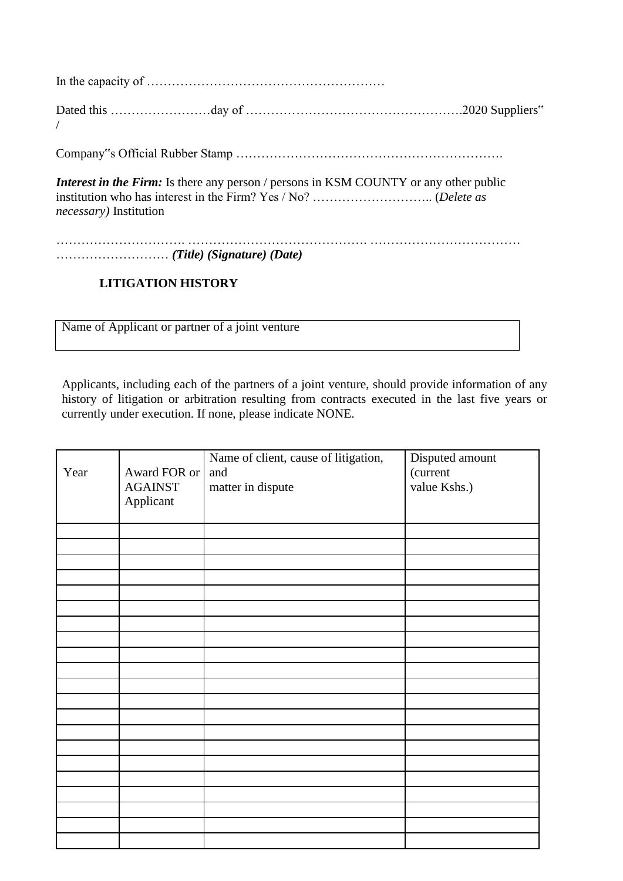In the capacity of …………………………………………………

Dated this ……………………day of …………………………………………….2020 Suppliers‟ /

Company‟s Official Rubber Stamp ……………………………………………………….

***Interest in the Firm:*** Is there any person / persons in KSM COUNTY or any other public institution who has interest in the Firm? Yes / No? ……………………….. (*Delete as necessary)* Institution

…………………………. ……………………………………. ……………………………… ……………………… ***(Title) (Signature) (Date)***

**LITIGATION HISTORY**

| Name of Applicant or partner of a joint venture |
|---|
| |

Applicants, including each of the partners of a joint venture, should provide information of any history of litigation or arbitration resulting from contracts executed in the last five years or currently under execution. If none, please indicate NONE.

| Year | Award FOR or AGAINST Applicant | Name of client, cause of litigation, and matter in dispute | Disputed amount (current value Kshs.) |
|---|---|---|---|
| | | | |
| | | | |
| | | | |
| | | | |
| | | | |
| | | | |
| | | | |
| | | | |
| | | | |
| | | | |
| | | | |
| | | | |
| | | | |
| | | | |
| | | | |
| | | | |
| | | | |
| | | | |
| | | | |
| | | | |
| | | | |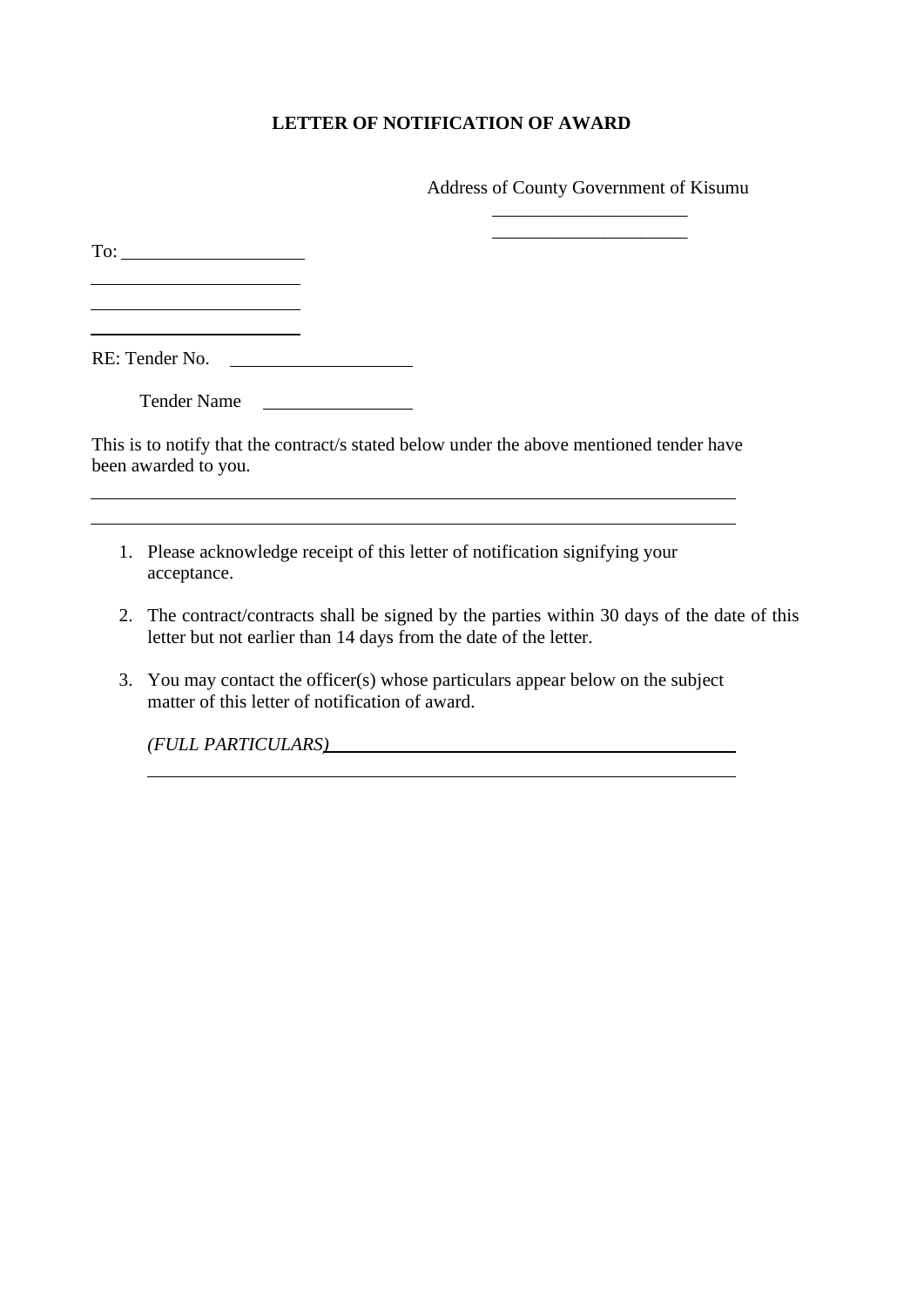# LETTER OF NOTIFICATION OF AWARD

Address of County Government of Kisumu
_____________________
_____________________

To: ____________________
______________________
______________________
______________________

RE: Tender No. ____________________

Tender Name ________________

This is to notify that the contract/s stated below under the above mentioned tender have been awarded to you.

______________________________________________________________________
______________________________________________________________________

1. Please acknowledge receipt of this letter of notification signifying your acceptance.
2. The contract/contracts shall be signed by the parties within 30 days of the date of this letter but not earlier than 14 days from the date of the letter.
3. You may contact the officer(s) whose particulars appear below on the subject matter of this letter of notification of award.

   *(FULL PARTICULARS)*______________________________________________
   ______________________________________________________________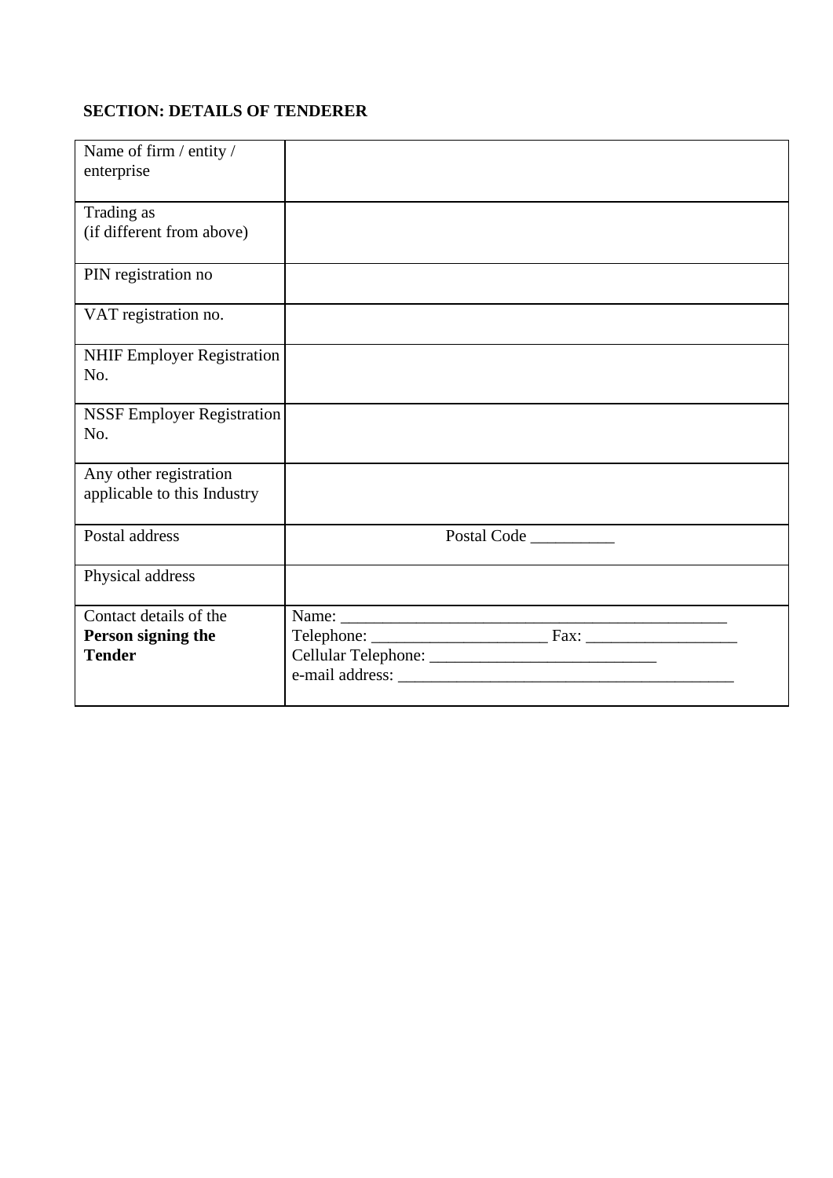**SECTION: DETAILS OF TENDERER**

| | |
|---|---|
| Name of firm / entity / enterprise | |
| Trading as (if different from above) | |
| PIN registration no | |
| VAT registration no. | |
| NHIF Employer Registration No. | |
| NSSF Employer Registration No. | |
| Any other registration applicable to this Industry | |
| Postal address | Postal Code __________ |
| Physical address | |
| Contact details of the **Person signing the Tender** | Name: ______________________________________________<br>Telephone: _____________________ Fax: __________________<br>Cellular Telephone: ____________________________<br>e-mail address: ________________________________________ |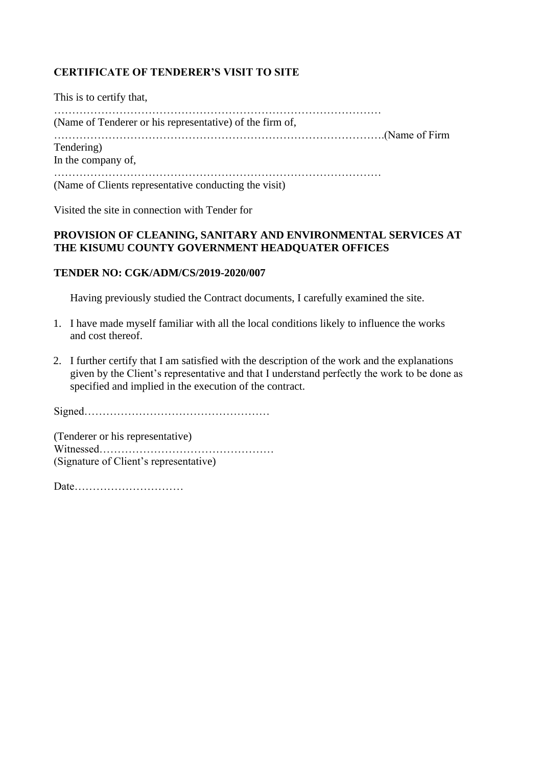**CERTIFICATE OF TENDERER'S VISIT TO SITE**

This is to certify that,

…………………………………………………………………………………
(Name of Tenderer or his representative) of the firm of,

……………………………………………………………………………….(Name of Firm Tendering)

In the company of,

…………………………………………………………………………………
(Name of Clients representative conducting the visit)

Visited the site in connection with Tender for

**PROVISION OF CLEANING, SANITARY AND ENVIRONMENTAL SERVICES AT THE KISUMU COUNTY GOVERNMENT HEADQUATER OFFICES**

**TENDER NO: CGK/ADM/CS/2019-2020/007**

Having previously studied the Contract documents, I carefully examined the site.

1. I have made myself familiar with all the local conditions likely to influence the works and cost thereof.

2. I further certify that I am satisfied with the description of the work and the explanations given by the Client's representative and that I understand perfectly the work to be done as specified and implied in the execution of the contract.

Signed……………………………………………

(Tenderer or his representative)
Witnessed…………………………………………
(Signature of Client's representative)

Date…………………………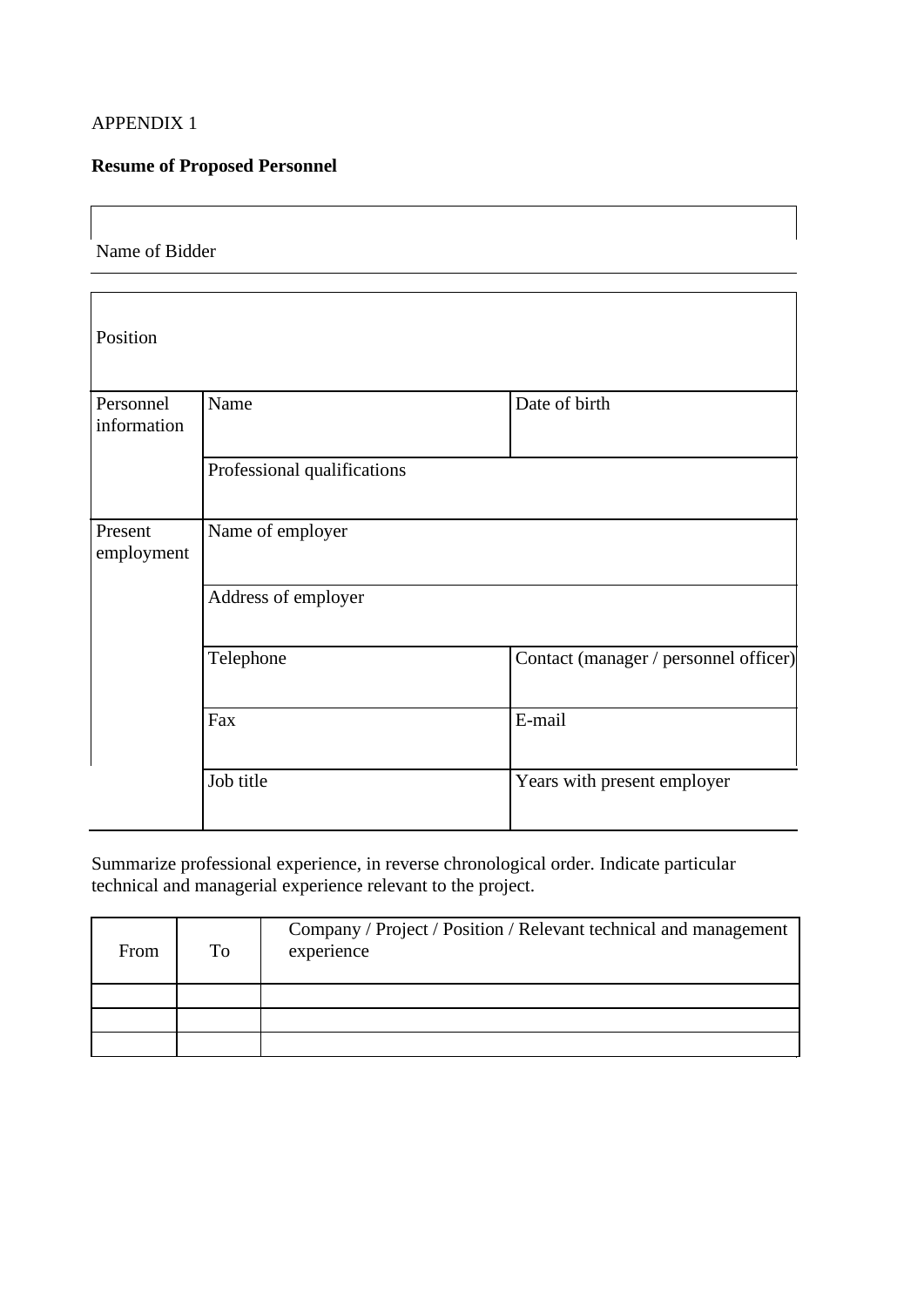APPENDIX 1

**Resume of Proposed Personnel**

| Name of Bidder |
|---|

| Position | | |
|---|---|---|
| Personnel information | Name | Date of birth |
| | Professional qualifications | |
| Present employment | Name of employer | |
| | Address of employer | |
| | Telephone | Contact (manager / personnel officer) |
| | Fax | E-mail |
| | Job title | Years with present employer |

Summarize professional experience, in reverse chronological order. Indicate particular technical and managerial experience relevant to the project.

| From | To | Company / Project / Position / Relevant technical and management experience |
|---|---|---|
| | | |
| | | |
| | | |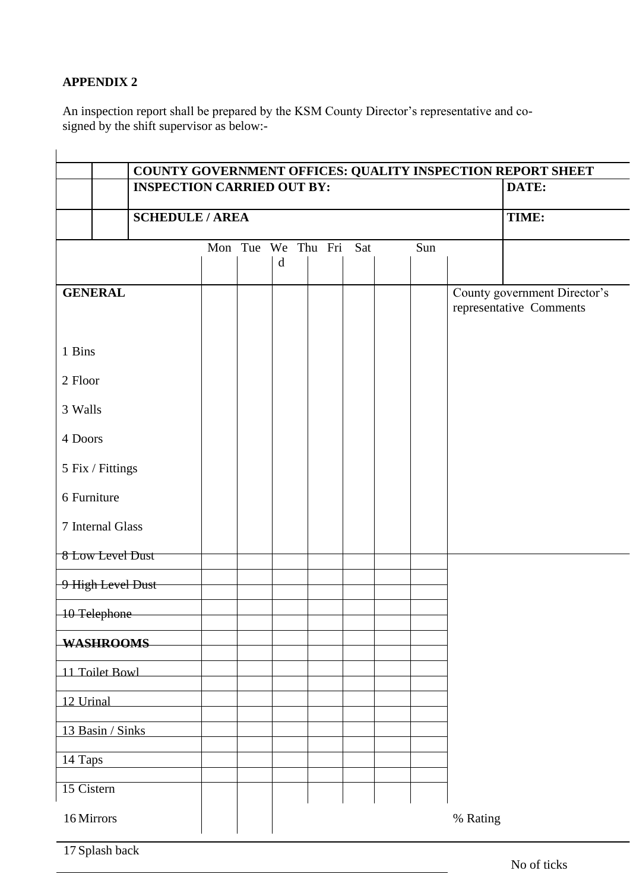**APPENDIX 2**

An inspection report shall be prepared by the KSM County Director's representative and co-signed by the shift supervisor as below:-

| | | | | | | | | | |
|---|---|---|---|---|---|---|---|---|---|
| **COUNTY GOVERNMENT OFFICES: QUALITY INSPECTION REPORT SHEET** | | | | | | | | | |
| **INSPECTION CARRIED OUT BY:** | | | | | | | | | **DATE:** |
| **SCHEDULE / AREA** | | | | | | | | | **TIME:** |
| | Mon | Tue | Wed | Thu | Fri | Sat | | Sun | |
| **GENERAL** | | | | | | | | | County government Director's representative Comments |
| 1 Bins | | | | | | | | | |
| 2 Floor | | | | | | | | | |
| 3 Walls | | | | | | | | | |
| 4 Doors | | | | | | | | | |
| 5 Fix / Fittings | | | | | | | | | |
| 6 Furniture | | | | | | | | | |
| 7 Internal Glass | | | | | | | | | |
| 8 Low Level Dust | | | | | | | | | |
| 9 High Level Dust | | | | | | | | | |
| 10 Telephone | | | | | | | | | |
| **WASHROOMS** | | | | | | | | | |
| 11 Toilet Bowl | | | | | | | | | |
| 12 Urinal | | | | | | | | | |
| 13 Basin / Sinks | | | | | | | | | |
| 14 Taps | | | | | | | | | |
| 15 Cistern | | | | | | | | | |
| 16 Mirrors | | | | | | | | | % Rating |
| 17 Splash back | | | | | | | | | No of ticks |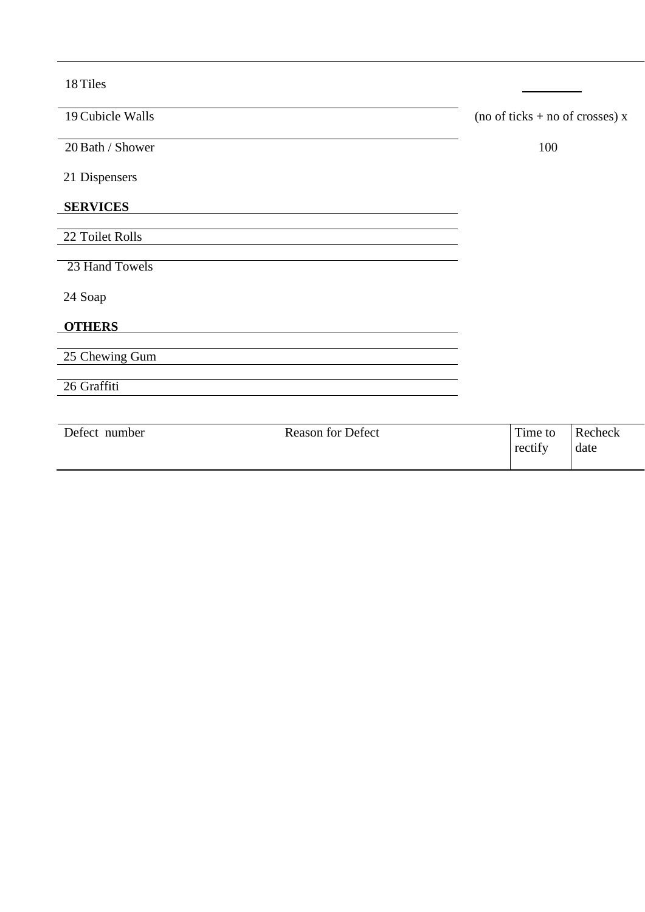18 Tiles

19 Cubicle Walls

20 Bath / Shower

21 Dispensers

**SERVICES**

22 Toilet Rolls

23 Hand Towels

24 Soap

**OTHERS**

25 Chewing Gum

26 Graffiti

_________

(no of ticks + no of crosses) x

100

| Defect number | Reason for Defect | Time to rectify | Recheck date |
|---|---|---|---|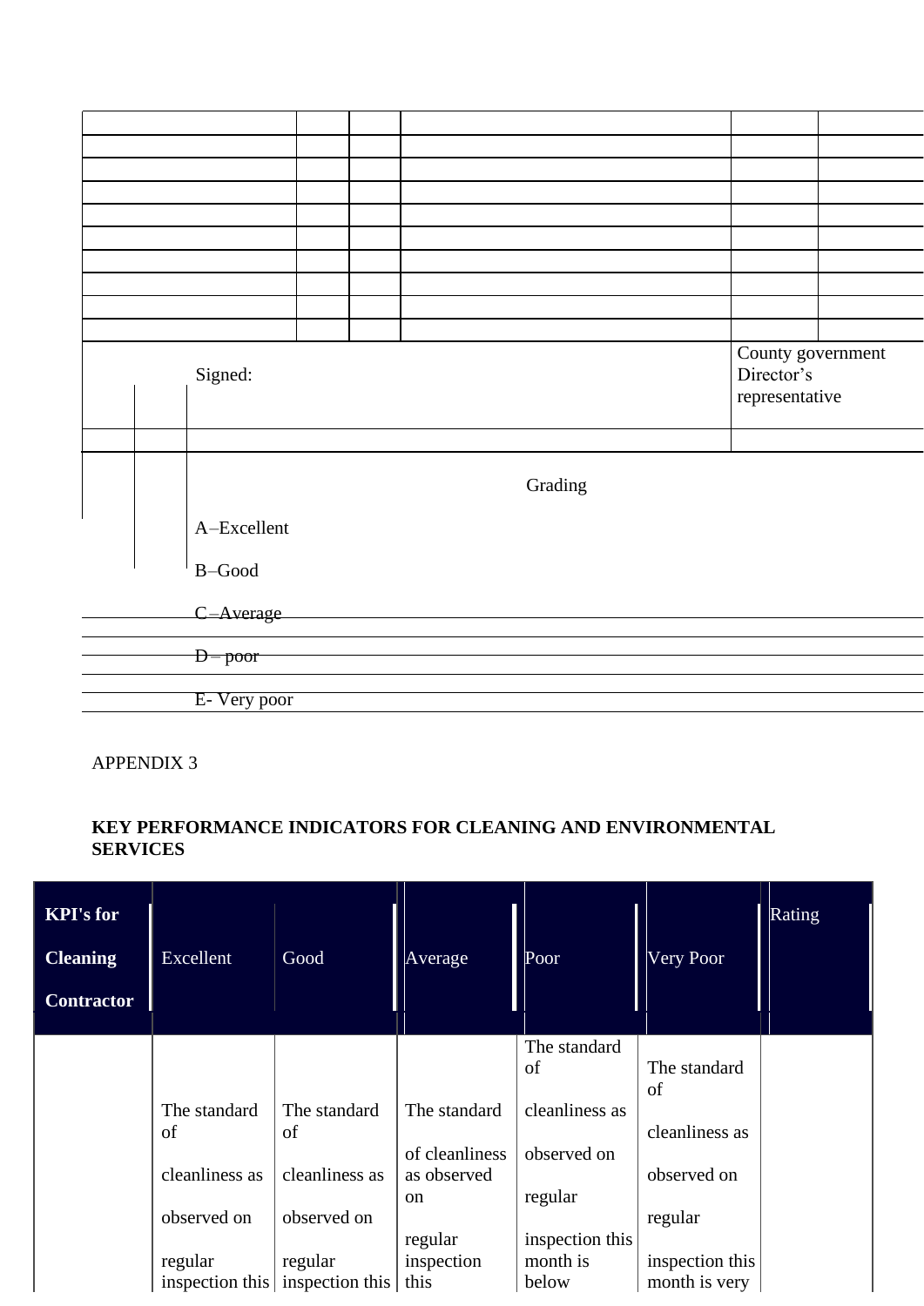| | | | | | |
|---|---|---|---|---|---|
| | | | | | |
| | | | | | |
| | | | | | |
| | | | | | |
| | | | | | |
| | | | | | |
| | | | | | |
| | | | | | |
| | | | | | |

Signed:

County government Director's representative

Grading

A–Excellent

B–Good

C–Average

D – poor

E- Very poor

APPENDIX 3

**KEY PERFORMANCE INDICATORS FOR CLEANING AND ENVIRONMENTAL SERVICES**

| **KPI's for Cleaning Contractor** | Excellent | Good | Average | Poor | Very Poor | Rating |
|---|---|---|---|---|---|---|
| | The standard of cleanliness as observed on regular inspection this | The standard of cleanliness as observed on regular inspection this | The standard of cleanliness as observed on regular inspection this | The standard of cleanliness as observed on regular inspection this month is below | The standard of cleanliness as observed on regular inspection this month is very | |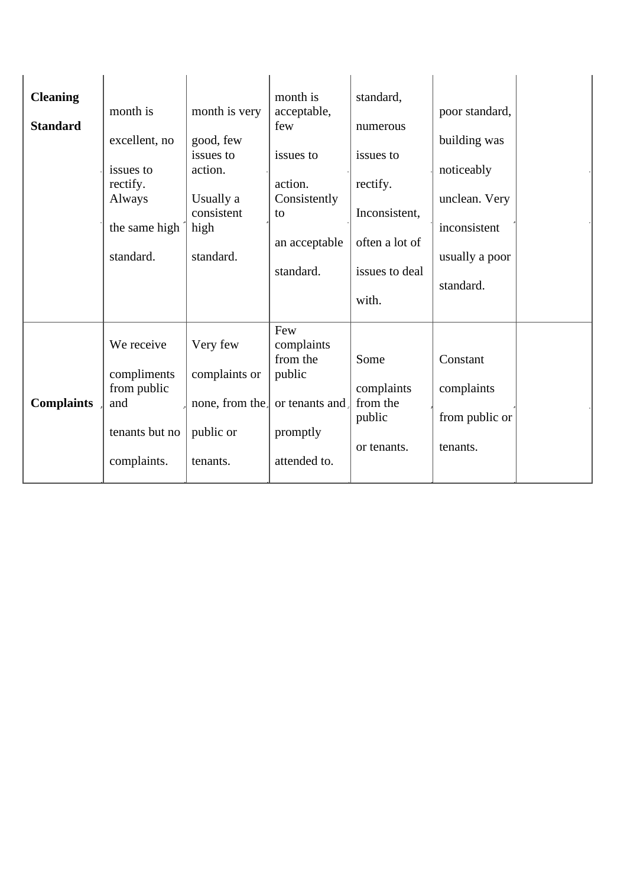| | | | | | | |
|---|---|---|---|---|---|---|
| **Cleaning Standard** | month is excellent, no issues to rectify. Always the same high standard. | month is very good, few issues to action. Usually a consistent high standard. | month is acceptable, few issues to action. Consistently to an acceptable standard. | standard, numerous issues to rectify. Inconsistent, often a lot of issues to deal with. | poor standard, building was noticeably unclean. Very inconsistent usually a poor standard. | |
| **Complaints** | We receive compliments from public and tenants but no complaints. | Very few complaints or none, from the public or tenants. | Few complaints from the public or tenants and promptly attended to. | Some complaints from the public or tenants. | Constant complaints from public or tenants. | |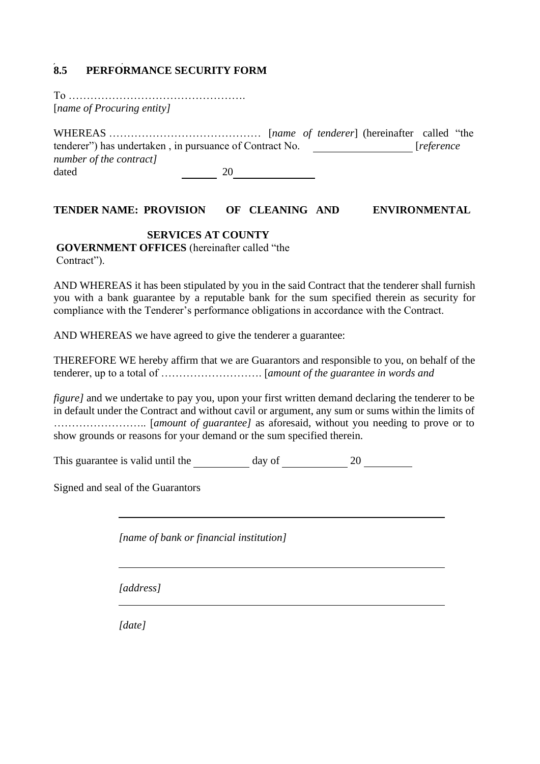## 8.5 PERFORMANCE SECURITY FORM

To ………………………………………….
[*name of Procuring entity]*

WHEREAS …………………………………… [*name of tenderer*] (hereinafter called "the tenderer") has undertaken , in pursuance of Contract No. ________________ [*reference number of the contract]*
dated ______ 20_____________

**TENDER NAME: PROVISION OF CLEANING AND ENVIRONMENTAL SERVICES AT COUNTY GOVERNMENT OFFICES** (hereinafter called "the Contract").

AND WHEREAS it has been stipulated by you in the said Contract that the tenderer shall furnish you with a bank guarantee by a reputable bank for the sum specified therein as security for compliance with the Tenderer's performance obligations in accordance with the Contract.

AND WHEREAS we have agreed to give the tenderer a guarantee:

THEREFORE WE hereby affirm that we are Guarantors and responsible to you, on behalf of the tenderer, up to a total of ………………………. [*amount of the guarantee in words and figure]* and we undertake to pay you, upon your first written demand declaring the tenderer to be in default under the Contract and without cavil or argument, any sum or sums within the limits of …………………….. [*amount of guarantee]* as aforesaid, without you needing to prove or to show grounds or reasons for your demand or the sum specified therein.

This guarantee is valid until the _________ day of ___________ 20 ________

Signed and seal of the Guarantors

_______________________________________________

*[name of bank or financial institution]*

_______________________________________________

*[address]*

_______________________________________________

*[date]*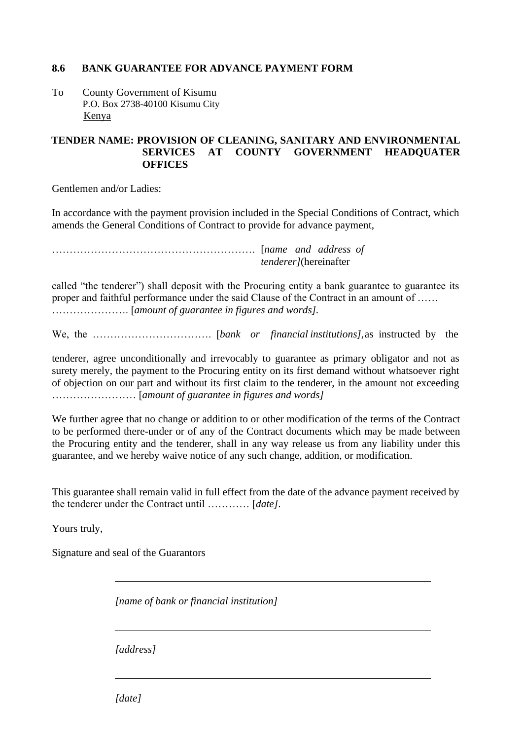## 8.6 BANK GUARANTEE FOR ADVANCE PAYMENT FORM

To County Government of Kisumu
P.O. Box 2738-40100 Kisumu City
Kenya

**TENDER NAME: PROVISION OF CLEANING, SANITARY AND ENVIRONMENTAL SERVICES AT COUNTY GOVERNMENT HEADQUATER OFFICES**

Gentlemen and/or Ladies:

In accordance with the payment provision included in the Special Conditions of Contract, which amends the General Conditions of Contract to provide for advance payment,

…………………………………………………. [*name and address of tenderer]*(hereinafter

called "the tenderer") shall deposit with the Procuring entity a bank guarantee to guarantee its proper and faithful performance under the said Clause of the Contract in an amount of …… …………………. [*amount of guarantee in figures and words]*.

We, the ……………………………. [*bank or financial institutions]*, as instructed by the

tenderer, agree unconditionally and irrevocably to guarantee as primary obligator and not as surety merely, the payment to the Procuring entity on its first demand without whatsoever right of objection on our part and without its first claim to the tenderer, in the amount not exceeding …………………… [*amount of guarantee in figures and words]*

We further agree that no change or addition to or other modification of the terms of the Contract to be performed there-under or of any of the Contract documents which may be made between the Procuring entity and the tenderer, shall in any way release us from any liability under this guarantee, and we hereby waive notice of any such change, addition, or modification.

This guarantee shall remain valid in full effect from the date of the advance payment received by the tenderer under the Contract until ………… [*date]*.

Yours truly,

Signature and seal of the Guarantors

_______________________________________________

*[name of bank or financial institution]*

_______________________________________________

*[address]*

_______________________________________________

*[date]*